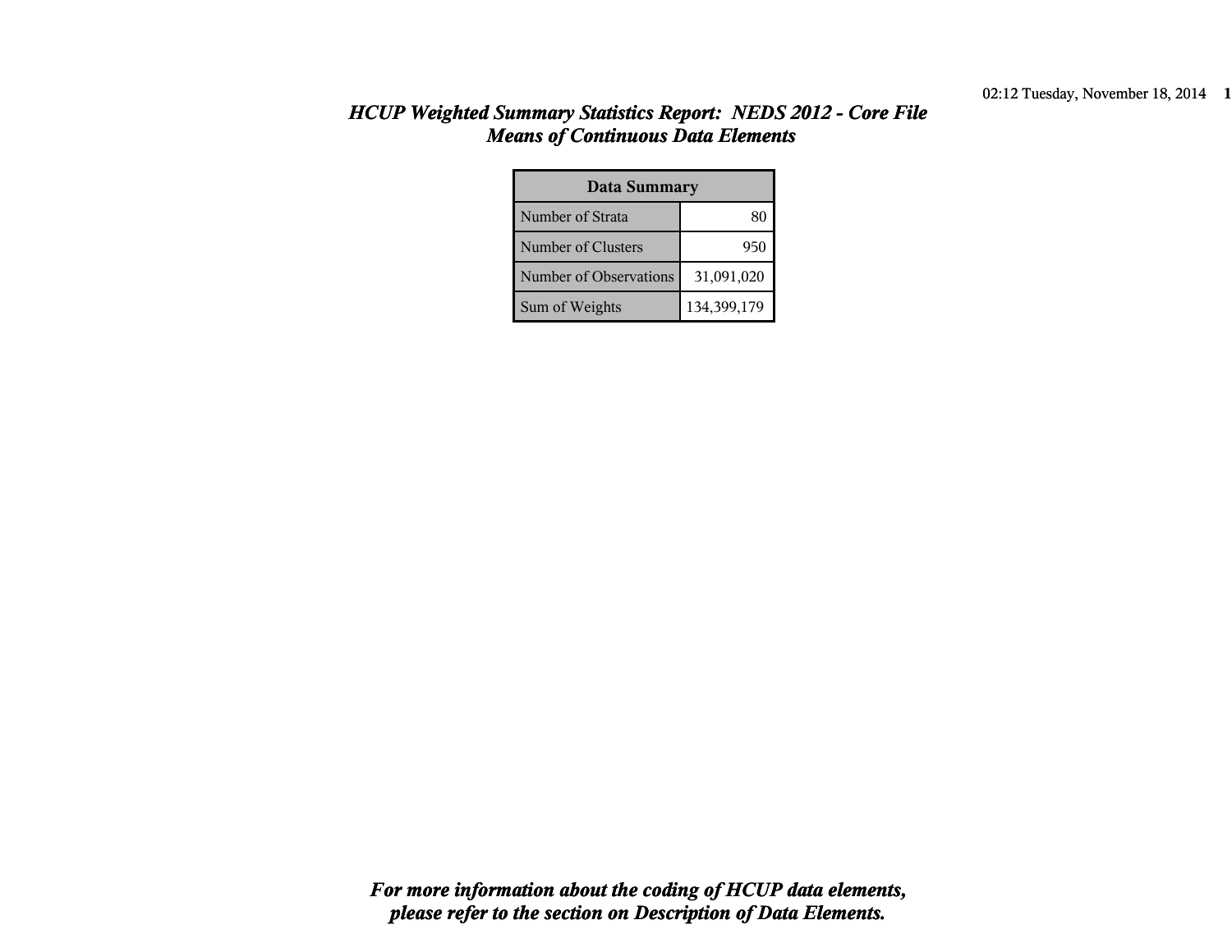# *HCUP Weighted Summary Statistics Report: NEDS 2012 - Core File*
## *Means of Continuous Data Elements*

| Data Summary | |
|---|---|
| Number of Strata | 80 |
| Number of Clusters | 950 |
| Number of Observations | 31,091,020 |
| Sum of Weights | 134,399,179 |

***For more information about the coding of HCUP data elements, please refer to the section on Description of Data Elements.***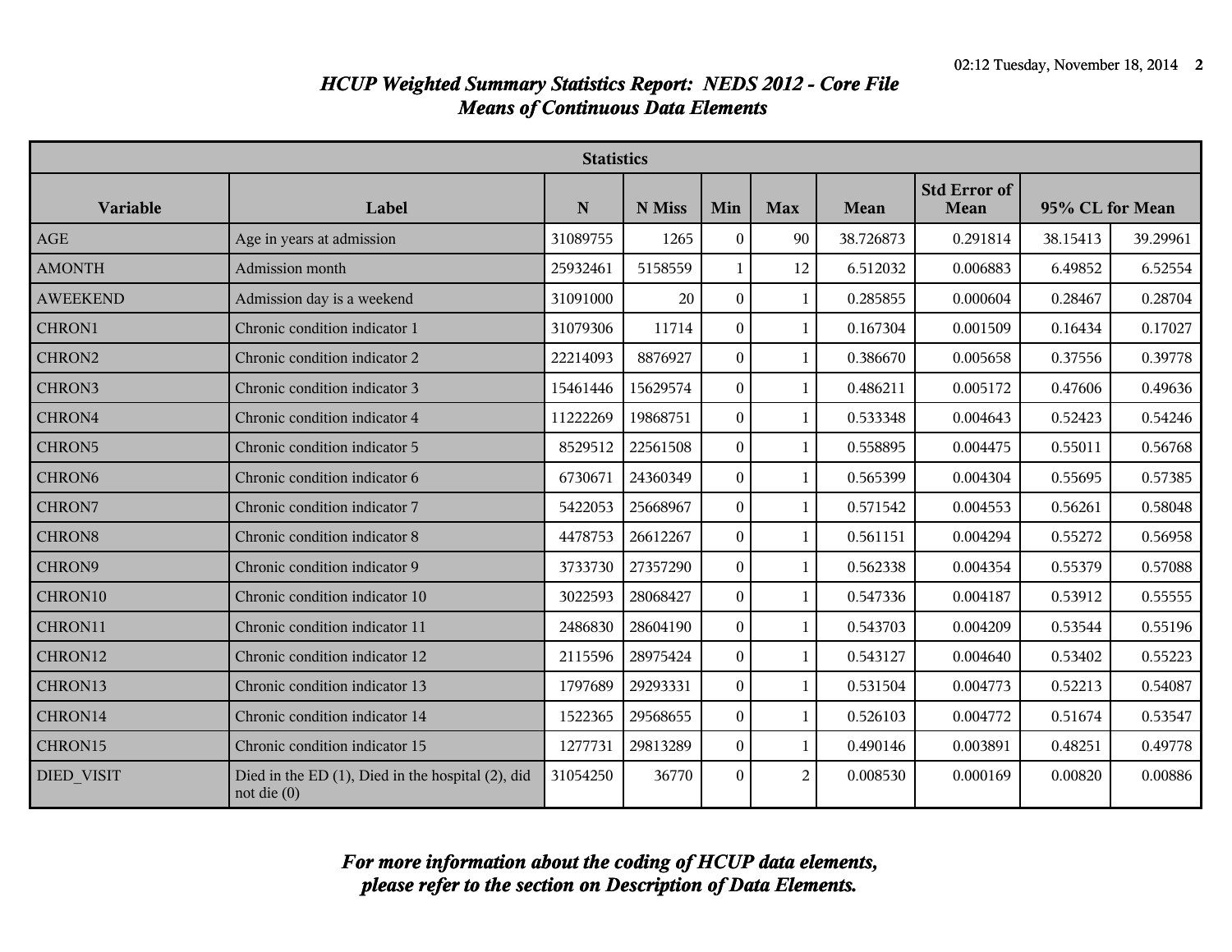# *HCUP Weighted Summary Statistics Report: NEDS 2012 - Core File*
## *Means of Continuous Data Elements*

| Statistics | | | | | | | | | |
|---|---|---|---|---|---|---|---|---|---|
| **Variable** | **Label** | **N** | **N Miss** | **Min** | **Max** | **Mean** | **Std Error of Mean** | **95% CL for Mean** | |
| AGE | Age in years at admission | 31089755 | 1265 | 0 | 90 | 38.726873 | 0.291814 | 38.15413 | 39.29961 |
| AMONTH | Admission month | 25932461 | 5158559 | 1 | 12 | 6.512032 | 0.006883 | 6.49852 | 6.52554 |
| AWEEKEND | Admission day is a weekend | 31091000 | 20 | 0 | 1 | 0.285855 | 0.000604 | 0.28467 | 0.28704 |
| CHRON1 | Chronic condition indicator 1 | 31079306 | 11714 | 0 | 1 | 0.167304 | 0.001509 | 0.16434 | 0.17027 |
| CHRON2 | Chronic condition indicator 2 | 22214093 | 8876927 | 0 | 1 | 0.386670 | 0.005658 | 0.37556 | 0.39778 |
| CHRON3 | Chronic condition indicator 3 | 15461446 | 15629574 | 0 | 1 | 0.486211 | 0.005172 | 0.47606 | 0.49636 |
| CHRON4 | Chronic condition indicator 4 | 11222269 | 19868751 | 0 | 1 | 0.533348 | 0.004643 | 0.52423 | 0.54246 |
| CHRON5 | Chronic condition indicator 5 | 8529512 | 22561508 | 0 | 1 | 0.558895 | 0.004475 | 0.55011 | 0.56768 |
| CHRON6 | Chronic condition indicator 6 | 6730671 | 24360349 | 0 | 1 | 0.565399 | 0.004304 | 0.55695 | 0.57385 |
| CHRON7 | Chronic condition indicator 7 | 5422053 | 25668967 | 0 | 1 | 0.571542 | 0.004553 | 0.56261 | 0.58048 |
| CHRON8 | Chronic condition indicator 8 | 4478753 | 26612267 | 0 | 1 | 0.561151 | 0.004294 | 0.55272 | 0.56958 |
| CHRON9 | Chronic condition indicator 9 | 3733730 | 27357290 | 0 | 1 | 0.562338 | 0.004354 | 0.55379 | 0.57088 |
| CHRON10 | Chronic condition indicator 10 | 3022593 | 28068427 | 0 | 1 | 0.547336 | 0.004187 | 0.53912 | 0.55555 |
| CHRON11 | Chronic condition indicator 11 | 2486830 | 28604190 | 0 | 1 | 0.543703 | 0.004209 | 0.53544 | 0.55196 |
| CHRON12 | Chronic condition indicator 12 | 2115596 | 28975424 | 0 | 1 | 0.543127 | 0.004640 | 0.53402 | 0.55223 |
| CHRON13 | Chronic condition indicator 13 | 1797689 | 29293331 | 0 | 1 | 0.531504 | 0.004773 | 0.52213 | 0.54087 |
| CHRON14 | Chronic condition indicator 14 | 1522365 | 29568655 | 0 | 1 | 0.526103 | 0.004772 | 0.51674 | 0.53547 |
| CHRON15 | Chronic condition indicator 15 | 1277731 | 29813289 | 0 | 1 | 0.490146 | 0.003891 | 0.48251 | 0.49778 |
| DIED_VISIT | Died in the ED (1), Died in the hospital (2), did not die (0) | 31054250 | 36770 | 0 | 2 | 0.008530 | 0.000169 | 0.00820 | 0.00886 |

***For more information about the coding of HCUP data elements, please refer to the section on Description of Data Elements.***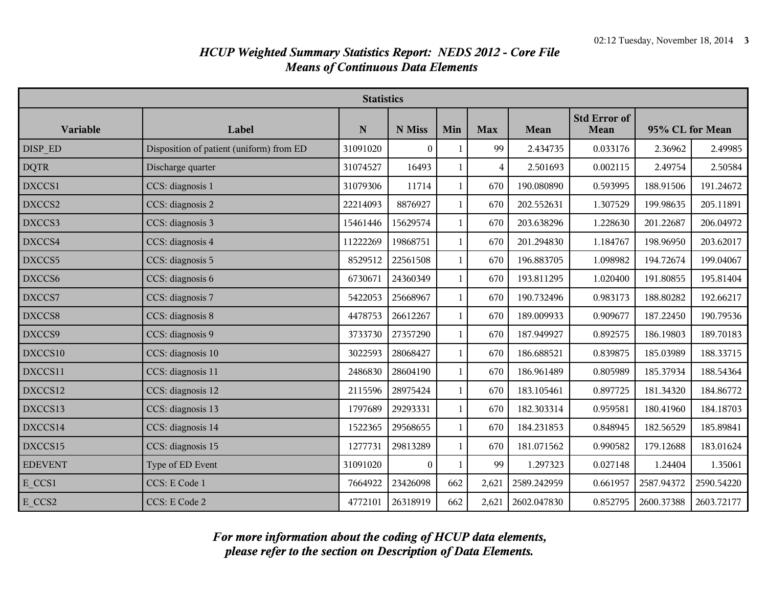## *HCUP Weighted Summary Statistics Report: NEDS 2012 - Core File*
## *Means of Continuous Data Elements*

| Statistics | | | | | | | | | |
|---|---|---|---|---|---|---|---|---|---|
| **Variable** | **Label** | **N** | **N Miss** | **Min** | **Max** | **Mean** | **Std Error of Mean** | **95% CL for Mean** | |
| DISP_ED | Disposition of patient (uniform) from ED | 31091020 | 0 | 1 | 99 | 2.434735 | 0.033176 | 2.36962 | 2.49985 |
| DQTR | Discharge quarter | 31074527 | 16493 | 1 | 4 | 2.501693 | 0.002115 | 2.49754 | 2.50584 |
| DXCCS1 | CCS: diagnosis 1 | 31079306 | 11714 | 1 | 670 | 190.080890 | 0.593995 | 188.91506 | 191.24672 |
| DXCCS2 | CCS: diagnosis 2 | 22214093 | 8876927 | 1 | 670 | 202.552631 | 1.307529 | 199.98635 | 205.11891 |
| DXCCS3 | CCS: diagnosis 3 | 15461446 | 15629574 | 1 | 670 | 203.638296 | 1.228630 | 201.22687 | 206.04972 |
| DXCCS4 | CCS: diagnosis 4 | 11222269 | 19868751 | 1 | 670 | 201.294830 | 1.184767 | 198.96950 | 203.62017 |
| DXCCS5 | CCS: diagnosis 5 | 8529512 | 22561508 | 1 | 670 | 196.883705 | 1.098982 | 194.72674 | 199.04067 |
| DXCCS6 | CCS: diagnosis 6 | 6730671 | 24360349 | 1 | 670 | 193.811295 | 1.020400 | 191.80855 | 195.81404 |
| DXCCS7 | CCS: diagnosis 7 | 5422053 | 25668967 | 1 | 670 | 190.732496 | 0.983173 | 188.80282 | 192.66217 |
| DXCCS8 | CCS: diagnosis 8 | 4478753 | 26612267 | 1 | 670 | 189.009933 | 0.909677 | 187.22450 | 190.79536 |
| DXCCS9 | CCS: diagnosis 9 | 3733730 | 27357290 | 1 | 670 | 187.949927 | 0.892575 | 186.19803 | 189.70183 |
| DXCCS10 | CCS: diagnosis 10 | 3022593 | 28068427 | 1 | 670 | 186.688521 | 0.839875 | 185.03989 | 188.33715 |
| DXCCS11 | CCS: diagnosis 11 | 2486830 | 28604190 | 1 | 670 | 186.961489 | 0.805989 | 185.37934 | 188.54364 |
| DXCCS12 | CCS: diagnosis 12 | 2115596 | 28975424 | 1 | 670 | 183.105461 | 0.897725 | 181.34320 | 184.86772 |
| DXCCS13 | CCS: diagnosis 13 | 1797689 | 29293331 | 1 | 670 | 182.303314 | 0.959581 | 180.41960 | 184.18703 |
| DXCCS14 | CCS: diagnosis 14 | 1522365 | 29568655 | 1 | 670 | 184.231853 | 0.848945 | 182.56529 | 185.89841 |
| DXCCS15 | CCS: diagnosis 15 | 1277731 | 29813289 | 1 | 670 | 181.071562 | 0.990582 | 179.12688 | 183.01624 |
| EDEVENT | Type of ED Event | 31091020 | 0 | 1 | 99 | 1.297323 | 0.027148 | 1.24404 | 1.35061 |
| E_CCS1 | CCS: E Code 1 | 7664922 | 23426098 | 662 | 2,621 | 2589.242959 | 0.661957 | 2587.94372 | 2590.54220 |
| E_CCS2 | CCS: E Code 2 | 4772101 | 26318919 | 662 | 2,621 | 2602.047830 | 0.852795 | 2600.37388 | 2603.72177 |

***For more information about the coding of HCUP data elements, please refer to the section on Description of Data Elements.***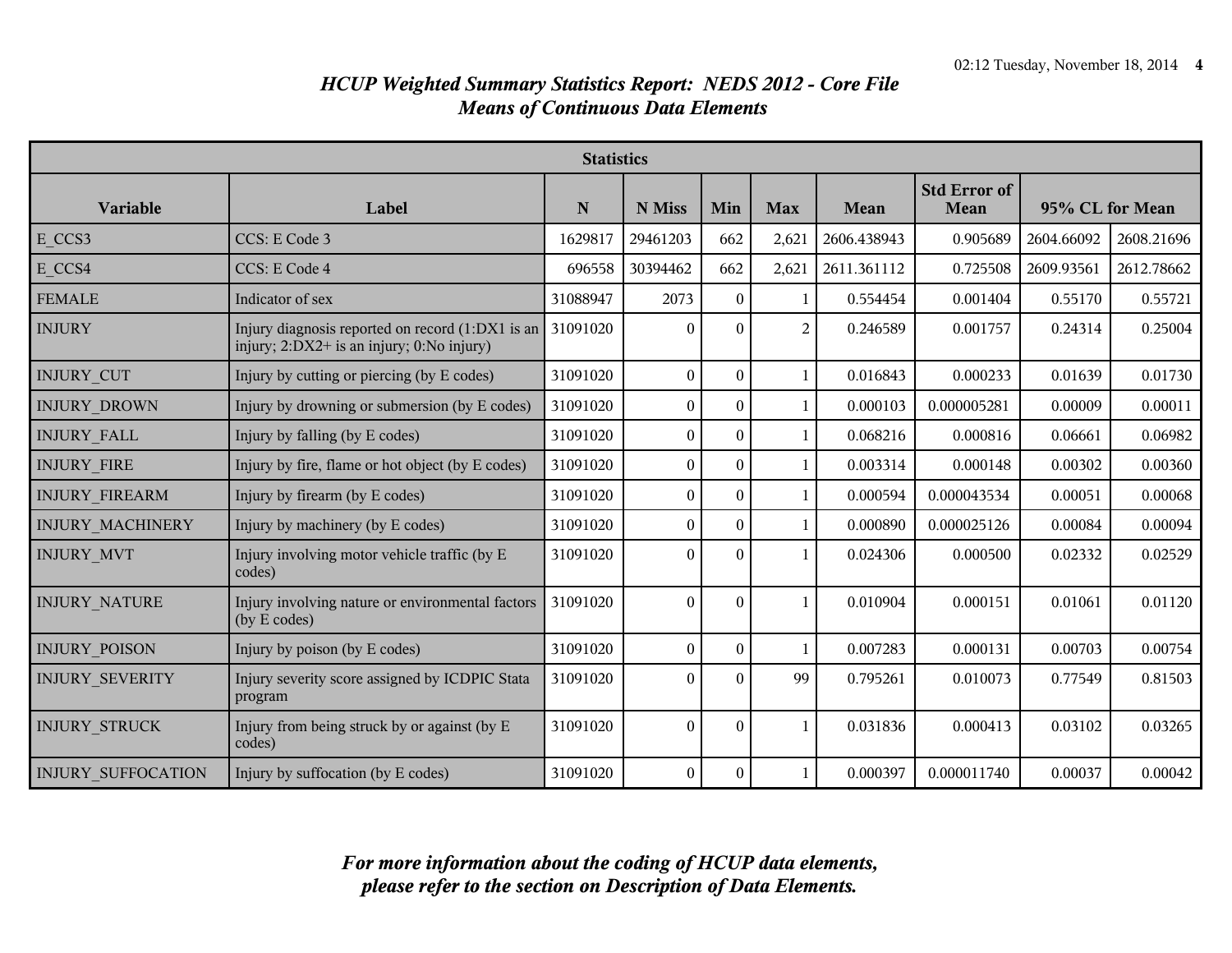# *HCUP Weighted Summary Statistics Report: NEDS 2012 - Core File*
## *Means of Continuous Data Elements*

| Statistics | | | | | | | | | |
|---|---|---|---|---|---|---|---|---|---|
| **Variable** | **Label** | **N** | **N Miss** | **Min** | **Max** | **Mean** | **Std Error of Mean** | **95% CL for Mean** | |
| E_CCS3 | CCS: E Code 3 | 1629817 | 29461203 | 662 | 2,621 | 2606.438943 | 0.905689 | 2604.66092 | 2608.21696 |
| E_CCS4 | CCS: E Code 4 | 696558 | 30394462 | 662 | 2,621 | 2611.361112 | 0.725508 | 2609.93561 | 2612.78662 |
| FEMALE | Indicator of sex | 31088947 | 2073 | 0 | 1 | 0.554454 | 0.001404 | 0.55170 | 0.55721 |
| INJURY | Injury diagnosis reported on record (1:DX1 is an injury; 2:DX2+ is an injury; 0:No injury) | 31091020 | 0 | 0 | 2 | 0.246589 | 0.001757 | 0.24314 | 0.25004 |
| INJURY_CUT | Injury by cutting or piercing (by E codes) | 31091020 | 0 | 0 | 1 | 0.016843 | 0.000233 | 0.01639 | 0.01730 |
| INJURY_DROWN | Injury by drowning or submersion (by E codes) | 31091020 | 0 | 0 | 1 | 0.000103 | 0.000005281 | 0.00009 | 0.00011 |
| INJURY_FALL | Injury by falling (by E codes) | 31091020 | 0 | 0 | 1 | 0.068216 | 0.000816 | 0.06661 | 0.06982 |
| INJURY_FIRE | Injury by fire, flame or hot object (by E codes) | 31091020 | 0 | 0 | 1 | 0.003314 | 0.000148 | 0.00302 | 0.00360 |
| INJURY_FIREARM | Injury by firearm (by E codes) | 31091020 | 0 | 0 | 1 | 0.000594 | 0.000043534 | 0.00051 | 0.00068 |
| INJURY_MACHINERY | Injury by machinery (by E codes) | 31091020 | 0 | 0 | 1 | 0.000890 | 0.000025126 | 0.00084 | 0.00094 |
| INJURY_MVT | Injury involving motor vehicle traffic (by E codes) | 31091020 | 0 | 0 | 1 | 0.024306 | 0.000500 | 0.02332 | 0.02529 |
| INJURY_NATURE | Injury involving nature or environmental factors (by E codes) | 31091020 | 0 | 0 | 1 | 0.010904 | 0.000151 | 0.01061 | 0.01120 |
| INJURY_POISON | Injury by poison (by E codes) | 31091020 | 0 | 0 | 1 | 0.007283 | 0.000131 | 0.00703 | 0.00754 |
| INJURY_SEVERITY | Injury severity score assigned by ICDPIC Stata program | 31091020 | 0 | 0 | 99 | 0.795261 | 0.010073 | 0.77549 | 0.81503 |
| INJURY_STRUCK | Injury from being struck by or against (by E codes) | 31091020 | 0 | 0 | 1 | 0.031836 | 0.000413 | 0.03102 | 0.03265 |
| INJURY_SUFFOCATION | Injury by suffocation (by E codes) | 31091020 | 0 | 0 | 1 | 0.000397 | 0.000011740 | 0.00037 | 0.00042 |

*For more information about the coding of HCUP data elements, please refer to the section on Description of Data Elements.*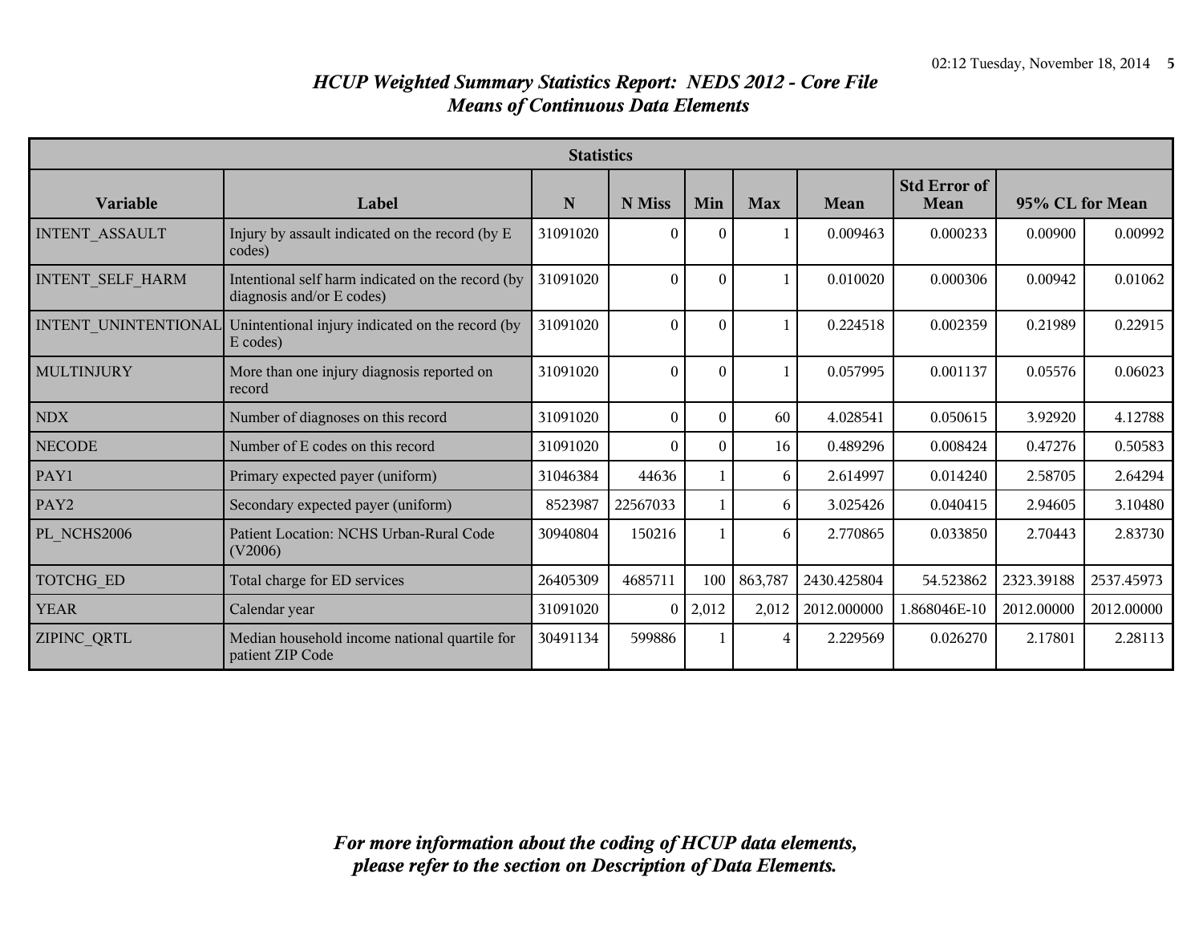# *HCUP Weighted Summary Statistics Report: NEDS 2012 - Core File*
## *Means of Continuous Data Elements*

| Statistics | | | | | | | | | |
|---|---|---|---|---|---|---|---|---|---|
| **Variable** | **Label** | **N** | **N Miss** | **Min** | **Max** | **Mean** | **Std Error of Mean** | **95% CL for Mean** | |
| INTENT_ASSAULT | Injury by assault indicated on the record (by E codes) | 31091020 | 0 | 0 | 1 | 0.009463 | 0.000233 | 0.00900 | 0.00992 |
| INTENT_SELF_HARM | Intentional self harm indicated on the record (by diagnosis and/or E codes) | 31091020 | 0 | 0 | 1 | 0.010020 | 0.000306 | 0.00942 | 0.01062 |
| INTENT_UNINTENTIONAL | Unintentional injury indicated on the record (by E codes) | 31091020 | 0 | 0 | 1 | 0.224518 | 0.002359 | 0.21989 | 0.22915 |
| MULTINJURY | More than one injury diagnosis reported on record | 31091020 | 0 | 0 | 1 | 0.057995 | 0.001137 | 0.05576 | 0.06023 |
| NDX | Number of diagnoses on this record | 31091020 | 0 | 0 | 60 | 4.028541 | 0.050615 | 3.92920 | 4.12788 |
| NECODE | Number of E codes on this record | 31091020 | 0 | 0 | 16 | 0.489296 | 0.008424 | 0.47276 | 0.50583 |
| PAY1 | Primary expected payer (uniform) | 31046384 | 44636 | 1 | 6 | 2.614997 | 0.014240 | 2.58705 | 2.64294 |
| PAY2 | Secondary expected payer (uniform) | 8523987 | 22567033 | 1 | 6 | 3.025426 | 0.040415 | 2.94605 | 3.10480 |
| PL_NCHS2006 | Patient Location: NCHS Urban-Rural Code (V2006) | 30940804 | 150216 | 1 | 6 | 2.770865 | 0.033850 | 2.70443 | 2.83730 |
| TOTCHG_ED | Total charge for ED services | 26405309 | 4685711 | 100 | 863,787 | 2430.425804 | 54.523862 | 2323.39188 | 2537.45973 |
| YEAR | Calendar year | 31091020 | 0 | 2,012 | 2,012 | 2012.000000 | 1.868046E-10 | 2012.00000 | 2012.00000 |
| ZIPINC_QRTL | Median household income national quartile for patient ZIP Code | 30491134 | 599886 | 1 | 4 | 2.229569 | 0.026270 | 2.17801 | 2.28113 |

***For more information about the coding of HCUP data elements, please refer to the section on Description of Data Elements.***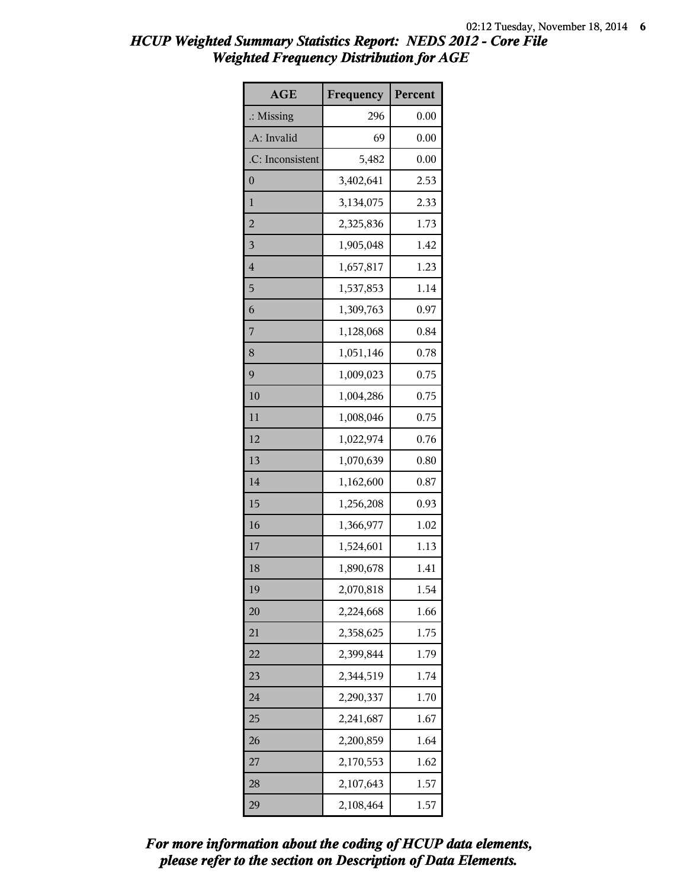# HCUP Weighted Summary Statistics Report: NEDS 2012 - Core File
## Weighted Frequency Distribution for AGE

| AGE | Frequency | Percent |
|---|---|---|
| .: Missing | 296 | 0.00 |
| .A: Invalid | 69 | 0.00 |
| .C: Inconsistent | 5,482 | 0.00 |
| 0 | 3,402,641 | 2.53 |
| 1 | 3,134,075 | 2.33 |
| 2 | 2,325,836 | 1.73 |
| 3 | 1,905,048 | 1.42 |
| 4 | 1,657,817 | 1.23 |
| 5 | 1,537,853 | 1.14 |
| 6 | 1,309,763 | 0.97 |
| 7 | 1,128,068 | 0.84 |
| 8 | 1,051,146 | 0.78 |
| 9 | 1,009,023 | 0.75 |
| 10 | 1,004,286 | 0.75 |
| 11 | 1,008,046 | 0.75 |
| 12 | 1,022,974 | 0.76 |
| 13 | 1,070,639 | 0.80 |
| 14 | 1,162,600 | 0.87 |
| 15 | 1,256,208 | 0.93 |
| 16 | 1,366,977 | 1.02 |
| 17 | 1,524,601 | 1.13 |
| 18 | 1,890,678 | 1.41 |
| 19 | 2,070,818 | 1.54 |
| 20 | 2,224,668 | 1.66 |
| 21 | 2,358,625 | 1.75 |
| 22 | 2,399,844 | 1.79 |
| 23 | 2,344,519 | 1.74 |
| 24 | 2,290,337 | 1.70 |
| 25 | 2,241,687 | 1.67 |
| 26 | 2,200,859 | 1.64 |
| 27 | 2,170,553 | 1.62 |
| 28 | 2,107,643 | 1.57 |
| 29 | 2,108,464 | 1.57 |

*For more information about the coding of HCUP data elements, please refer to the section on Description of Data Elements.*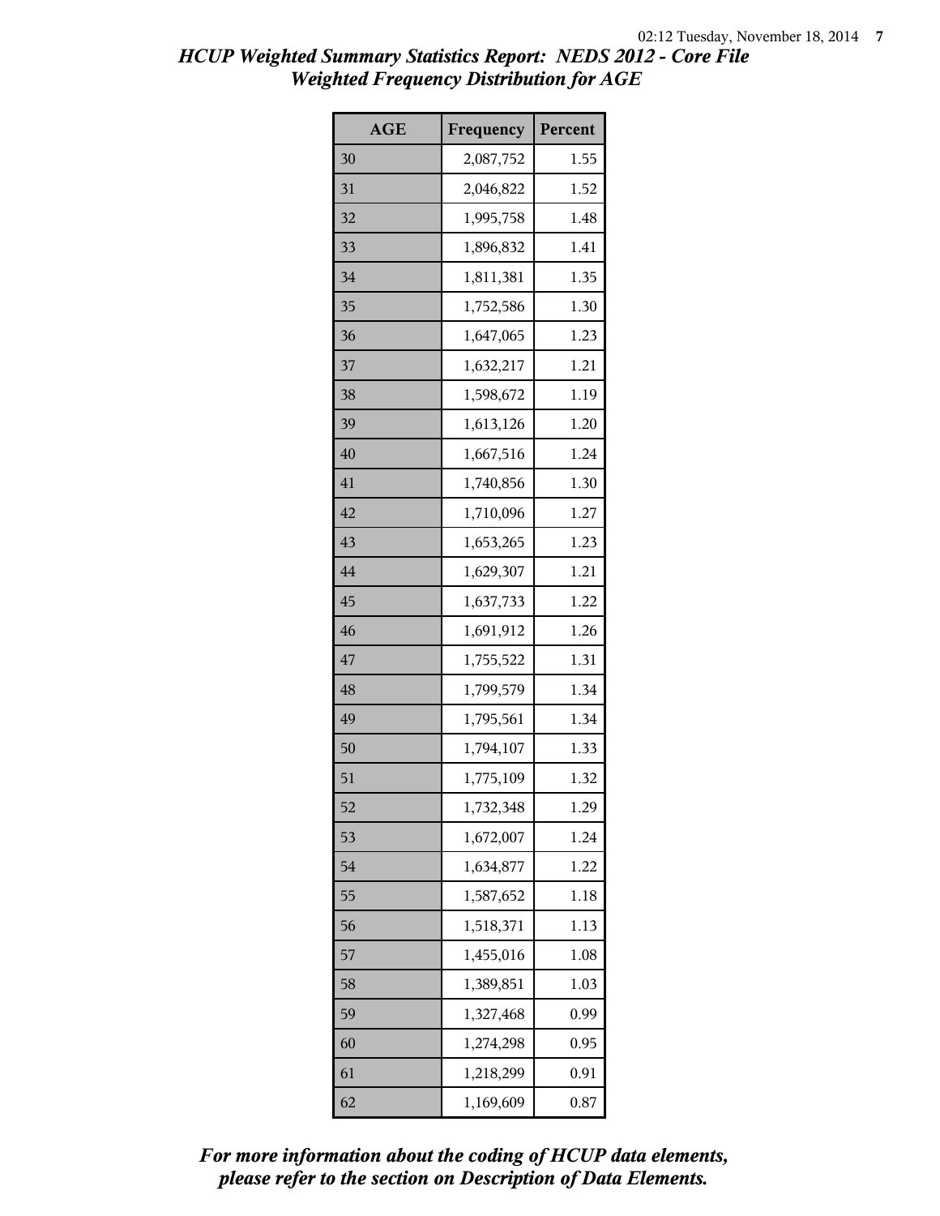## HCUP Weighted Summary Statistics Report: NEDS 2012 - Core File
## Weighted Frequency Distribution for AGE

| AGE | Frequency | Percent |
|---|---|---|
| 30 | 2,087,752 | 1.55 |
| 31 | 2,046,822 | 1.52 |
| 32 | 1,995,758 | 1.48 |
| 33 | 1,896,832 | 1.41 |
| 34 | 1,811,381 | 1.35 |
| 35 | 1,752,586 | 1.30 |
| 36 | 1,647,065 | 1.23 |
| 37 | 1,632,217 | 1.21 |
| 38 | 1,598,672 | 1.19 |
| 39 | 1,613,126 | 1.20 |
| 40 | 1,667,516 | 1.24 |
| 41 | 1,740,856 | 1.30 |
| 42 | 1,710,096 | 1.27 |
| 43 | 1,653,265 | 1.23 |
| 44 | 1,629,307 | 1.21 |
| 45 | 1,637,733 | 1.22 |
| 46 | 1,691,912 | 1.26 |
| 47 | 1,755,522 | 1.31 |
| 48 | 1,799,579 | 1.34 |
| 49 | 1,795,561 | 1.34 |
| 50 | 1,794,107 | 1.33 |
| 51 | 1,775,109 | 1.32 |
| 52 | 1,732,348 | 1.29 |
| 53 | 1,672,007 | 1.24 |
| 54 | 1,634,877 | 1.22 |
| 55 | 1,587,652 | 1.18 |
| 56 | 1,518,371 | 1.13 |
| 57 | 1,455,016 | 1.08 |
| 58 | 1,389,851 | 1.03 |
| 59 | 1,327,468 | 0.99 |
| 60 | 1,274,298 | 0.95 |
| 61 | 1,218,299 | 0.91 |
| 62 | 1,169,609 | 0.87 |

*For more information about the coding of HCUP data elements, please refer to the section on Description of Data Elements.*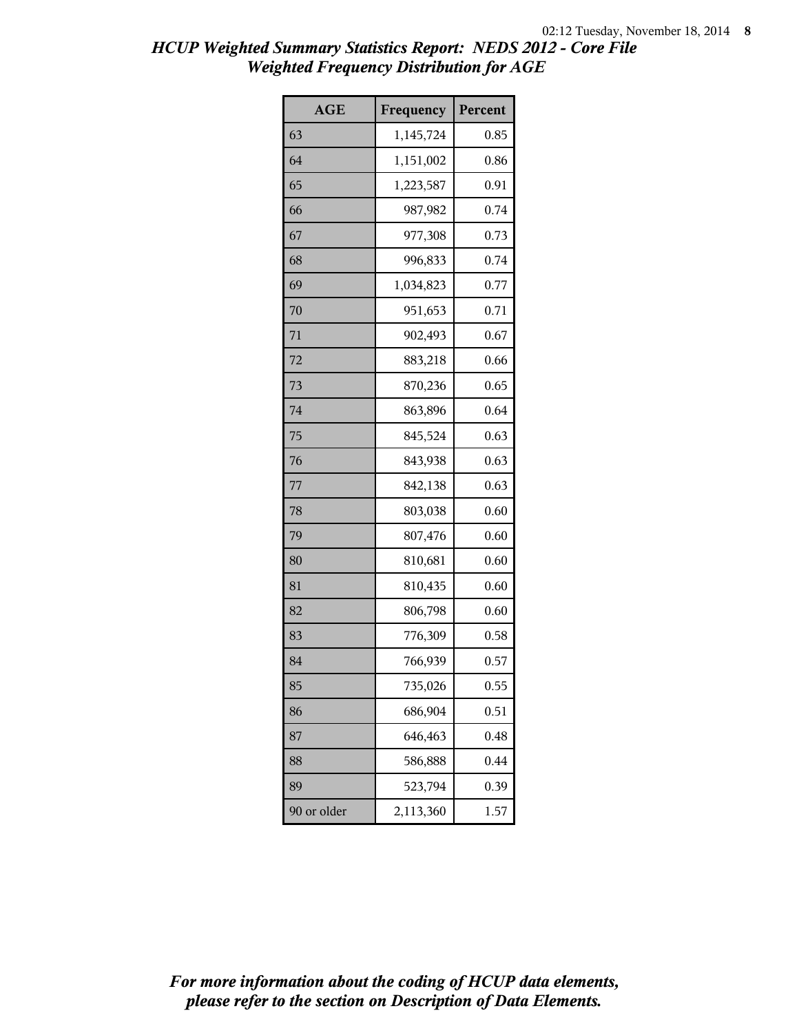# HCUP Weighted Summary Statistics Report: NEDS 2012 - Core File
## Weighted Frequency Distribution for AGE

| AGE | Frequency | Percent |
|---|---|---|
| 63 | 1,145,724 | 0.85 |
| 64 | 1,151,002 | 0.86 |
| 65 | 1,223,587 | 0.91 |
| 66 | 987,982 | 0.74 |
| 67 | 977,308 | 0.73 |
| 68 | 996,833 | 0.74 |
| 69 | 1,034,823 | 0.77 |
| 70 | 951,653 | 0.71 |
| 71 | 902,493 | 0.67 |
| 72 | 883,218 | 0.66 |
| 73 | 870,236 | 0.65 |
| 74 | 863,896 | 0.64 |
| 75 | 845,524 | 0.63 |
| 76 | 843,938 | 0.63 |
| 77 | 842,138 | 0.63 |
| 78 | 803,038 | 0.60 |
| 79 | 807,476 | 0.60 |
| 80 | 810,681 | 0.60 |
| 81 | 810,435 | 0.60 |
| 82 | 806,798 | 0.60 |
| 83 | 776,309 | 0.58 |
| 84 | 766,939 | 0.57 |
| 85 | 735,026 | 0.55 |
| 86 | 686,904 | 0.51 |
| 87 | 646,463 | 0.48 |
| 88 | 586,888 | 0.44 |
| 89 | 523,794 | 0.39 |
| 90 or older | 2,113,360 | 1.57 |

*For more information about the coding of HCUP data elements, please refer to the section on Description of Data Elements.*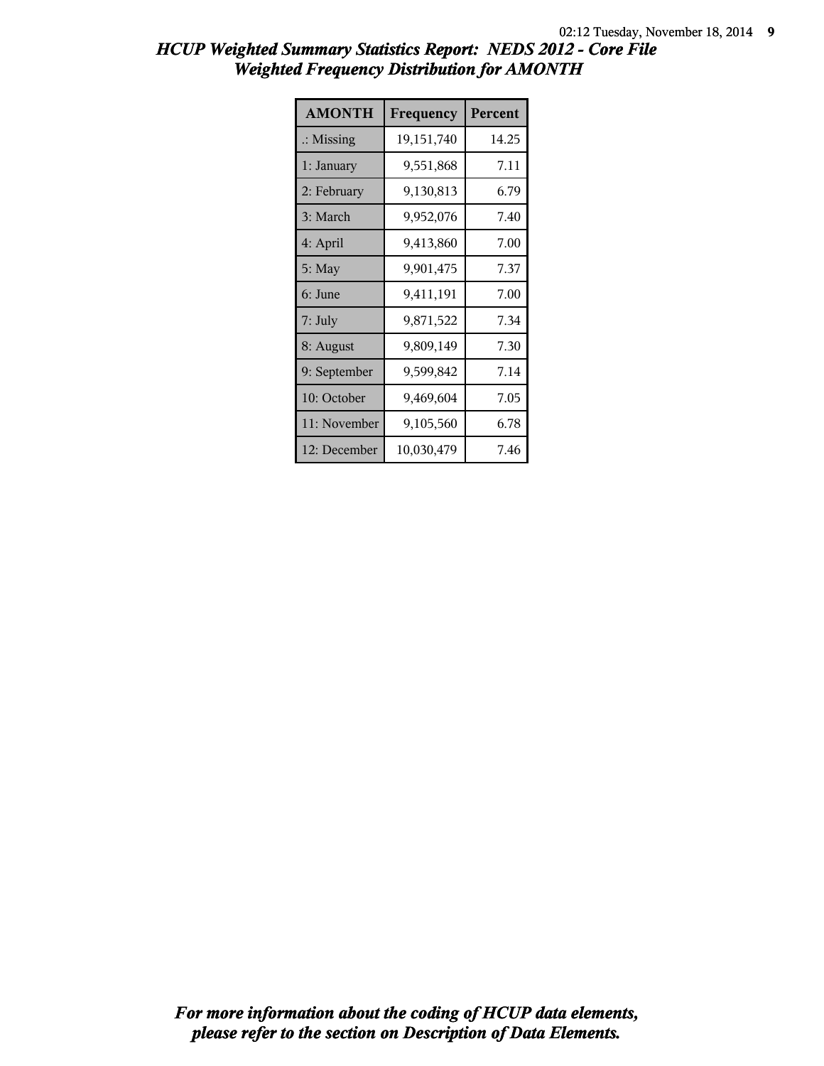# HCUP Weighted Summary Statistics Report: NEDS 2012 - Core File
## Weighted Frequency Distribution for AMONTH

| AMONTH | Frequency | Percent |
|---|---|---|
| .: Missing | 19,151,740 | 14.25 |
| 1: January | 9,551,868 | 7.11 |
| 2: February | 9,130,813 | 6.79 |
| 3: March | 9,952,076 | 7.40 |
| 4: April | 9,413,860 | 7.00 |
| 5: May | 9,901,475 | 7.37 |
| 6: June | 9,411,191 | 7.00 |
| 7: July | 9,871,522 | 7.34 |
| 8: August | 9,809,149 | 7.30 |
| 9: September | 9,599,842 | 7.14 |
| 10: October | 9,469,604 | 7.05 |
| 11: November | 9,105,560 | 6.78 |
| 12: December | 10,030,479 | 7.46 |

***For more information about the coding of HCUP data elements, please refer to the section on Description of Data Elements.***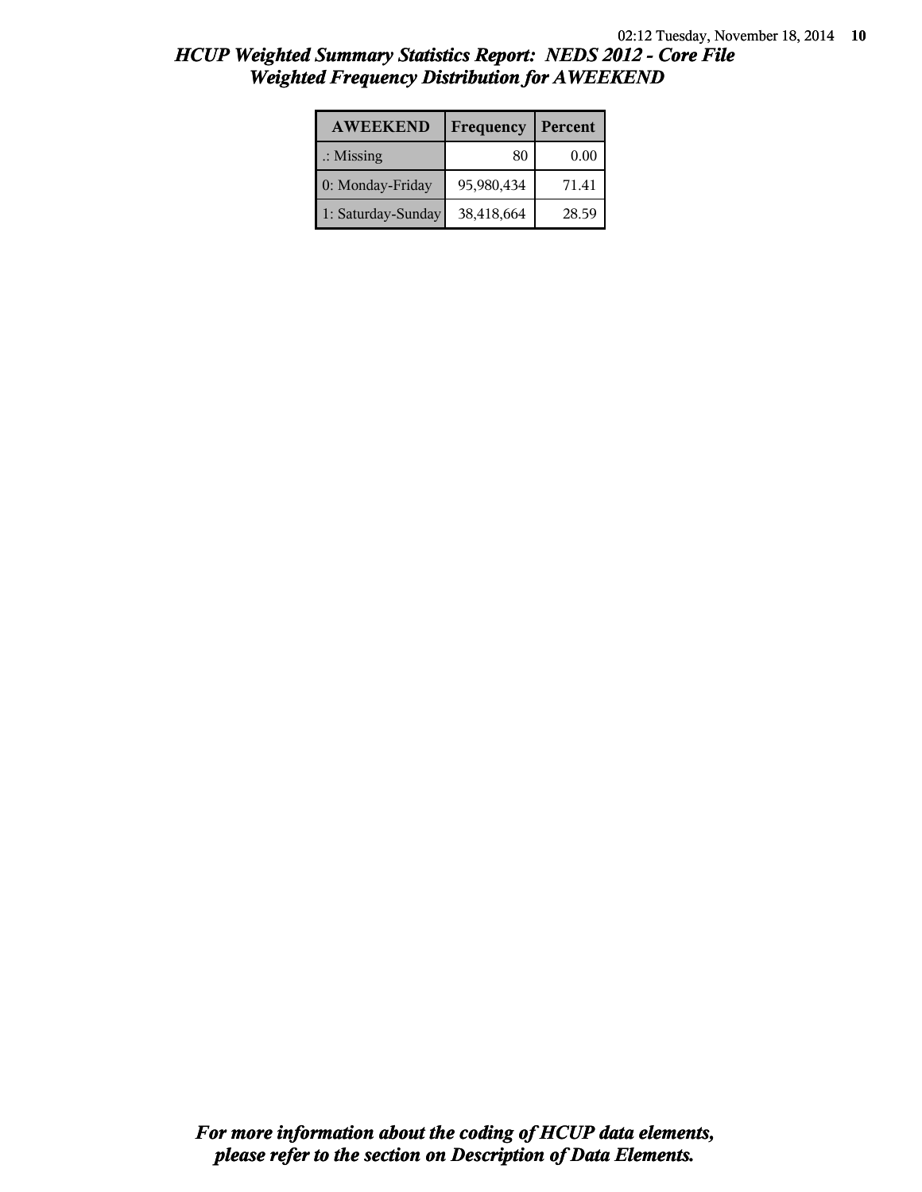# HCUP Weighted Summary Statistics Report: NEDS 2012 - Core File
## Weighted Frequency Distribution for AWEEKEND

| AWEEKEND | Frequency | Percent |
|---|---|---|
| .: Missing | 80 | 0.00 |
| 0: Monday-Friday | 95,980,434 | 71.41 |
| 1: Saturday-Sunday | 38,418,664 | 28.59 |

***For more information about the coding of HCUP data elements, please refer to the section on Description of Data Elements.***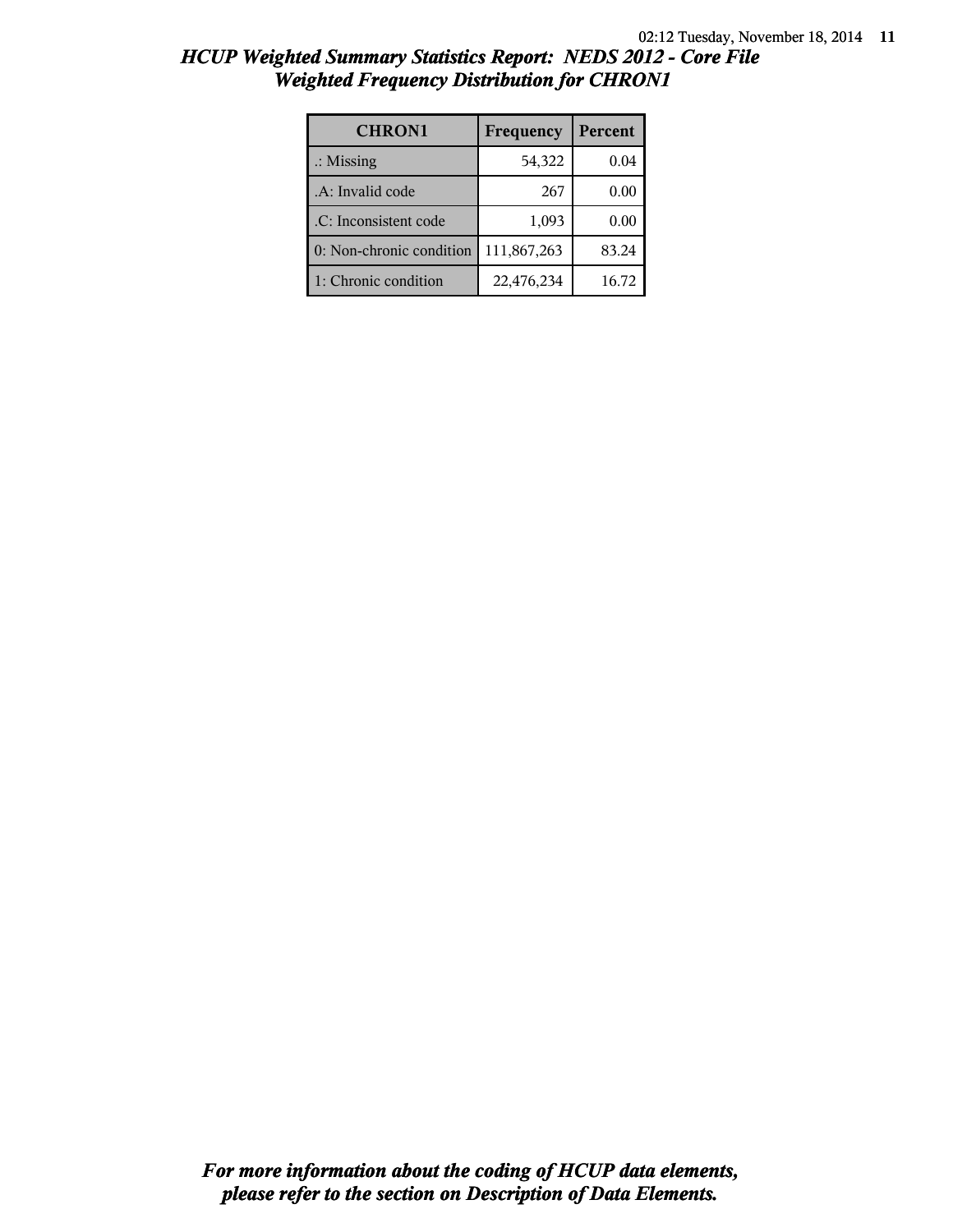## *HCUP Weighted Summary Statistics Report: NEDS 2012 - Core File*
## *Weighted Frequency Distribution for CHRON1*

| CHRON1 | Frequency | Percent |
|---|---|---|
| .: Missing | 54,322 | 0.04 |
| .A: Invalid code | 267 | 0.00 |
| .C: Inconsistent code | 1,093 | 0.00 |
| 0: Non-chronic condition | 111,867,263 | 83.24 |
| 1: Chronic condition | 22,476,234 | 16.72 |

***For more information about the coding of HCUP data elements, please refer to the section on Description of Data Elements.***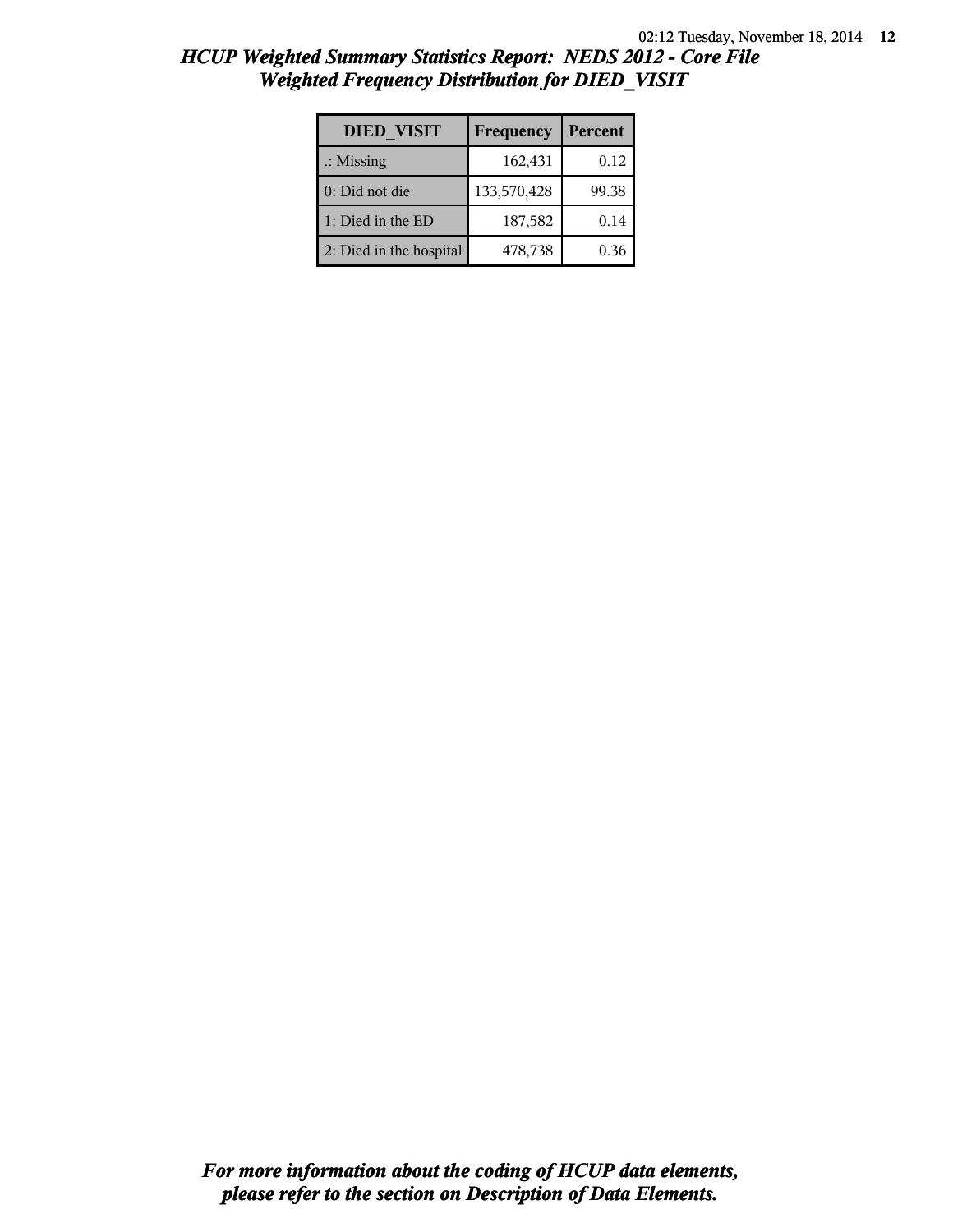# HCUP Weighted Summary Statistics Report: NEDS 2012 - Core File
## Weighted Frequency Distribution for DIED_VISIT

| DIED_VISIT | Frequency | Percent |
|---|---|---|
| .: Missing | 162,431 | 0.12 |
| 0: Did not die | 133,570,428 | 99.38 |
| 1: Died in the ED | 187,582 | 0.14 |
| 2: Died in the hospital | 478,738 | 0.36 |

***For more information about the coding of HCUP data elements, please refer to the section on Description of Data Elements.***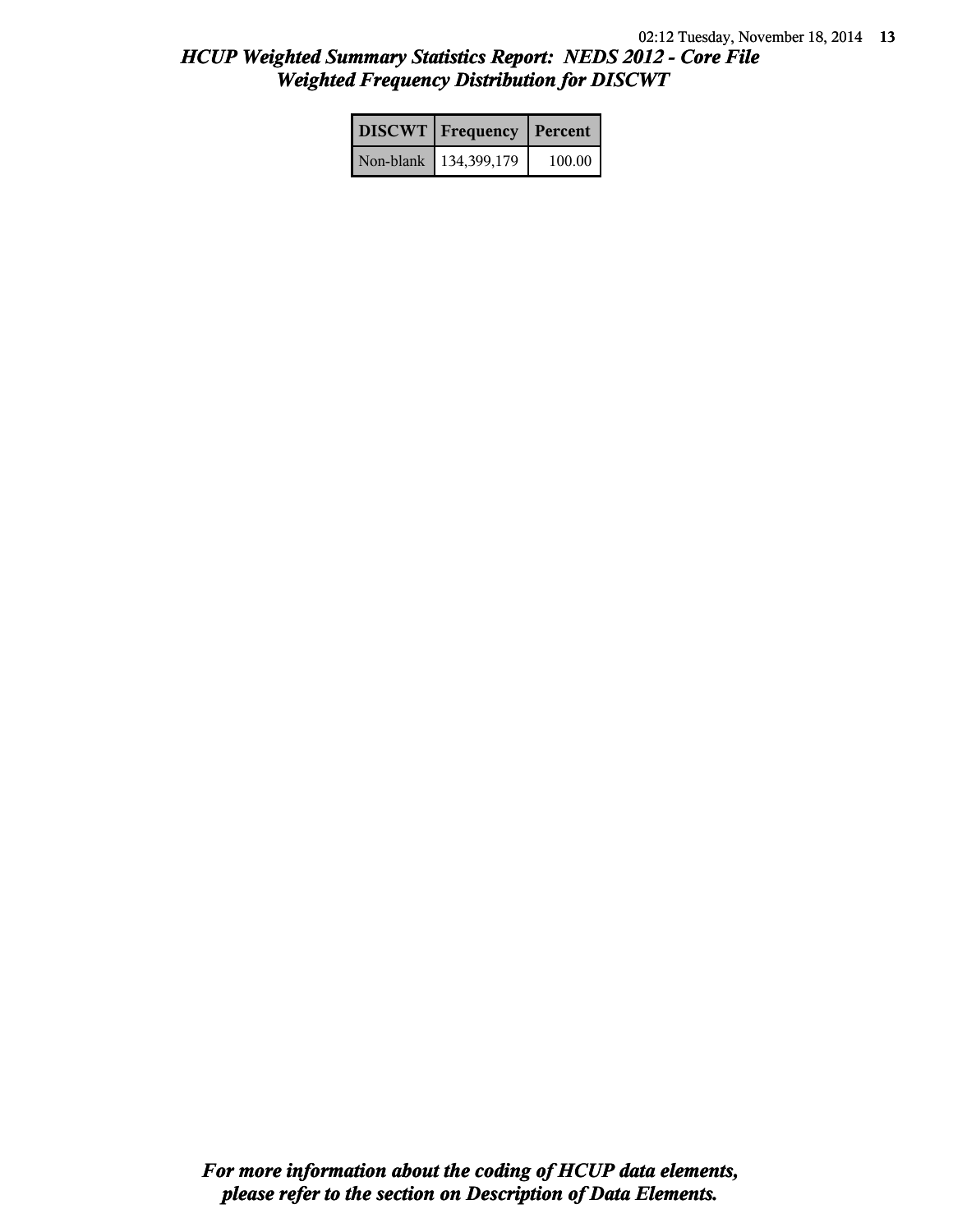# *HCUP Weighted Summary Statistics Report: NEDS 2012 - Core File*
## *Weighted Frequency Distribution for DISCWT*

| DISCWT | Frequency | Percent |
|---|---|---|
| Non-blank | 134,399,179 | 100.00 |

***For more information about the coding of HCUP data elements, please refer to the section on Description of Data Elements.***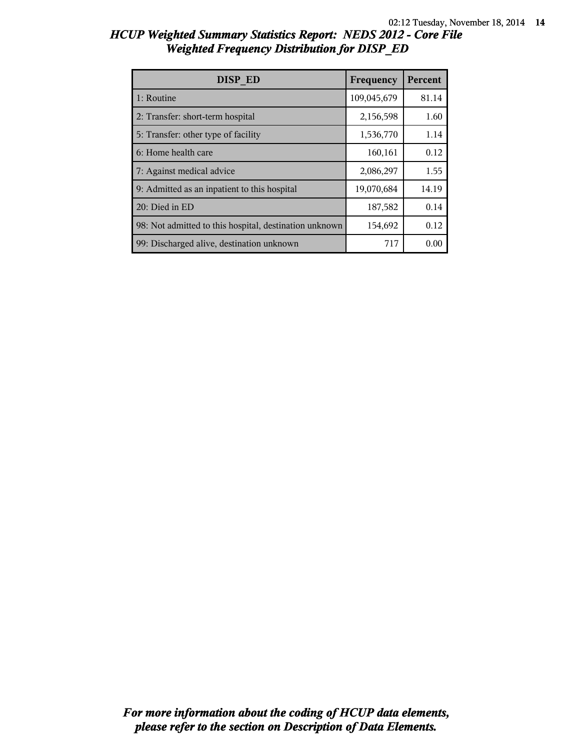# HCUP Weighted Summary Statistics Report: NEDS 2012 - Core File
## Weighted Frequency Distribution for DISP_ED

| DISP_ED | Frequency | Percent |
|---|---|---|
| 1: Routine | 109,045,679 | 81.14 |
| 2: Transfer: short-term hospital | 2,156,598 | 1.60 |
| 5: Transfer: other type of facility | 1,536,770 | 1.14 |
| 6: Home health care | 160,161 | 0.12 |
| 7: Against medical advice | 2,086,297 | 1.55 |
| 9: Admitted as an inpatient to this hospital | 19,070,684 | 14.19 |
| 20: Died in ED | 187,582 | 0.14 |
| 98: Not admitted to this hospital, destination unknown | 154,692 | 0.12 |
| 99: Discharged alive, destination unknown | 717 | 0.00 |

*For more information about the coding of HCUP data elements, please refer to the section on Description of Data Elements.*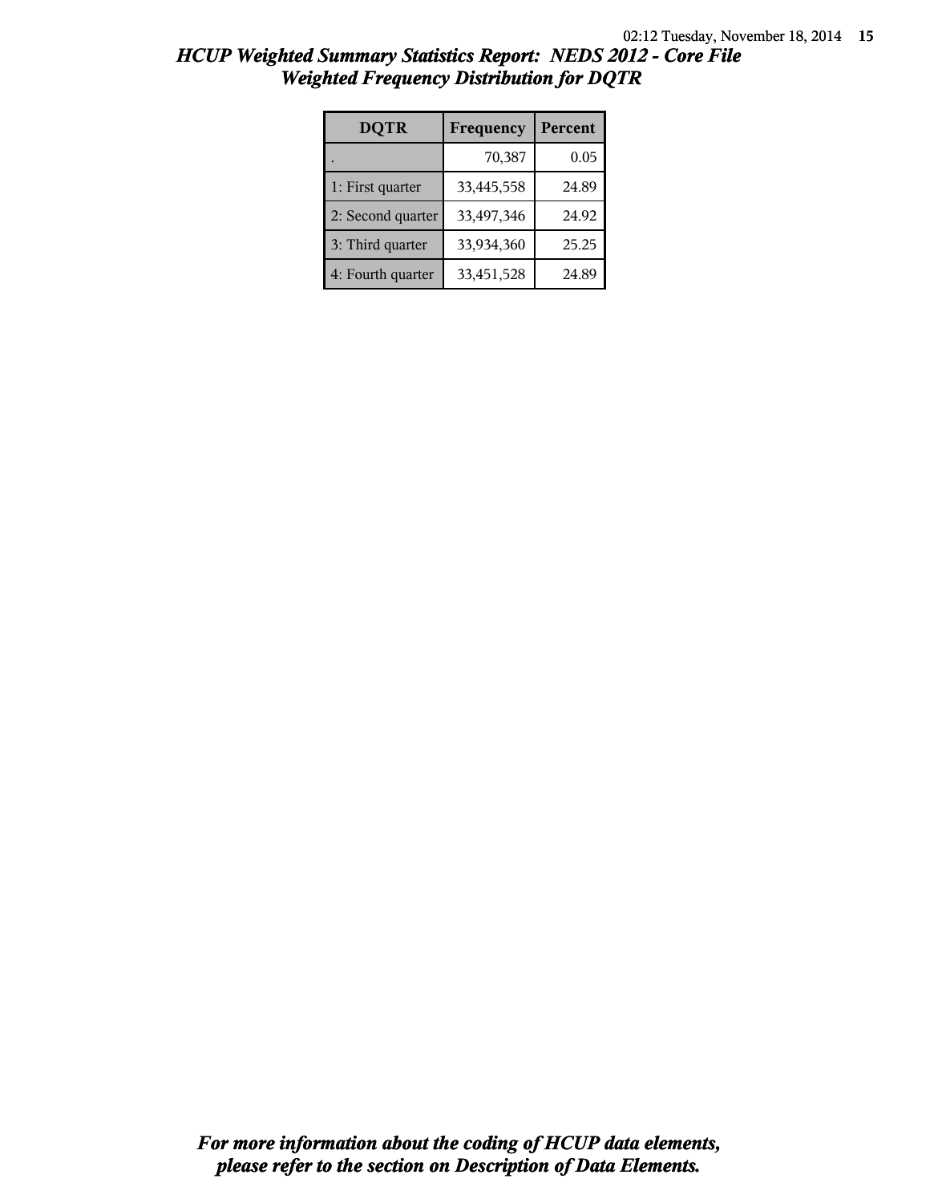## HCUP Weighted Summary Statistics Report: NEDS 2012 - Core File
## Weighted Frequency Distribution for DQTR

| DQTR | Frequency | Percent |
|---|---|---|
| . | 70,387 | 0.05 |
| 1: First quarter | 33,445,558 | 24.89 |
| 2: Second quarter | 33,497,346 | 24.92 |
| 3: Third quarter | 33,934,360 | 25.25 |
| 4: Fourth quarter | 33,451,528 | 24.89 |

*For more information about the coding of HCUP data elements, please refer to the section on Description of Data Elements.*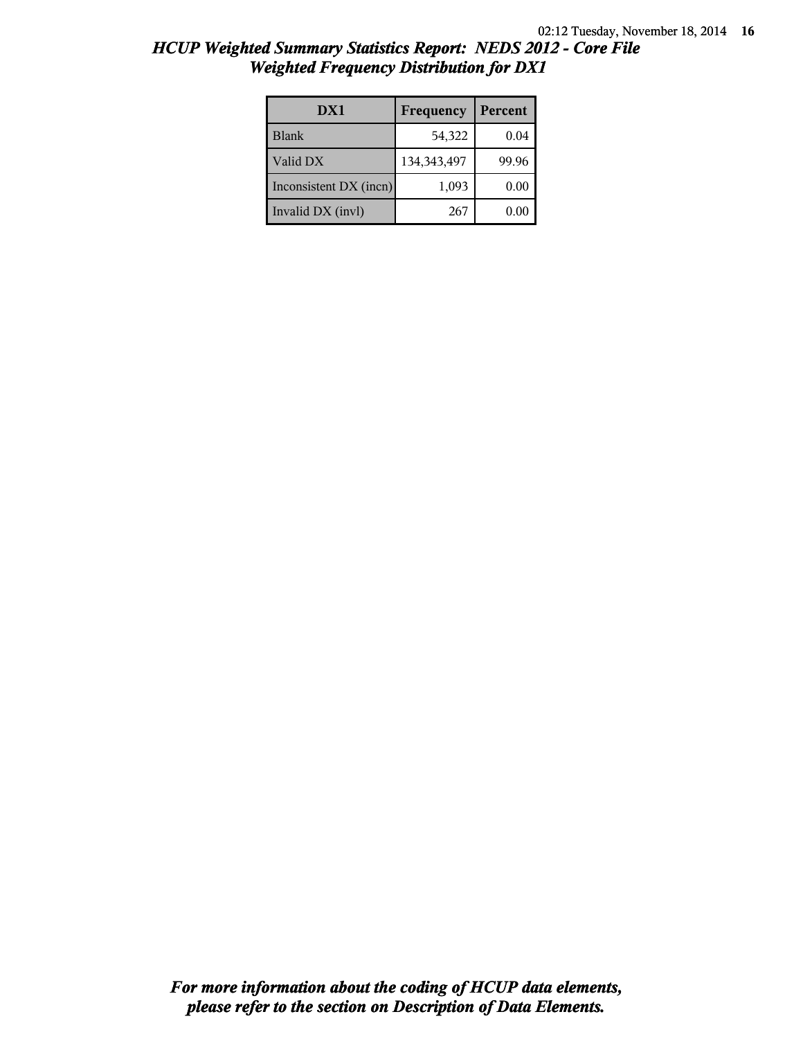*HCUP Weighted Summary Statistics Report: NEDS 2012 - Core File*
*Weighted Frequency Distribution for DX1*

| DX1 | Frequency | Percent |
| --- | --- | --- |
| Blank | 54,322 | 0.04 |
| Valid DX | 134,343,497 | 99.96 |
| Inconsistent DX (incn) | 1,093 | 0.00 |
| Invalid DX (invl) | 267 | 0.00 |

***For more information about the coding of HCUP data elements, please refer to the section on Description of Data Elements.***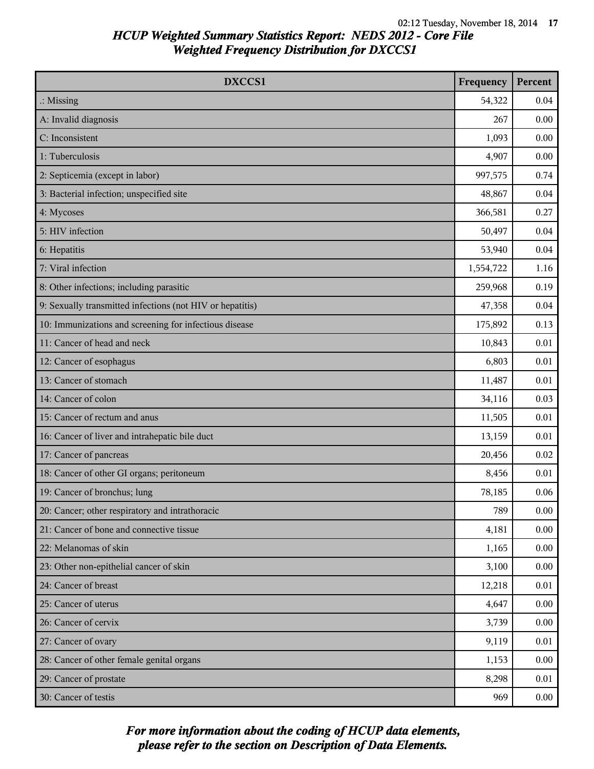# HCUP Weighted Summary Statistics Report: NEDS 2012 - Core File
## Weighted Frequency Distribution for DXCCS1

| DXCCS1 | Frequency | Percent |
|---|---|---|
| .: Missing | 54,322 | 0.04 |
| A: Invalid diagnosis | 267 | 0.00 |
| C: Inconsistent | 1,093 | 0.00 |
| 1: Tuberculosis | 4,907 | 0.00 |
| 2: Septicemia (except in labor) | 997,575 | 0.74 |
| 3: Bacterial infection; unspecified site | 48,867 | 0.04 |
| 4: Mycoses | 366,581 | 0.27 |
| 5: HIV infection | 50,497 | 0.04 |
| 6: Hepatitis | 53,940 | 0.04 |
| 7: Viral infection | 1,554,722 | 1.16 |
| 8: Other infections; including parasitic | 259,968 | 0.19 |
| 9: Sexually transmitted infections (not HIV or hepatitis) | 47,358 | 0.04 |
| 10: Immunizations and screening for infectious disease | 175,892 | 0.13 |
| 11: Cancer of head and neck | 10,843 | 0.01 |
| 12: Cancer of esophagus | 6,803 | 0.01 |
| 13: Cancer of stomach | 11,487 | 0.01 |
| 14: Cancer of colon | 34,116 | 0.03 |
| 15: Cancer of rectum and anus | 11,505 | 0.01 |
| 16: Cancer of liver and intrahepatic bile duct | 13,159 | 0.01 |
| 17: Cancer of pancreas | 20,456 | 0.02 |
| 18: Cancer of other GI organs; peritoneum | 8,456 | 0.01 |
| 19: Cancer of bronchus; lung | 78,185 | 0.06 |
| 20: Cancer; other respiratory and intrathoracic | 789 | 0.00 |
| 21: Cancer of bone and connective tissue | 4,181 | 0.00 |
| 22: Melanomas of skin | 1,165 | 0.00 |
| 23: Other non-epithelial cancer of skin | 3,100 | 0.00 |
| 24: Cancer of breast | 12,218 | 0.01 |
| 25: Cancer of uterus | 4,647 | 0.00 |
| 26: Cancer of cervix | 3,739 | 0.00 |
| 27: Cancer of ovary | 9,119 | 0.01 |
| 28: Cancer of other female genital organs | 1,153 | 0.00 |
| 29: Cancer of prostate | 8,298 | 0.01 |
| 30: Cancer of testis | 969 | 0.00 |

*For more information about the coding of HCUP data elements, please refer to the section on Description of Data Elements.*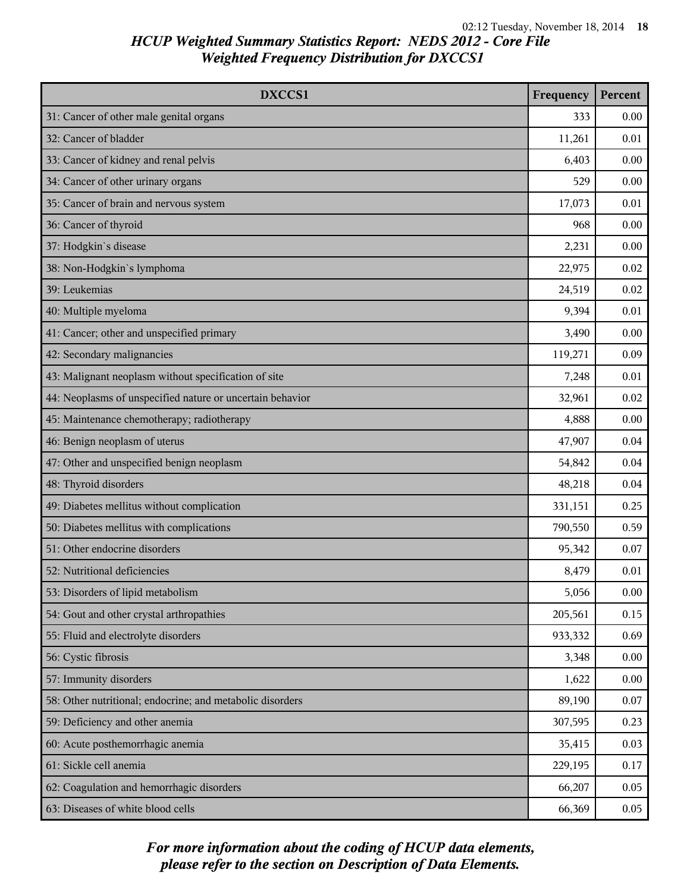# HCUP Weighted Summary Statistics Report: NEDS 2012 - Core File

## Weighted Frequency Distribution for DXCCS1

| DXCCS1 | Frequency | Percent |
|---|---|---|
| 31: Cancer of other male genital organs | 333 | 0.00 |
| 32: Cancer of bladder | 11,261 | 0.01 |
| 33: Cancer of kidney and renal pelvis | 6,403 | 0.00 |
| 34: Cancer of other urinary organs | 529 | 0.00 |
| 35: Cancer of brain and nervous system | 17,073 | 0.01 |
| 36: Cancer of thyroid | 968 | 0.00 |
| 37: Hodgkin`s disease | 2,231 | 0.00 |
| 38: Non-Hodgkin`s lymphoma | 22,975 | 0.02 |
| 39: Leukemias | 24,519 | 0.02 |
| 40: Multiple myeloma | 9,394 | 0.01 |
| 41: Cancer; other and unspecified primary | 3,490 | 0.00 |
| 42: Secondary malignancies | 119,271 | 0.09 |
| 43: Malignant neoplasm without specification of site | 7,248 | 0.01 |
| 44: Neoplasms of unspecified nature or uncertain behavior | 32,961 | 0.02 |
| 45: Maintenance chemotherapy; radiotherapy | 4,888 | 0.00 |
| 46: Benign neoplasm of uterus | 47,907 | 0.04 |
| 47: Other and unspecified benign neoplasm | 54,842 | 0.04 |
| 48: Thyroid disorders | 48,218 | 0.04 |
| 49: Diabetes mellitus without complication | 331,151 | 0.25 |
| 50: Diabetes mellitus with complications | 790,550 | 0.59 |
| 51: Other endocrine disorders | 95,342 | 0.07 |
| 52: Nutritional deficiencies | 8,479 | 0.01 |
| 53: Disorders of lipid metabolism | 5,056 | 0.00 |
| 54: Gout and other crystal arthropathies | 205,561 | 0.15 |
| 55: Fluid and electrolyte disorders | 933,332 | 0.69 |
| 56: Cystic fibrosis | 3,348 | 0.00 |
| 57: Immunity disorders | 1,622 | 0.00 |
| 58: Other nutritional; endocrine; and metabolic disorders | 89,190 | 0.07 |
| 59: Deficiency and other anemia | 307,595 | 0.23 |
| 60: Acute posthemorrhagic anemia | 35,415 | 0.03 |
| 61: Sickle cell anemia | 229,195 | 0.17 |
| 62: Coagulation and hemorrhagic disorders | 66,207 | 0.05 |
| 63: Diseases of white blood cells | 66,369 | 0.05 |

*For more information about the coding of HCUP data elements, please refer to the section on Description of Data Elements.*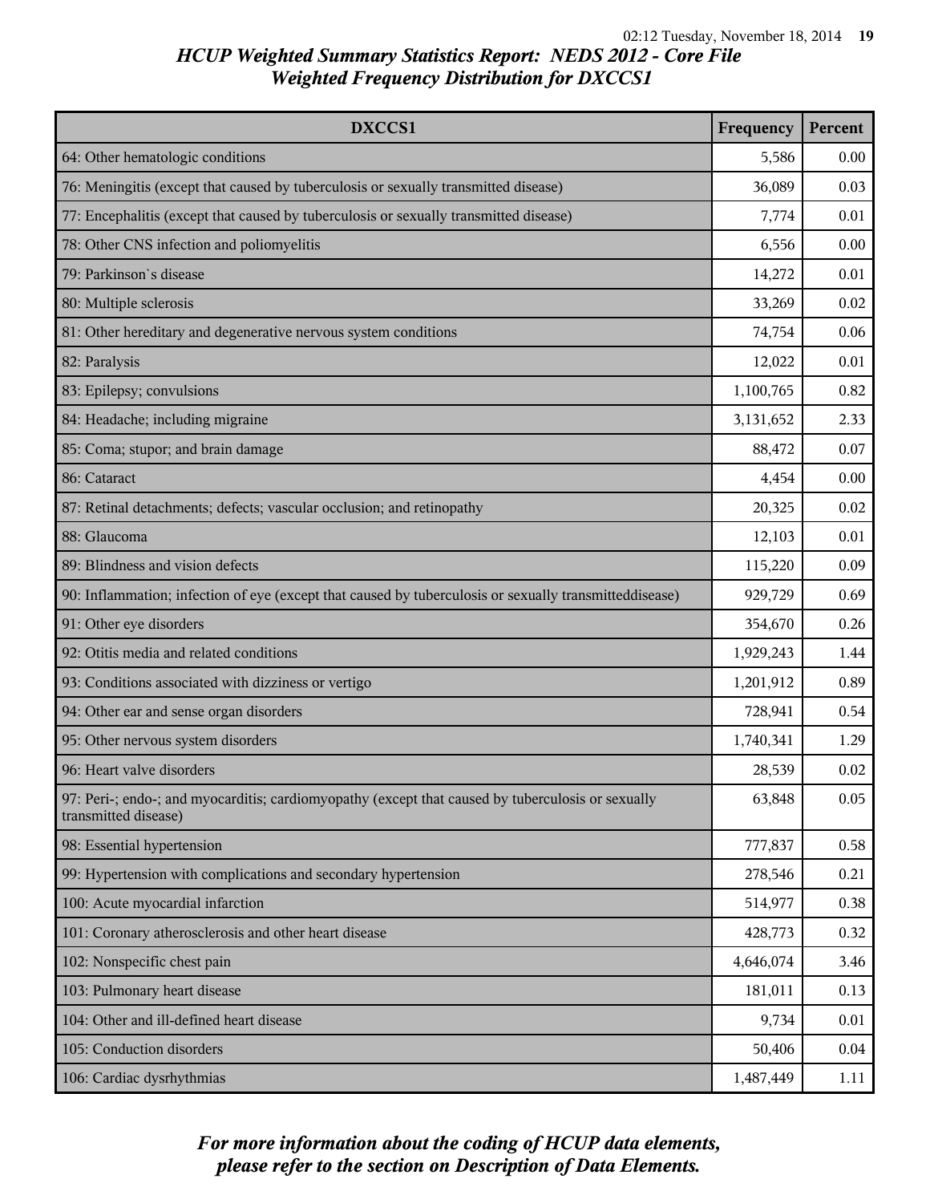## HCUP Weighted Summary Statistics Report: NEDS 2012 - Core File
## Weighted Frequency Distribution for DXCCS1

| DXCCS1 | Frequency | Percent |
|---|---|---|
| 64: Other hematologic conditions | 5,586 | 0.00 |
| 76: Meningitis (except that caused by tuberculosis or sexually transmitted disease) | 36,089 | 0.03 |
| 77: Encephalitis (except that caused by tuberculosis or sexually transmitted disease) | 7,774 | 0.01 |
| 78: Other CNS infection and poliomyelitis | 6,556 | 0.00 |
| 79: Parkinson`s disease | 14,272 | 0.01 |
| 80: Multiple sclerosis | 33,269 | 0.02 |
| 81: Other hereditary and degenerative nervous system conditions | 74,754 | 0.06 |
| 82: Paralysis | 12,022 | 0.01 |
| 83: Epilepsy; convulsions | 1,100,765 | 0.82 |
| 84: Headache; including migraine | 3,131,652 | 2.33 |
| 85: Coma; stupor; and brain damage | 88,472 | 0.07 |
| 86: Cataract | 4,454 | 0.00 |
| 87: Retinal detachments; defects; vascular occlusion; and retinopathy | 20,325 | 0.02 |
| 88: Glaucoma | 12,103 | 0.01 |
| 89: Blindness and vision defects | 115,220 | 0.09 |
| 90: Inflammation; infection of eye (except that caused by tuberculosis or sexually transmitteddisease) | 929,729 | 0.69 |
| 91: Other eye disorders | 354,670 | 0.26 |
| 92: Otitis media and related conditions | 1,929,243 | 1.44 |
| 93: Conditions associated with dizziness or vertigo | 1,201,912 | 0.89 |
| 94: Other ear and sense organ disorders | 728,941 | 0.54 |
| 95: Other nervous system disorders | 1,740,341 | 1.29 |
| 96: Heart valve disorders | 28,539 | 0.02 |
| 97: Peri-; endo-; and myocarditis; cardiomyopathy (except that caused by tuberculosis or sexually transmitted disease) | 63,848 | 0.05 |
| 98: Essential hypertension | 777,837 | 0.58 |
| 99: Hypertension with complications and secondary hypertension | 278,546 | 0.21 |
| 100: Acute myocardial infarction | 514,977 | 0.38 |
| 101: Coronary atherosclerosis and other heart disease | 428,773 | 0.32 |
| 102: Nonspecific chest pain | 4,646,074 | 3.46 |
| 103: Pulmonary heart disease | 181,011 | 0.13 |
| 104: Other and ill-defined heart disease | 9,734 | 0.01 |
| 105: Conduction disorders | 50,406 | 0.04 |
| 106: Cardiac dysrhythmias | 1,487,449 | 1.11 |

*For more information about the coding of HCUP data elements, please refer to the section on Description of Data Elements.*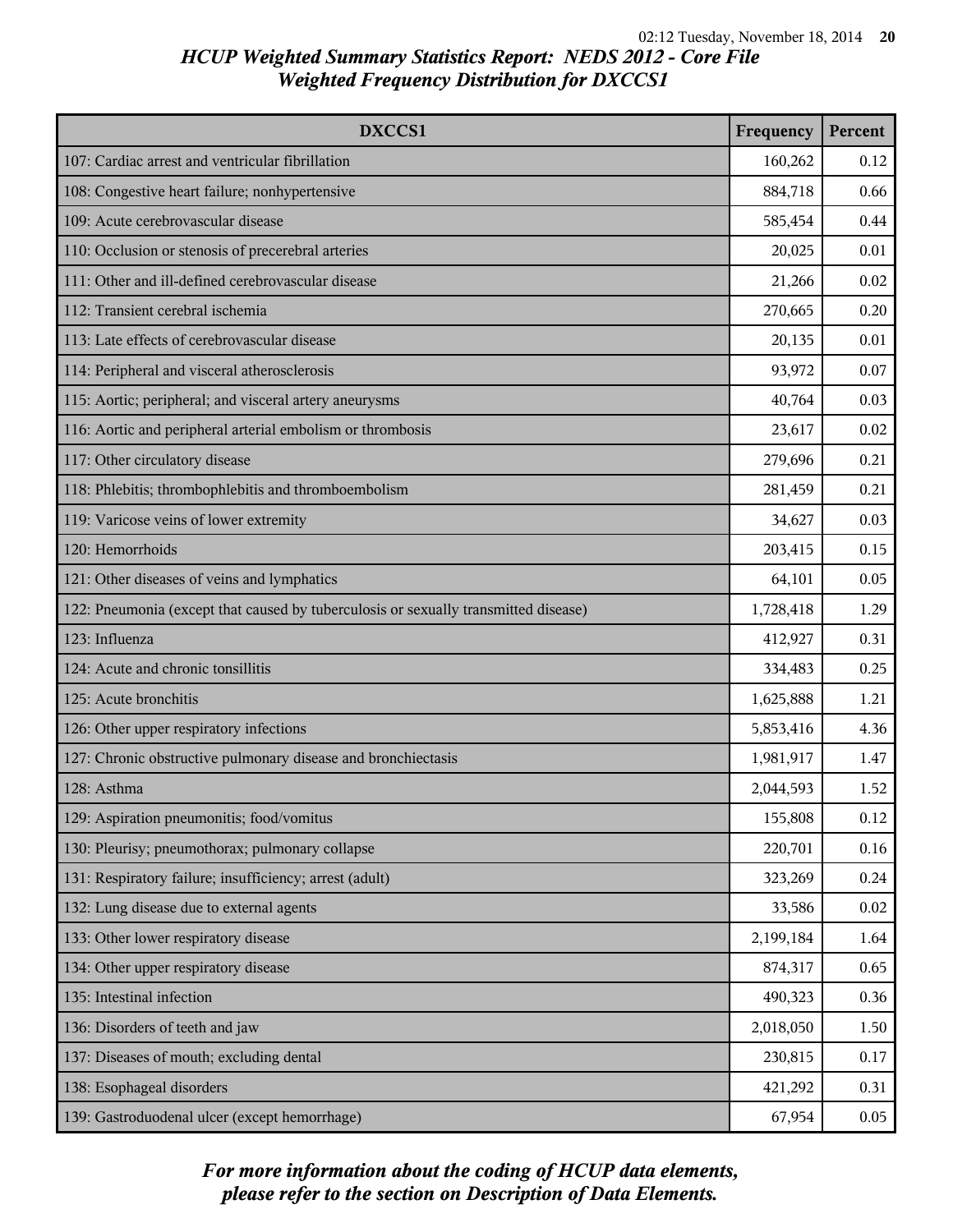# HCUP Weighted Summary Statistics Report: NEDS 2012 - Core File
## Weighted Frequency Distribution for DXCCS1

| DXCCS1 | Frequency | Percent |
|---|---|---|
| 107: Cardiac arrest and ventricular fibrillation | 160,262 | 0.12 |
| 108: Congestive heart failure; nonhypertensive | 884,718 | 0.66 |
| 109: Acute cerebrovascular disease | 585,454 | 0.44 |
| 110: Occlusion or stenosis of precerebral arteries | 20,025 | 0.01 |
| 111: Other and ill-defined cerebrovascular disease | 21,266 | 0.02 |
| 112: Transient cerebral ischemia | 270,665 | 0.20 |
| 113: Late effects of cerebrovascular disease | 20,135 | 0.01 |
| 114: Peripheral and visceral atherosclerosis | 93,972 | 0.07 |
| 115: Aortic; peripheral; and visceral artery aneurysms | 40,764 | 0.03 |
| 116: Aortic and peripheral arterial embolism or thrombosis | 23,617 | 0.02 |
| 117: Other circulatory disease | 279,696 | 0.21 |
| 118: Phlebitis; thrombophlebitis and thromboembolism | 281,459 | 0.21 |
| 119: Varicose veins of lower extremity | 34,627 | 0.03 |
| 120: Hemorrhoids | 203,415 | 0.15 |
| 121: Other diseases of veins and lymphatics | 64,101 | 0.05 |
| 122: Pneumonia (except that caused by tuberculosis or sexually transmitted disease) | 1,728,418 | 1.29 |
| 123: Influenza | 412,927 | 0.31 |
| 124: Acute and chronic tonsillitis | 334,483 | 0.25 |
| 125: Acute bronchitis | 1,625,888 | 1.21 |
| 126: Other upper respiratory infections | 5,853,416 | 4.36 |
| 127: Chronic obstructive pulmonary disease and bronchiectasis | 1,981,917 | 1.47 |
| 128: Asthma | 2,044,593 | 1.52 |
| 129: Aspiration pneumonitis; food/vomitus | 155,808 | 0.12 |
| 130: Pleurisy; pneumothorax; pulmonary collapse | 220,701 | 0.16 |
| 131: Respiratory failure; insufficiency; arrest (adult) | 323,269 | 0.24 |
| 132: Lung disease due to external agents | 33,586 | 0.02 |
| 133: Other lower respiratory disease | 2,199,184 | 1.64 |
| 134: Other upper respiratory disease | 874,317 | 0.65 |
| 135: Intestinal infection | 490,323 | 0.36 |
| 136: Disorders of teeth and jaw | 2,018,050 | 1.50 |
| 137: Diseases of mouth; excluding dental | 230,815 | 0.17 |
| 138: Esophageal disorders | 421,292 | 0.31 |
| 139: Gastroduodenal ulcer (except hemorrhage) | 67,954 | 0.05 |

*For more information about the coding of HCUP data elements, please refer to the section on Description of Data Elements.*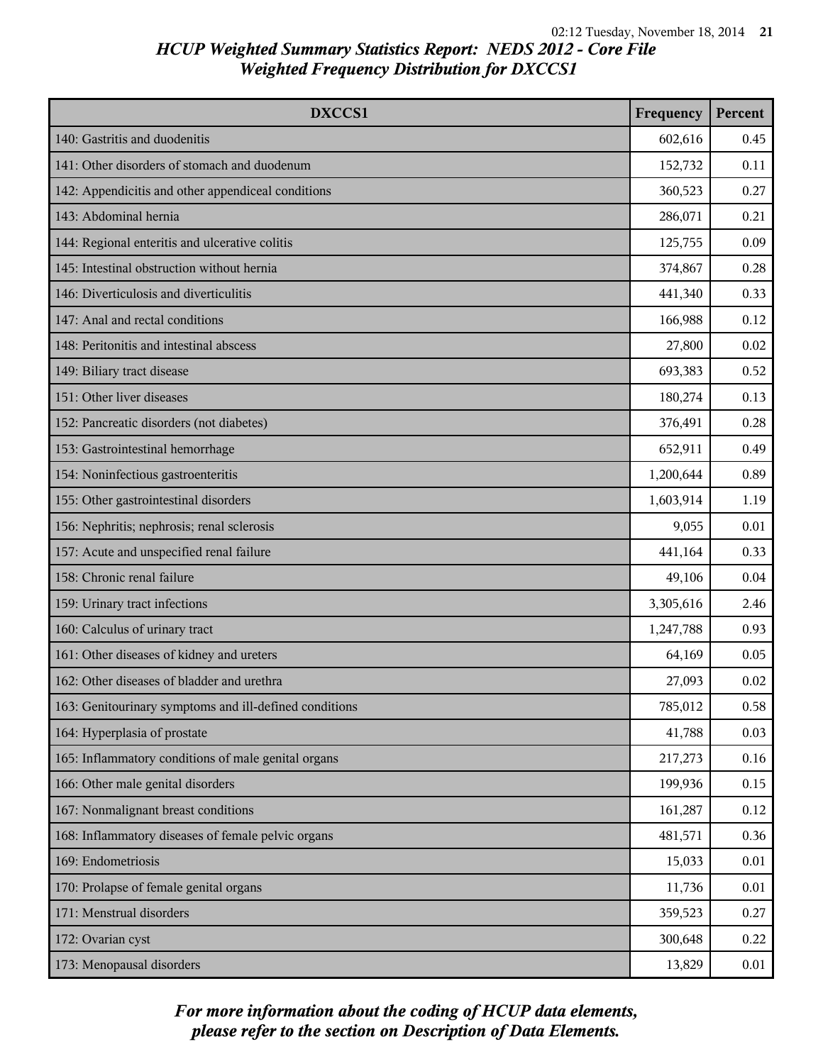# HCUP Weighted Summary Statistics Report: NEDS 2012 - Core File

## Weighted Frequency Distribution for DXCCS1

| DXCCS1 | Frequency | Percent |
|---|---|---|
| 140: Gastritis and duodenitis | 602,616 | 0.45 |
| 141: Other disorders of stomach and duodenum | 152,732 | 0.11 |
| 142: Appendicitis and other appendiceal conditions | 360,523 | 0.27 |
| 143: Abdominal hernia | 286,071 | 0.21 |
| 144: Regional enteritis and ulcerative colitis | 125,755 | 0.09 |
| 145: Intestinal obstruction without hernia | 374,867 | 0.28 |
| 146: Diverticulosis and diverticulitis | 441,340 | 0.33 |
| 147: Anal and rectal conditions | 166,988 | 0.12 |
| 148: Peritonitis and intestinal abscess | 27,800 | 0.02 |
| 149: Biliary tract disease | 693,383 | 0.52 |
| 151: Other liver diseases | 180,274 | 0.13 |
| 152: Pancreatic disorders (not diabetes) | 376,491 | 0.28 |
| 153: Gastrointestinal hemorrhage | 652,911 | 0.49 |
| 154: Noninfectious gastroenteritis | 1,200,644 | 0.89 |
| 155: Other gastrointestinal disorders | 1,603,914 | 1.19 |
| 156: Nephritis; nephrosis; renal sclerosis | 9,055 | 0.01 |
| 157: Acute and unspecified renal failure | 441,164 | 0.33 |
| 158: Chronic renal failure | 49,106 | 0.04 |
| 159: Urinary tract infections | 3,305,616 | 2.46 |
| 160: Calculus of urinary tract | 1,247,788 | 0.93 |
| 161: Other diseases of kidney and ureters | 64,169 | 0.05 |
| 162: Other diseases of bladder and urethra | 27,093 | 0.02 |
| 163: Genitourinary symptoms and ill-defined conditions | 785,012 | 0.58 |
| 164: Hyperplasia of prostate | 41,788 | 0.03 |
| 165: Inflammatory conditions of male genital organs | 217,273 | 0.16 |
| 166: Other male genital disorders | 199,936 | 0.15 |
| 167: Nonmalignant breast conditions | 161,287 | 0.12 |
| 168: Inflammatory diseases of female pelvic organs | 481,571 | 0.36 |
| 169: Endometriosis | 15,033 | 0.01 |
| 170: Prolapse of female genital organs | 11,736 | 0.01 |
| 171: Menstrual disorders | 359,523 | 0.27 |
| 172: Ovarian cyst | 300,648 | 0.22 |
| 173: Menopausal disorders | 13,829 | 0.01 |

*For more information about the coding of HCUP data elements, please refer to the section on Description of Data Elements.*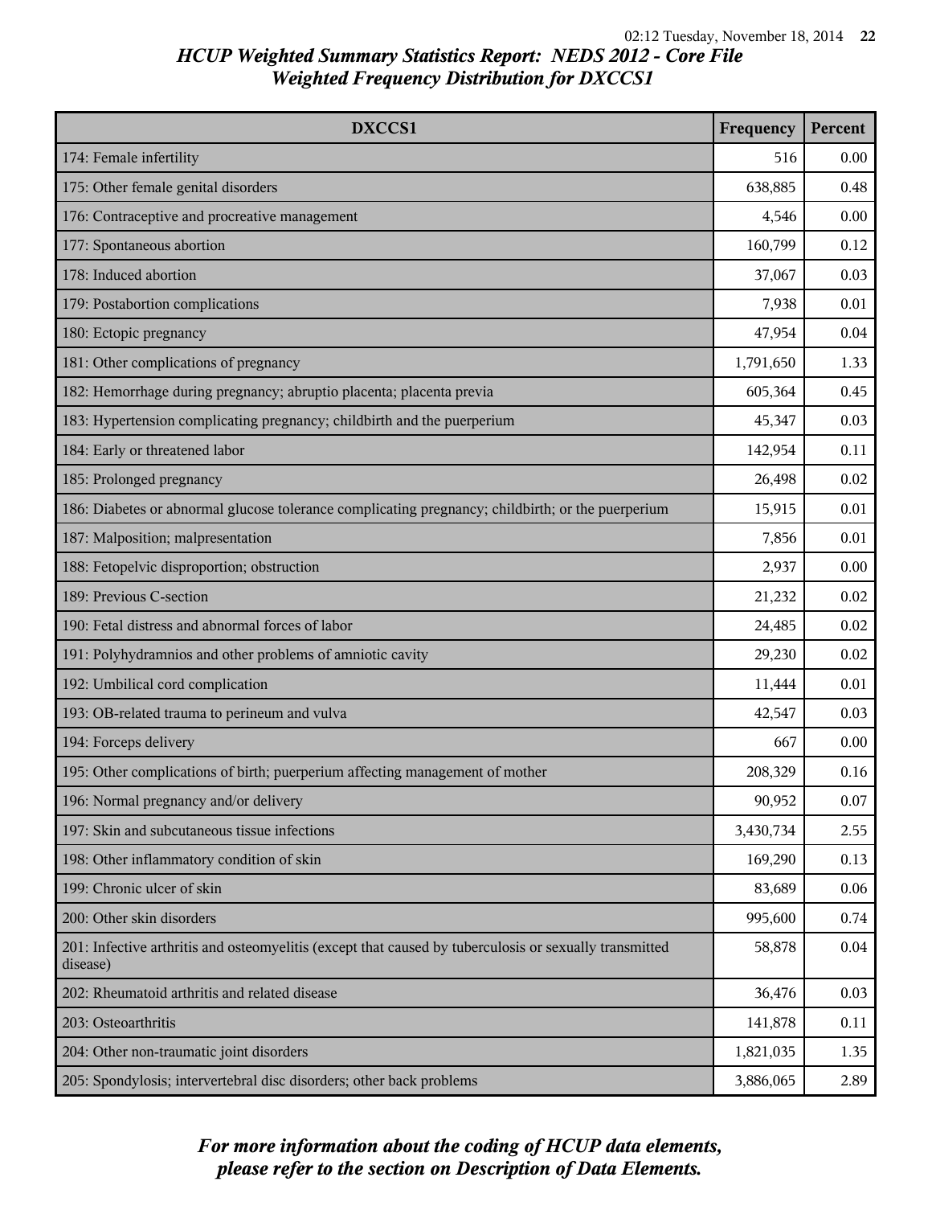# HCUP Weighted Summary Statistics Report: NEDS 2012 - Core File
## Weighted Frequency Distribution for DXCCS1

| DXCCS1 | Frequency | Percent |
|---|---|---|
| 174: Female infertility | 516 | 0.00 |
| 175: Other female genital disorders | 638,885 | 0.48 |
| 176: Contraceptive and procreative management | 4,546 | 0.00 |
| 177: Spontaneous abortion | 160,799 | 0.12 |
| 178: Induced abortion | 37,067 | 0.03 |
| 179: Postabortion complications | 7,938 | 0.01 |
| 180: Ectopic pregnancy | 47,954 | 0.04 |
| 181: Other complications of pregnancy | 1,791,650 | 1.33 |
| 182: Hemorrhage during pregnancy; abruptio placenta; placenta previa | 605,364 | 0.45 |
| 183: Hypertension complicating pregnancy; childbirth and the puerperium | 45,347 | 0.03 |
| 184: Early or threatened labor | 142,954 | 0.11 |
| 185: Prolonged pregnancy | 26,498 | 0.02 |
| 186: Diabetes or abnormal glucose tolerance complicating pregnancy; childbirth; or the puerperium | 15,915 | 0.01 |
| 187: Malposition; malpresentation | 7,856 | 0.01 |
| 188: Fetopelvic disproportion; obstruction | 2,937 | 0.00 |
| 189: Previous C-section | 21,232 | 0.02 |
| 190: Fetal distress and abnormal forces of labor | 24,485 | 0.02 |
| 191: Polyhydramnios and other problems of amniotic cavity | 29,230 | 0.02 |
| 192: Umbilical cord complication | 11,444 | 0.01 |
| 193: OB-related trauma to perineum and vulva | 42,547 | 0.03 |
| 194: Forceps delivery | 667 | 0.00 |
| 195: Other complications of birth; puerperium affecting management of mother | 208,329 | 0.16 |
| 196: Normal pregnancy and/or delivery | 90,952 | 0.07 |
| 197: Skin and subcutaneous tissue infections | 3,430,734 | 2.55 |
| 198: Other inflammatory condition of skin | 169,290 | 0.13 |
| 199: Chronic ulcer of skin | 83,689 | 0.06 |
| 200: Other skin disorders | 995,600 | 0.74 |
| 201: Infective arthritis and osteomyelitis (except that caused by tuberculosis or sexually transmitted disease) | 58,878 | 0.04 |
| 202: Rheumatoid arthritis and related disease | 36,476 | 0.03 |
| 203: Osteoarthritis | 141,878 | 0.11 |
| 204: Other non-traumatic joint disorders | 1,821,035 | 1.35 |
| 205: Spondylosis; intervertebral disc disorders; other back problems | 3,886,065 | 2.89 |

*For more information about the coding of HCUP data elements, please refer to the section on Description of Data Elements.*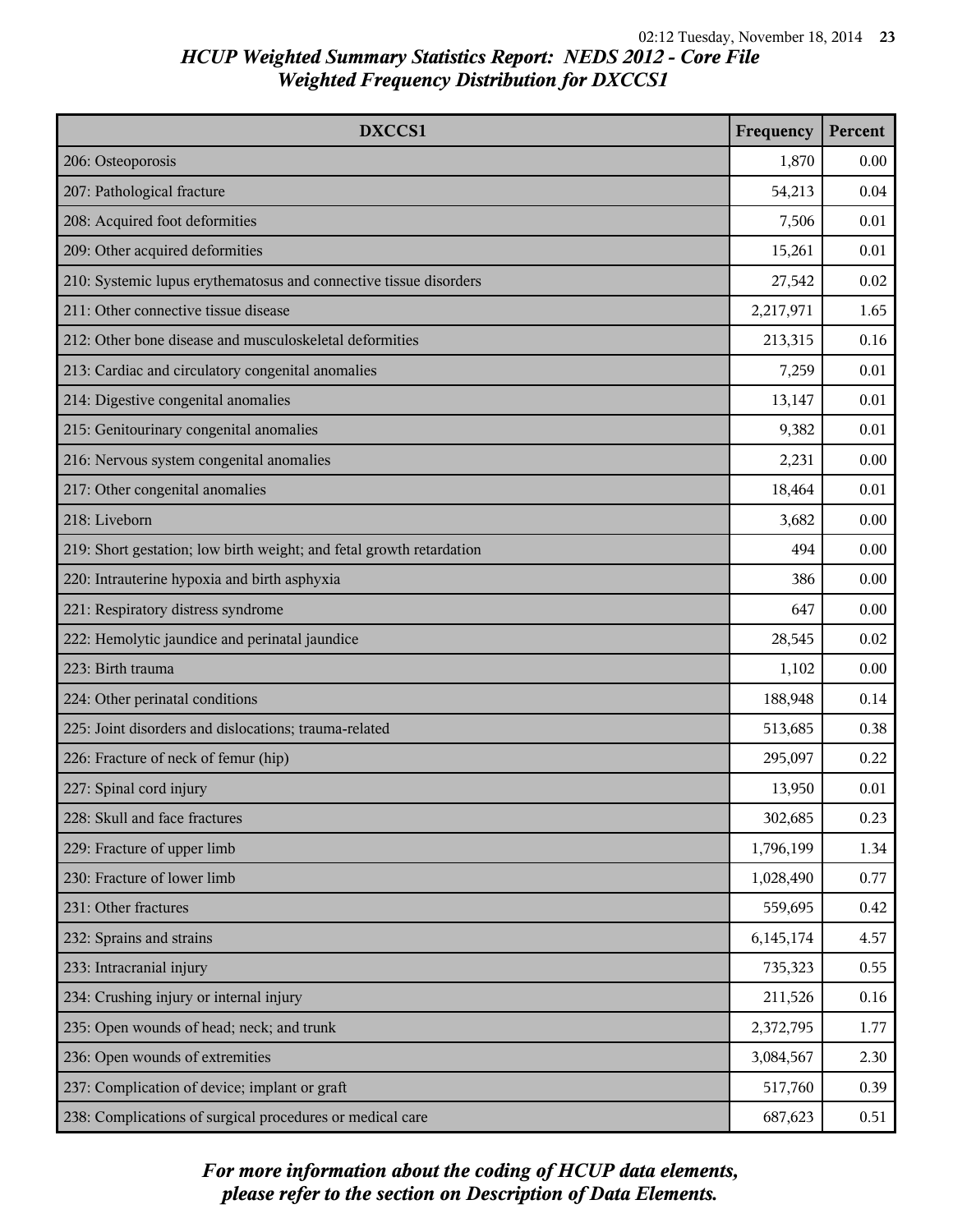# HCUP Weighted Summary Statistics Report: NEDS 2012 - Core File
## Weighted Frequency Distribution for DXCCS1

| DXCCS1 | Frequency | Percent |
|---|---|---|
| 206: Osteoporosis | 1,870 | 0.00 |
| 207: Pathological fracture | 54,213 | 0.04 |
| 208: Acquired foot deformities | 7,506 | 0.01 |
| 209: Other acquired deformities | 15,261 | 0.01 |
| 210: Systemic lupus erythematosus and connective tissue disorders | 27,542 | 0.02 |
| 211: Other connective tissue disease | 2,217,971 | 1.65 |
| 212: Other bone disease and musculoskeletal deformities | 213,315 | 0.16 |
| 213: Cardiac and circulatory congenital anomalies | 7,259 | 0.01 |
| 214: Digestive congenital anomalies | 13,147 | 0.01 |
| 215: Genitourinary congenital anomalies | 9,382 | 0.01 |
| 216: Nervous system congenital anomalies | 2,231 | 0.00 |
| 217: Other congenital anomalies | 18,464 | 0.01 |
| 218: Liveborn | 3,682 | 0.00 |
| 219: Short gestation; low birth weight; and fetal growth retardation | 494 | 0.00 |
| 220: Intrauterine hypoxia and birth asphyxia | 386 | 0.00 |
| 221: Respiratory distress syndrome | 647 | 0.00 |
| 222: Hemolytic jaundice and perinatal jaundice | 28,545 | 0.02 |
| 223: Birth trauma | 1,102 | 0.00 |
| 224: Other perinatal conditions | 188,948 | 0.14 |
| 225: Joint disorders and dislocations; trauma-related | 513,685 | 0.38 |
| 226: Fracture of neck of femur (hip) | 295,097 | 0.22 |
| 227: Spinal cord injury | 13,950 | 0.01 |
| 228: Skull and face fractures | 302,685 | 0.23 |
| 229: Fracture of upper limb | 1,796,199 | 1.34 |
| 230: Fracture of lower limb | 1,028,490 | 0.77 |
| 231: Other fractures | 559,695 | 0.42 |
| 232: Sprains and strains | 6,145,174 | 4.57 |
| 233: Intracranial injury | 735,323 | 0.55 |
| 234: Crushing injury or internal injury | 211,526 | 0.16 |
| 235: Open wounds of head; neck; and trunk | 2,372,795 | 1.77 |
| 236: Open wounds of extremities | 3,084,567 | 2.30 |
| 237: Complication of device; implant or graft | 517,760 | 0.39 |
| 238: Complications of surgical procedures or medical care | 687,623 | 0.51 |

*For more information about the coding of HCUP data elements, please refer to the section on Description of Data Elements.*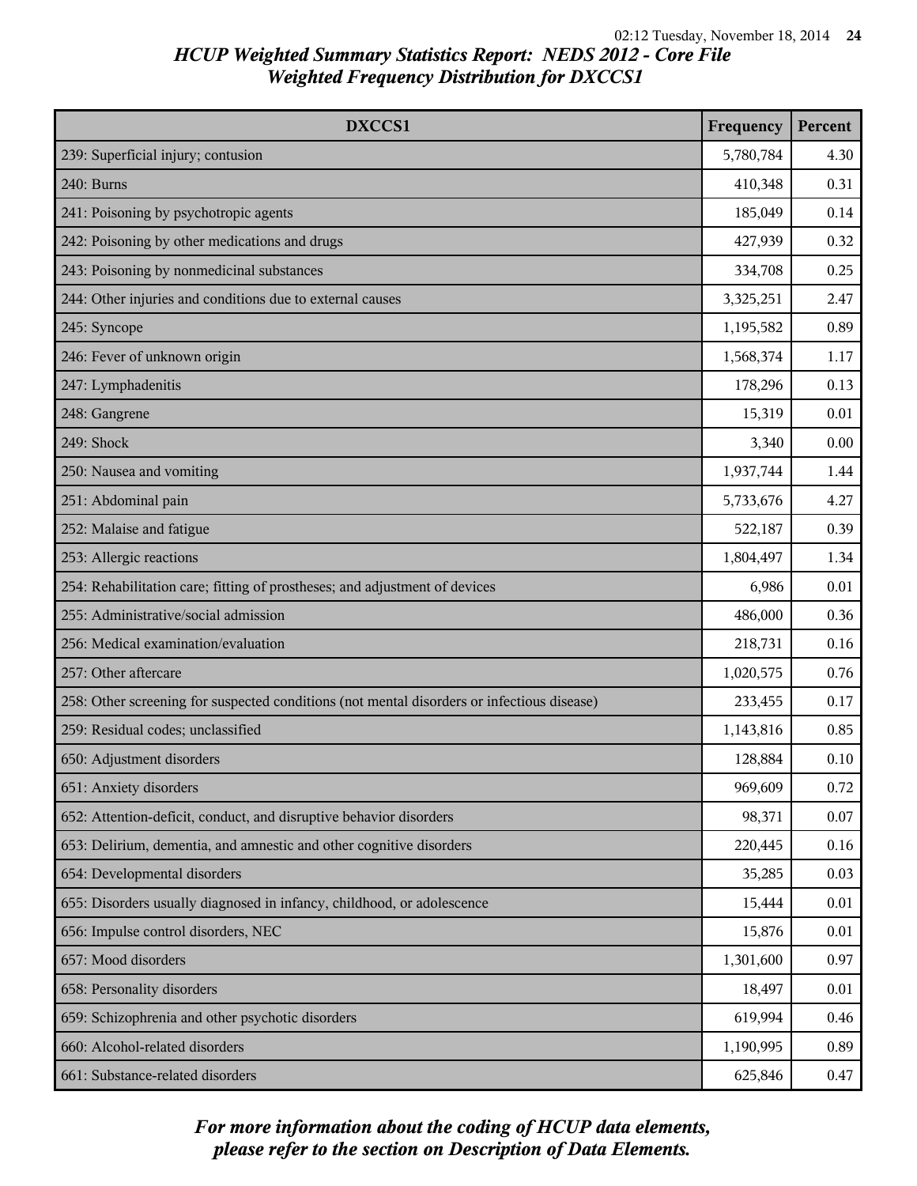## HCUP Weighted Summary Statistics Report: NEDS 2012 - Core File
## Weighted Frequency Distribution for DXCCS1

| DXCCS1 | Frequency | Percent |
|---|---|---|
| 239: Superficial injury; contusion | 5,780,784 | 4.30 |
| 240: Burns | 410,348 | 0.31 |
| 241: Poisoning by psychotropic agents | 185,049 | 0.14 |
| 242: Poisoning by other medications and drugs | 427,939 | 0.32 |
| 243: Poisoning by nonmedicinal substances | 334,708 | 0.25 |
| 244: Other injuries and conditions due to external causes | 3,325,251 | 2.47 |
| 245: Syncope | 1,195,582 | 0.89 |
| 246: Fever of unknown origin | 1,568,374 | 1.17 |
| 247: Lymphadenitis | 178,296 | 0.13 |
| 248: Gangrene | 15,319 | 0.01 |
| 249: Shock | 3,340 | 0.00 |
| 250: Nausea and vomiting | 1,937,744 | 1.44 |
| 251: Abdominal pain | 5,733,676 | 4.27 |
| 252: Malaise and fatigue | 522,187 | 0.39 |
| 253: Allergic reactions | 1,804,497 | 1.34 |
| 254: Rehabilitation care; fitting of prostheses; and adjustment of devices | 6,986 | 0.01 |
| 255: Administrative/social admission | 486,000 | 0.36 |
| 256: Medical examination/evaluation | 218,731 | 0.16 |
| 257: Other aftercare | 1,020,575 | 0.76 |
| 258: Other screening for suspected conditions (not mental disorders or infectious disease) | 233,455 | 0.17 |
| 259: Residual codes; unclassified | 1,143,816 | 0.85 |
| 650: Adjustment disorders | 128,884 | 0.10 |
| 651: Anxiety disorders | 969,609 | 0.72 |
| 652: Attention-deficit, conduct, and disruptive behavior disorders | 98,371 | 0.07 |
| 653: Delirium, dementia, and amnestic and other cognitive disorders | 220,445 | 0.16 |
| 654: Developmental disorders | 35,285 | 0.03 |
| 655: Disorders usually diagnosed in infancy, childhood, or adolescence | 15,444 | 0.01 |
| 656: Impulse control disorders, NEC | 15,876 | 0.01 |
| 657: Mood disorders | 1,301,600 | 0.97 |
| 658: Personality disorders | 18,497 | 0.01 |
| 659: Schizophrenia and other psychotic disorders | 619,994 | 0.46 |
| 660: Alcohol-related disorders | 1,190,995 | 0.89 |
| 661: Substance-related disorders | 625,846 | 0.47 |

*For more information about the coding of HCUP data elements, please refer to the section on Description of Data Elements.*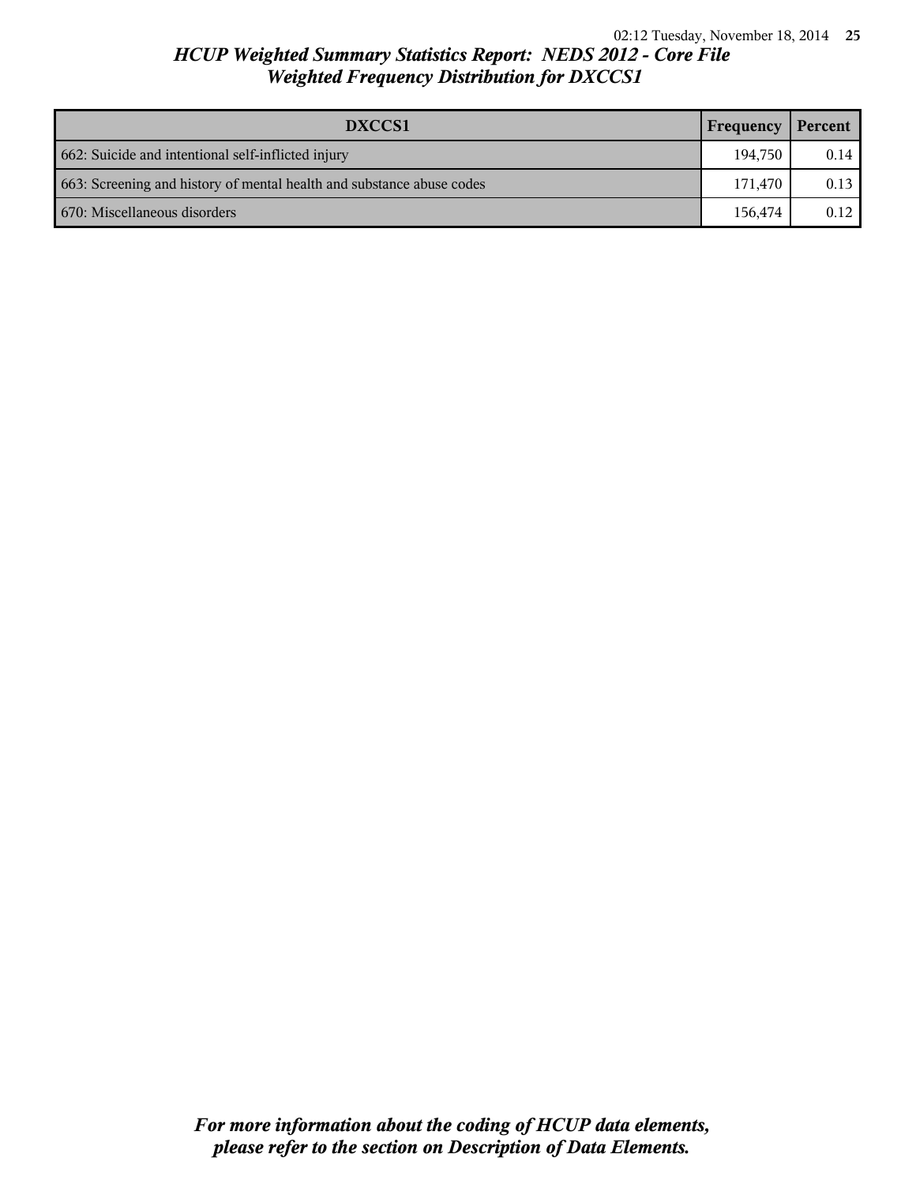# *HCUP Weighted Summary Statistics Report: NEDS 2012 - Core File*
## *Weighted Frequency Distribution for DXCCS1*

| DXCCS1 | Frequency | Percent |
|---|---|---|
| 662: Suicide and intentional self-inflicted injury | 194,750 | 0.14 |
| 663: Screening and history of mental health and substance abuse codes | 171,470 | 0.13 |
| 670: Miscellaneous disorders | 156,474 | 0.12 |

***For more information about the coding of HCUP data elements, please refer to the section on Description of Data Elements.***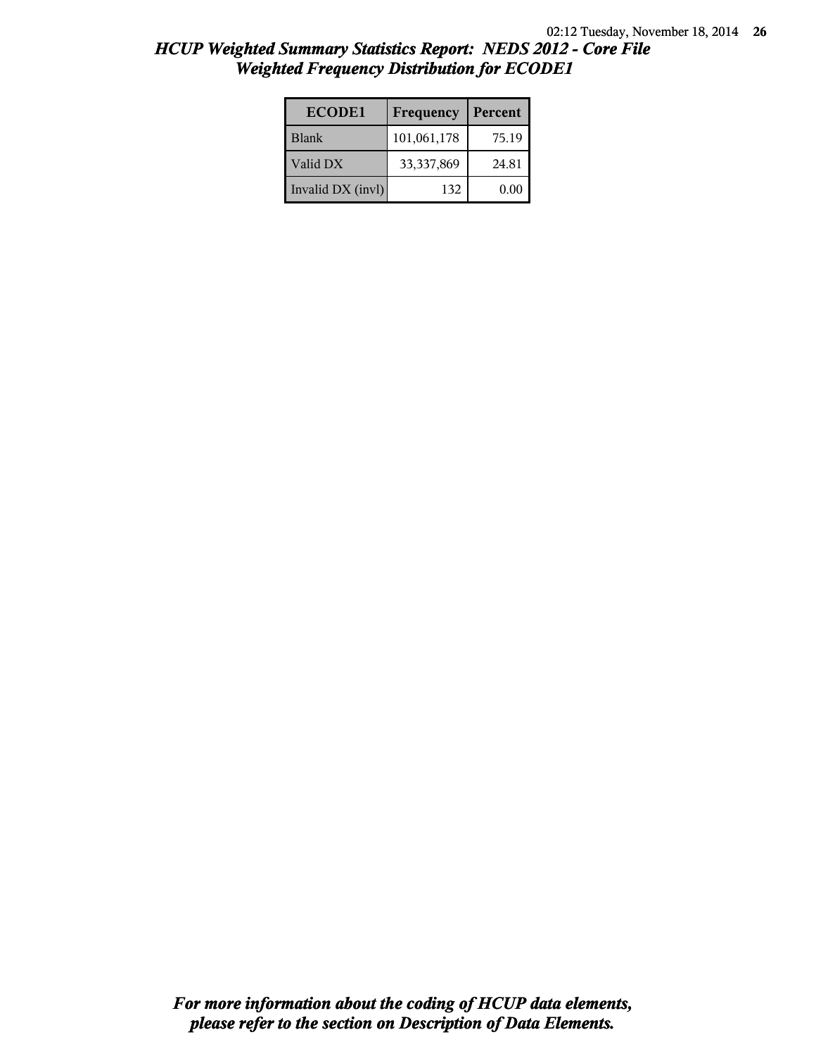## *HCUP Weighted Summary Statistics Report: NEDS 2012 - Core File*
## *Weighted Frequency Distribution for ECODE1*

| ECODE1 | Frequency | Percent |
|---|---|---|
| Blank | 101,061,178 | 75.19 |
| Valid DX | 33,337,869 | 24.81 |
| Invalid DX (invl) | 132 | 0.00 |

***For more information about the coding of HCUP data elements, please refer to the section on Description of Data Elements.***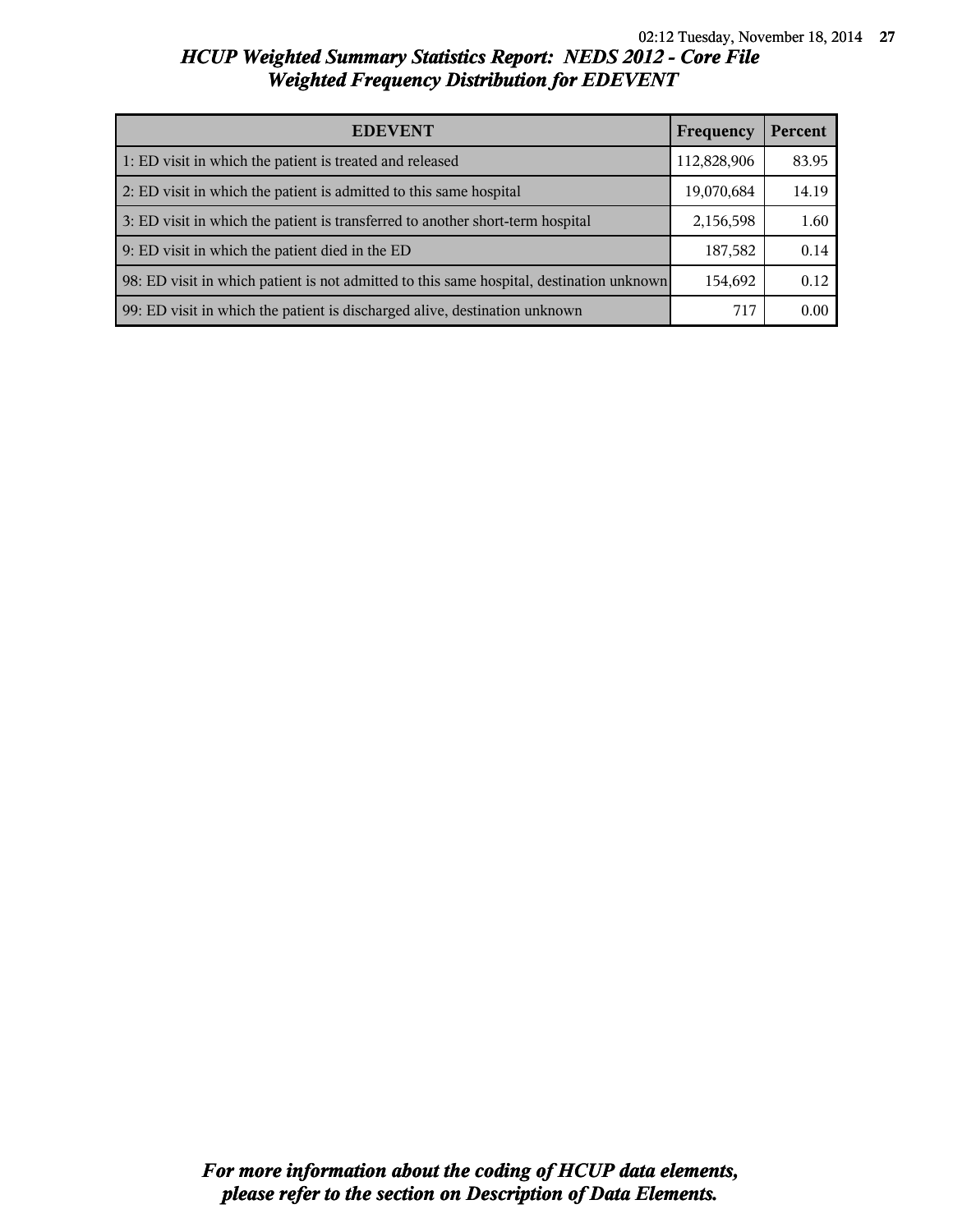# HCUP Weighted Summary Statistics Report: NEDS 2012 - Core File
## Weighted Frequency Distribution for EDEVENT

| EDEVENT | Frequency | Percent |
|---|---|---|
| 1: ED visit in which the patient is treated and released | 112,828,906 | 83.95 |
| 2: ED visit in which the patient is admitted to this same hospital | 19,070,684 | 14.19 |
| 3: ED visit in which the patient is transferred to another short-term hospital | 2,156,598 | 1.60 |
| 9: ED visit in which the patient died in the ED | 187,582 | 0.14 |
| 98: ED visit in which patient is not admitted to this same hospital, destination unknown | 154,692 | 0.12 |
| 99: ED visit in which the patient is discharged alive, destination unknown | 717 | 0.00 |

*For more information about the coding of HCUP data elements, please refer to the section on Description of Data Elements.*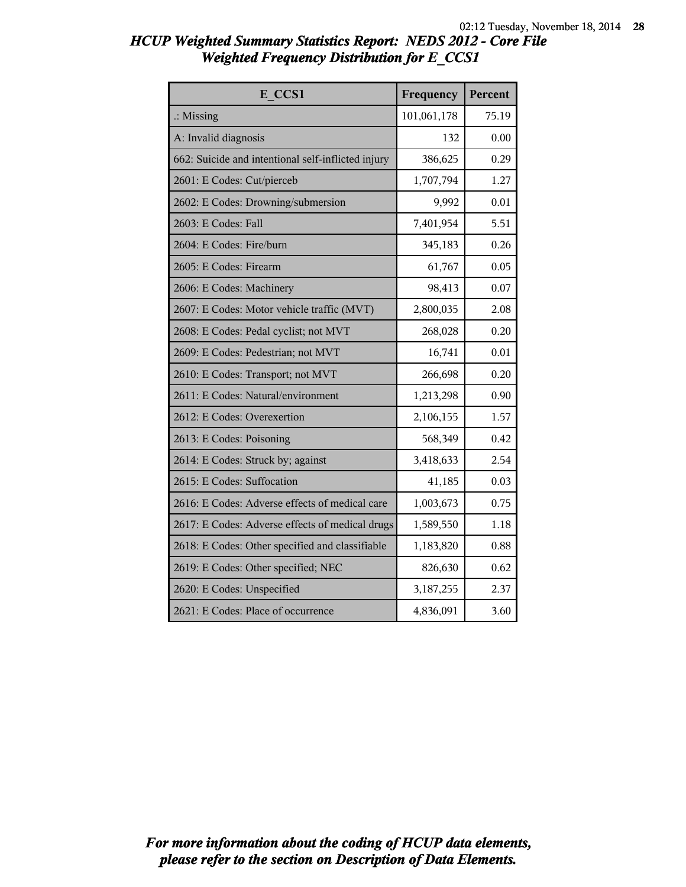# HCUP Weighted Summary Statistics Report: NEDS 2012 - Core File
## Weighted Frequency Distribution for E_CCS1

| E_CCS1 | Frequency | Percent |
|---|---|---|
| .: Missing | 101,061,178 | 75.19 |
| A: Invalid diagnosis | 132 | 0.00 |
| 662: Suicide and intentional self-inflicted injury | 386,625 | 0.29 |
| 2601: E Codes: Cut/pierceb | 1,707,794 | 1.27 |
| 2602: E Codes: Drowning/submersion | 9,992 | 0.01 |
| 2603: E Codes: Fall | 7,401,954 | 5.51 |
| 2604: E Codes: Fire/burn | 345,183 | 0.26 |
| 2605: E Codes: Firearm | 61,767 | 0.05 |
| 2606: E Codes: Machinery | 98,413 | 0.07 |
| 2607: E Codes: Motor vehicle traffic (MVT) | 2,800,035 | 2.08 |
| 2608: E Codes: Pedal cyclist; not MVT | 268,028 | 0.20 |
| 2609: E Codes: Pedestrian; not MVT | 16,741 | 0.01 |
| 2610: E Codes: Transport; not MVT | 266,698 | 0.20 |
| 2611: E Codes: Natural/environment | 1,213,298 | 0.90 |
| 2612: E Codes: Overexertion | 2,106,155 | 1.57 |
| 2613: E Codes: Poisoning | 568,349 | 0.42 |
| 2614: E Codes: Struck by; against | 3,418,633 | 2.54 |
| 2615: E Codes: Suffocation | 41,185 | 0.03 |
| 2616: E Codes: Adverse effects of medical care | 1,003,673 | 0.75 |
| 2617: E Codes: Adverse effects of medical drugs | 1,589,550 | 1.18 |
| 2618: E Codes: Other specified and classifiable | 1,183,820 | 0.88 |
| 2619: E Codes: Other specified; NEC | 826,630 | 0.62 |
| 2620: E Codes: Unspecified | 3,187,255 | 2.37 |
| 2621: E Codes: Place of occurrence | 4,836,091 | 3.60 |

*For more information about the coding of HCUP data elements, please refer to the section on Description of Data Elements.*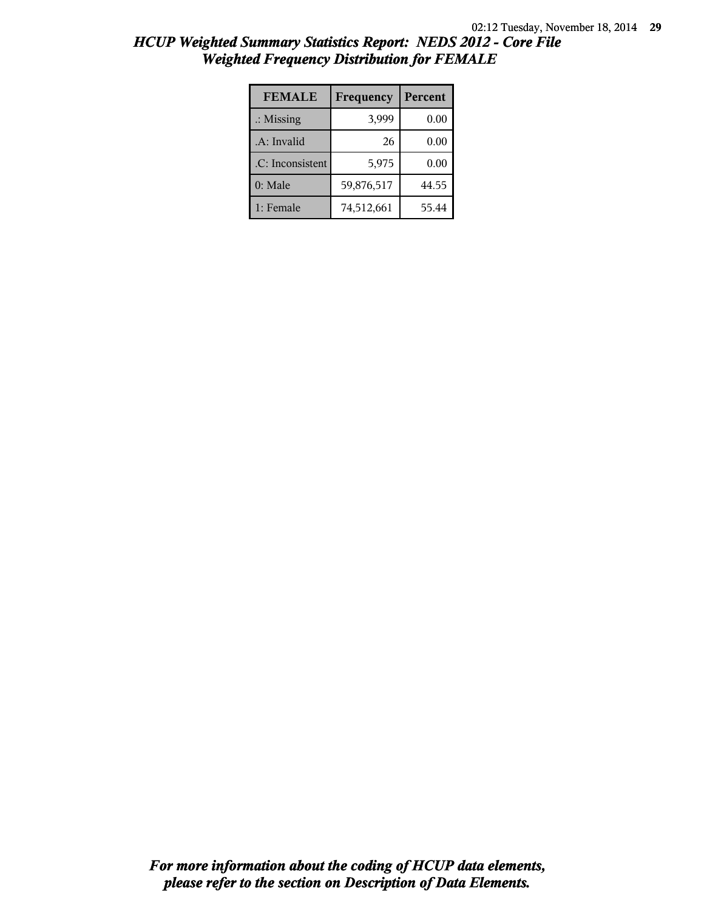## *HCUP Weighted Summary Statistics Report: NEDS 2012 - Core File*
## *Weighted Frequency Distribution for FEMALE*

| FEMALE | Frequency | Percent |
|---|---|---|
| .: Missing | 3,999 | 0.00 |
| .A: Invalid | 26 | 0.00 |
| .C: Inconsistent | 5,975 | 0.00 |
| 0: Male | 59,876,517 | 44.55 |
| 1: Female | 74,512,661 | 55.44 |

***For more information about the coding of HCUP data elements, please refer to the section on Description of Data Elements.***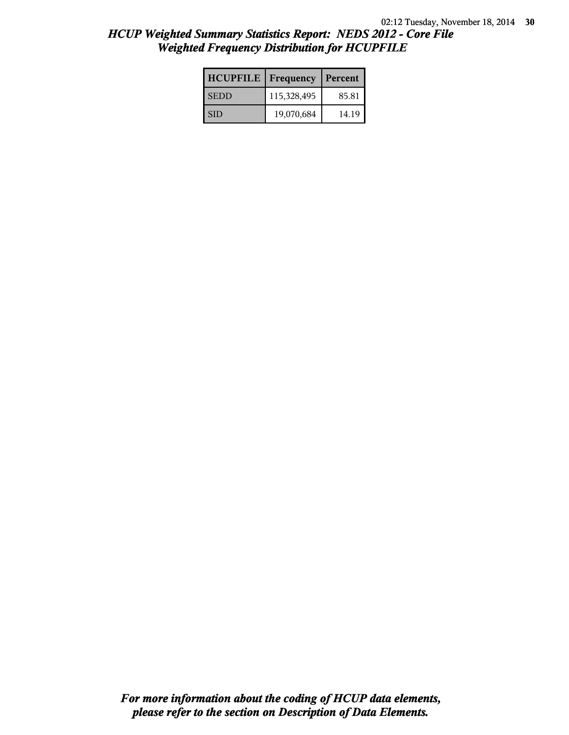# HCUP Weighted Summary Statistics Report: NEDS 2012 - Core File
## Weighted Frequency Distribution for HCUPFILE

| HCUPFILE | Frequency | Percent |
|---|---|---|
| SEDD | 115,328,495 | 85.81 |
| SID | 19,070,684 | 14.19 |

*For more information about the coding of HCUP data elements, please refer to the section on Description of Data Elements.*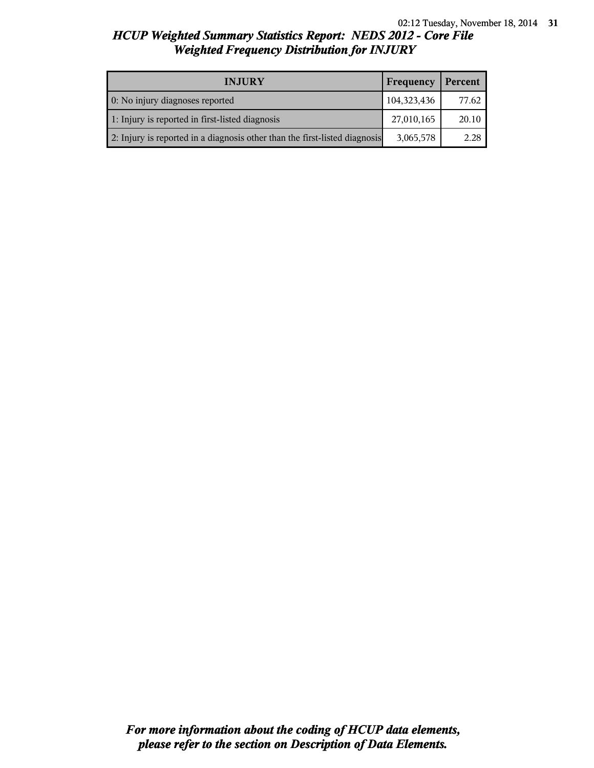## HCUP Weighted Summary Statistics Report: NEDS 2012 - Core File
## Weighted Frequency Distribution for INJURY

| INJURY | Frequency | Percent |
|---|---|---|
| 0: No injury diagnoses reported | 104,323,436 | 77.62 |
| 1: Injury is reported in first-listed diagnosis | 27,010,165 | 20.10 |
| 2: Injury is reported in a diagnosis other than the first-listed diagnosis | 3,065,578 | 2.28 |

***For more information about the coding of HCUP data elements, please refer to the section on Description of Data Elements.***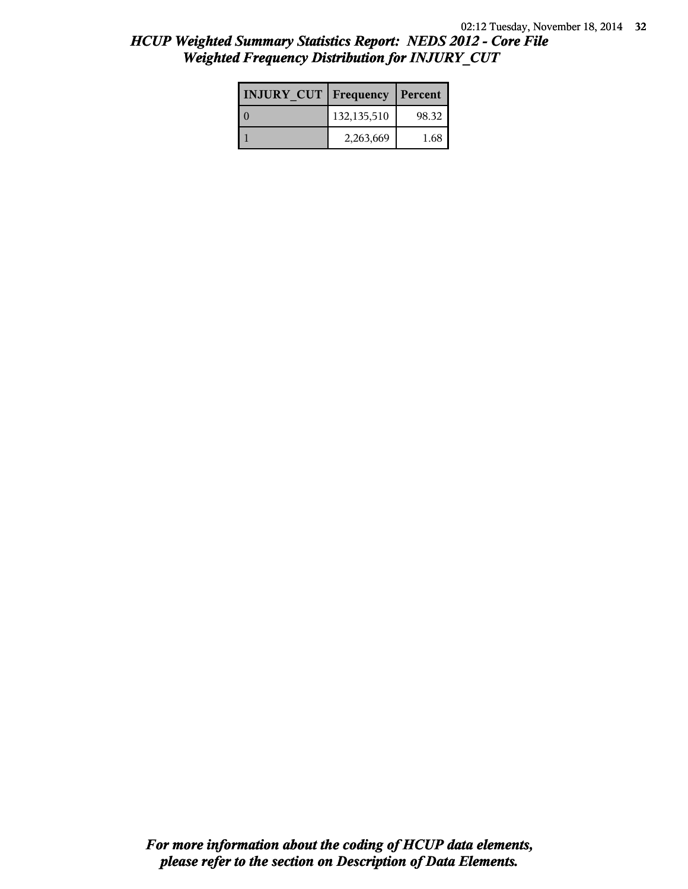## *HCUP Weighted Summary Statistics Report: NEDS 2012 - Core File*
## *Weighted Frequency Distribution for INJURY_CUT*

| INJURY_CUT | Frequency | Percent |
|---|---|---|
| 0 | 132,135,510 | 98.32 |
| 1 | 2,263,669 | 1.68 |

***For more information about the coding of HCUP data elements, please refer to the section on Description of Data Elements.***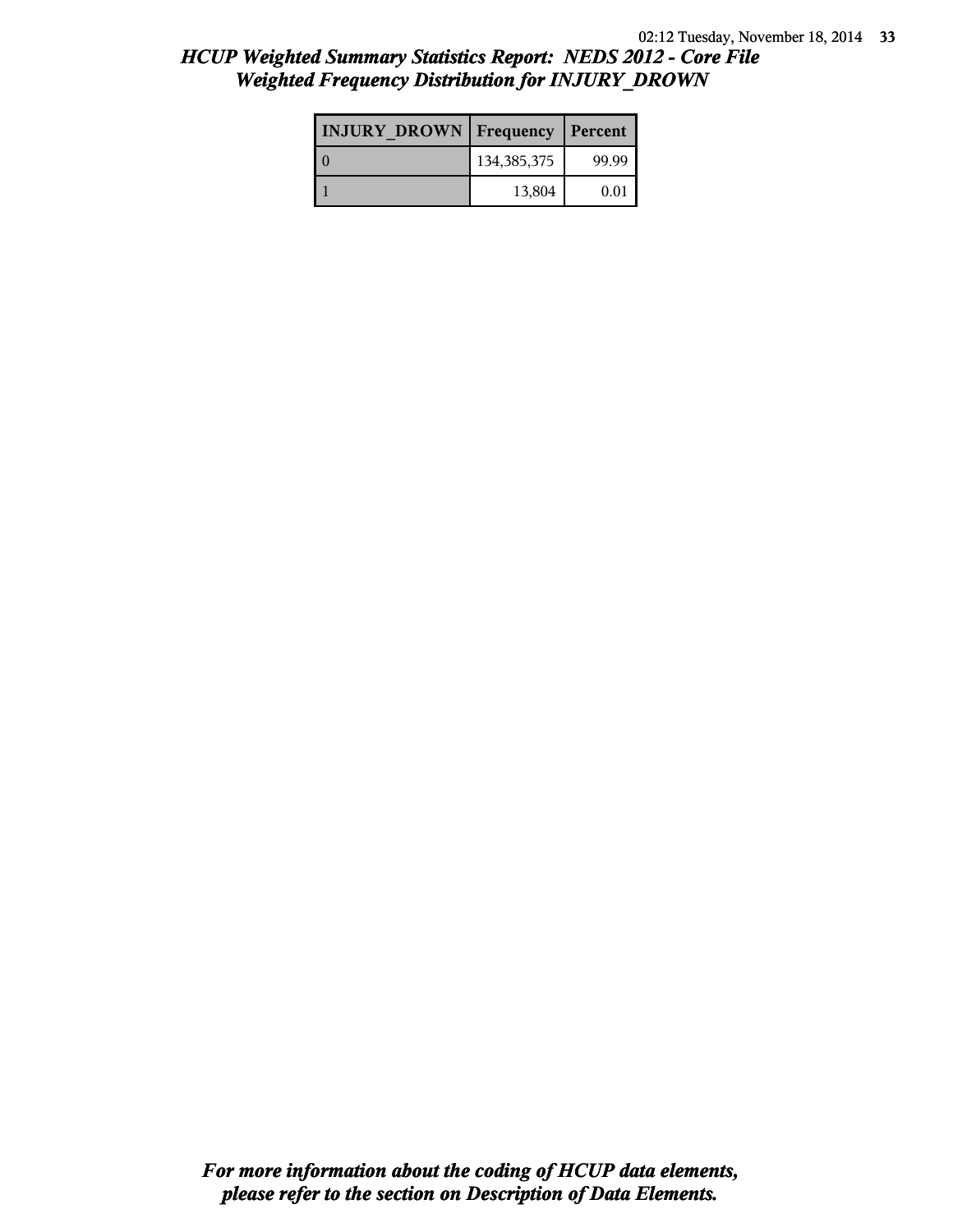## *HCUP Weighted Summary Statistics Report: NEDS 2012 - Core File*
## *Weighted Frequency Distribution for INJURY_DROWN*

| INJURY_DROWN | Frequency | Percent |
|---|---|---|
| 0 | 134,385,375 | 99.99 |
| 1 | 13,804 | 0.01 |

***For more information about the coding of HCUP data elements, please refer to the section on Description of Data Elements.***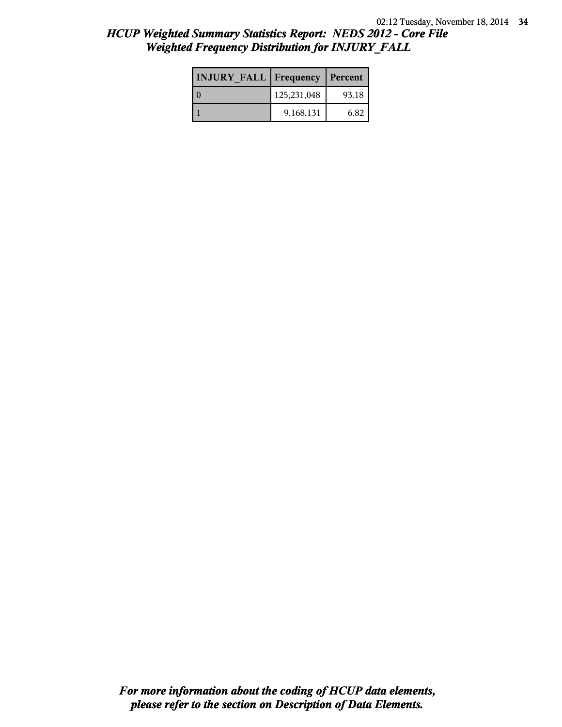# HCUP Weighted Summary Statistics Report: NEDS 2012 - Core File

## Weighted Frequency Distribution for INJURY_FALL

| INJURY_FALL | Frequency | Percent |
|---|---|---|
| 0 | 125,231,048 | 93.18 |
| 1 | 9,168,131 | 6.82 |

***For more information about the coding of HCUP data elements, please refer to the section on Description of Data Elements.***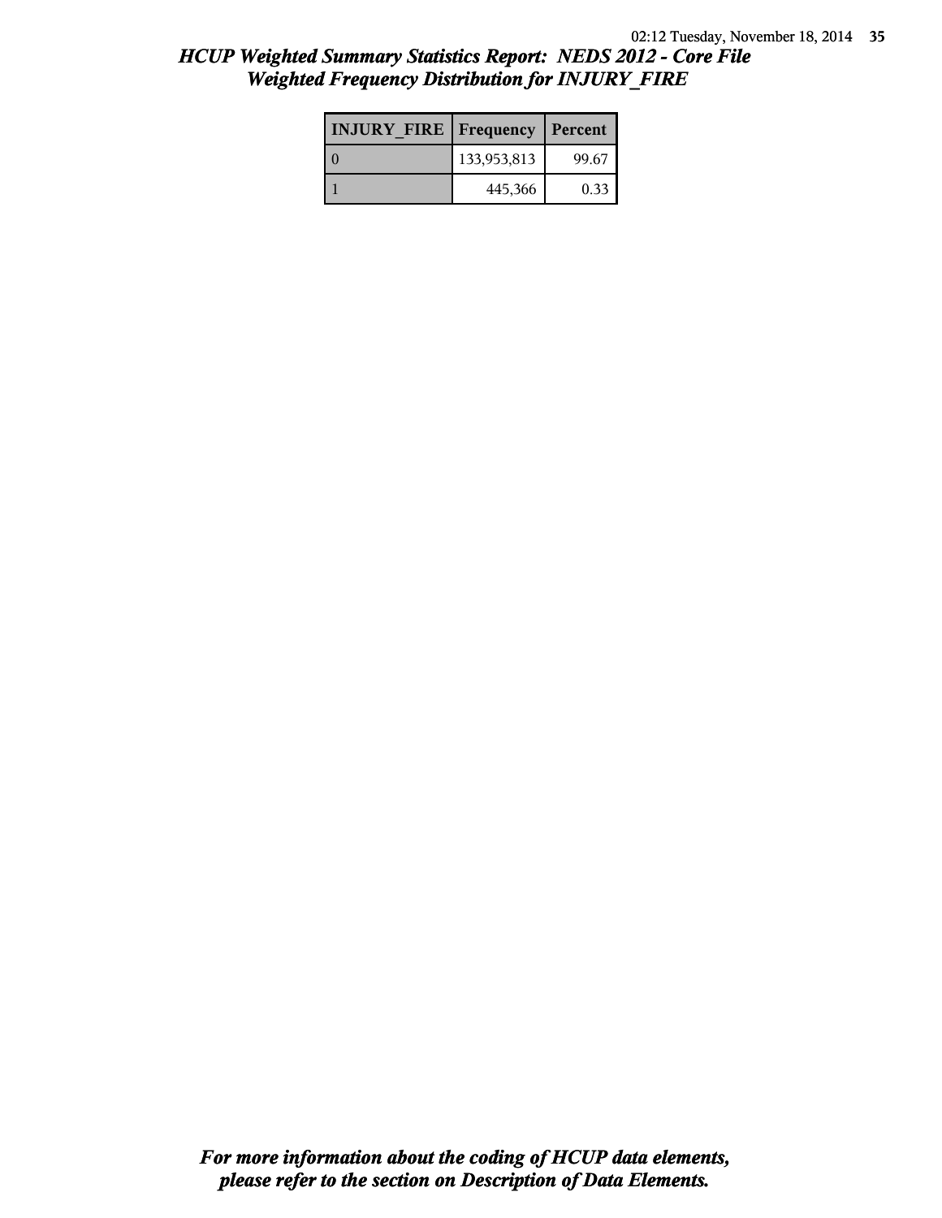## *HCUP Weighted Summary Statistics Report: NEDS 2012 - Core File*
## *Weighted Frequency Distribution for INJURY_FIRE*

| INJURY_FIRE | Frequency | Percent |
|---|---|---|
| 0 | 133,953,813 | 99.67 |
| 1 | 445,366 | 0.33 |

***For more information about the coding of HCUP data elements, please refer to the section on Description of Data Elements.***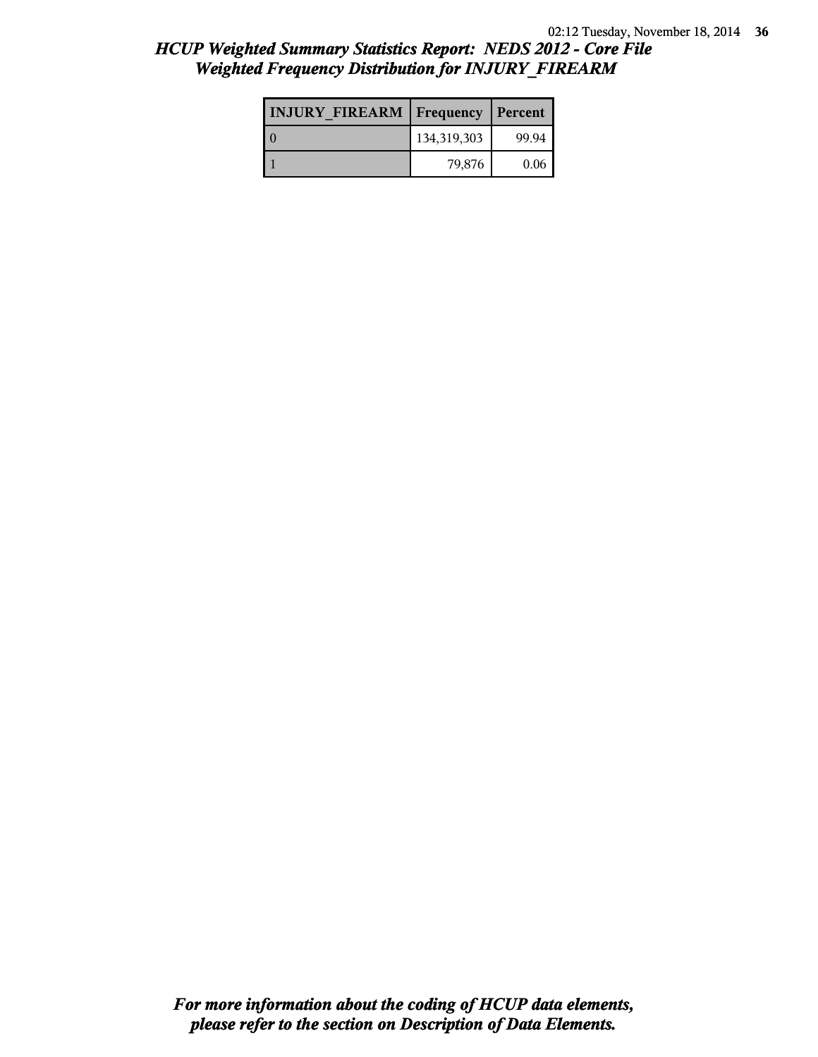## *HCUP Weighted Summary Statistics Report: NEDS 2012 - Core File*
## *Weighted Frequency Distribution for INJURY_FIREARM*

| INJURY_FIREARM | Frequency | Percent |
|---|---|---|
| 0 | 134,319,303 | 99.94 |
| 1 | 79,876 | 0.06 |

***For more information about the coding of HCUP data elements, please refer to the section on Description of Data Elements.***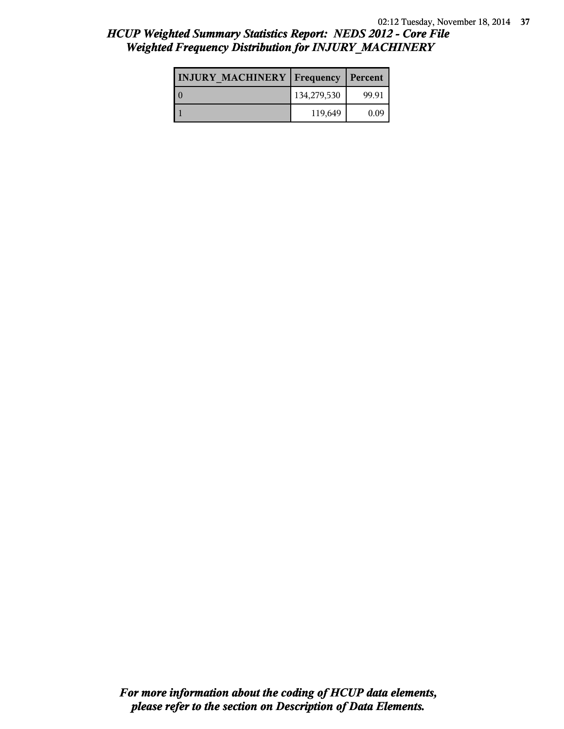## *HCUP Weighted Summary Statistics Report: NEDS 2012 - Core File*
## *Weighted Frequency Distribution for INJURY_MACHINERY*

| INJURY_MACHINERY | Frequency | Percent |
|---|---|---|
| 0 | 134,279,530 | 99.91 |
| 1 | 119,649 | 0.09 |

***For more information about the coding of HCUP data elements, please refer to the section on Description of Data Elements.***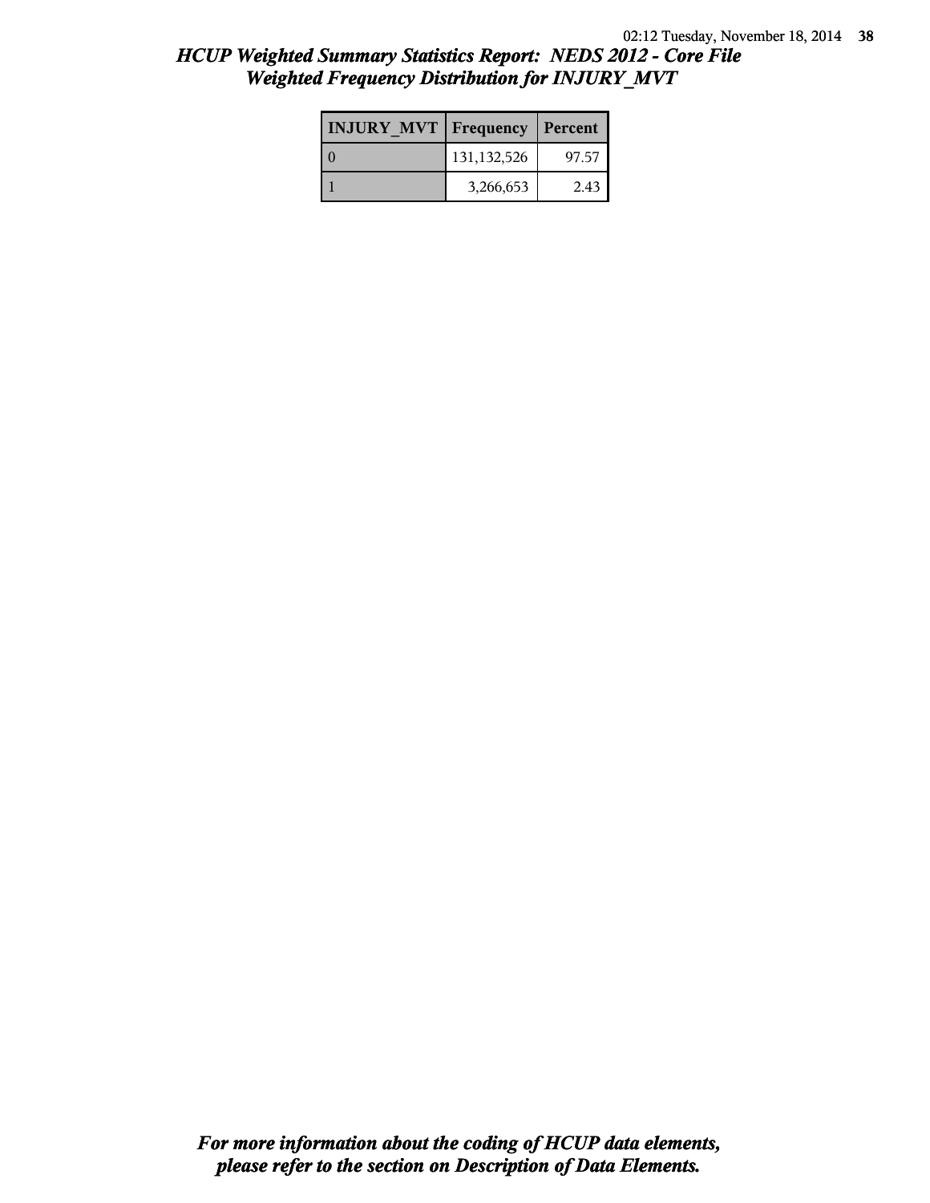## HCUP Weighted Summary Statistics Report: NEDS 2012 - Core File
## Weighted Frequency Distribution for INJURY_MVT

| INJURY_MVT | Frequency | Percent |
|---|---|---|
| 0 | 131,132,526 | 97.57 |
| 1 | 3,266,653 | 2.43 |

***For more information about the coding of HCUP data elements, please refer to the section on Description of Data Elements.***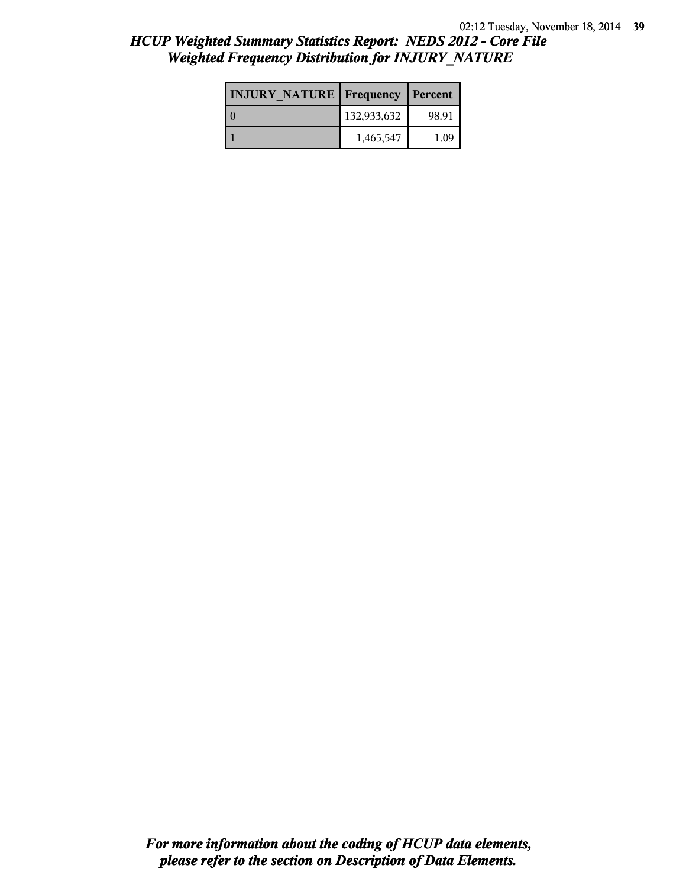# HCUP Weighted Summary Statistics Report: NEDS 2012 - Core File
## Weighted Frequency Distribution for INJURY_NATURE

| INJURY_NATURE | Frequency | Percent |
|---|---|---|
| 0 | 132,933,632 | 98.91 |
| 1 | 1,465,547 | 1.09 |

***For more information about the coding of HCUP data elements, please refer to the section on Description of Data Elements.***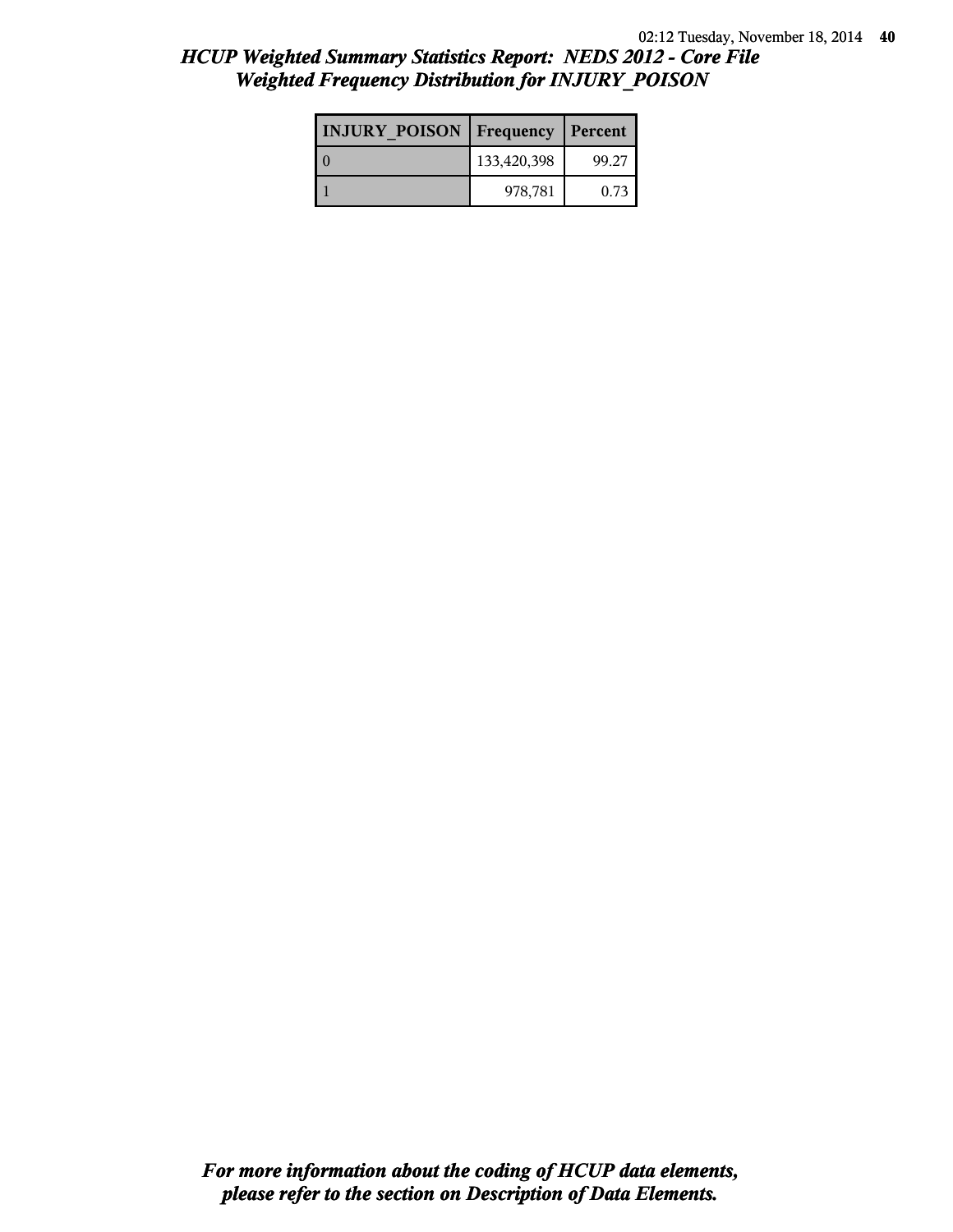# *HCUP Weighted Summary Statistics Report: NEDS 2012 - Core File*
## *Weighted Frequency Distribution for INJURY_POISON*

| INJURY_POISON | Frequency | Percent |
|---|---|---|
| 0 | 133,420,398 | 99.27 |
| 1 | 978,781 | 0.73 |

***For more information about the coding of HCUP data elements, please refer to the section on Description of Data Elements.***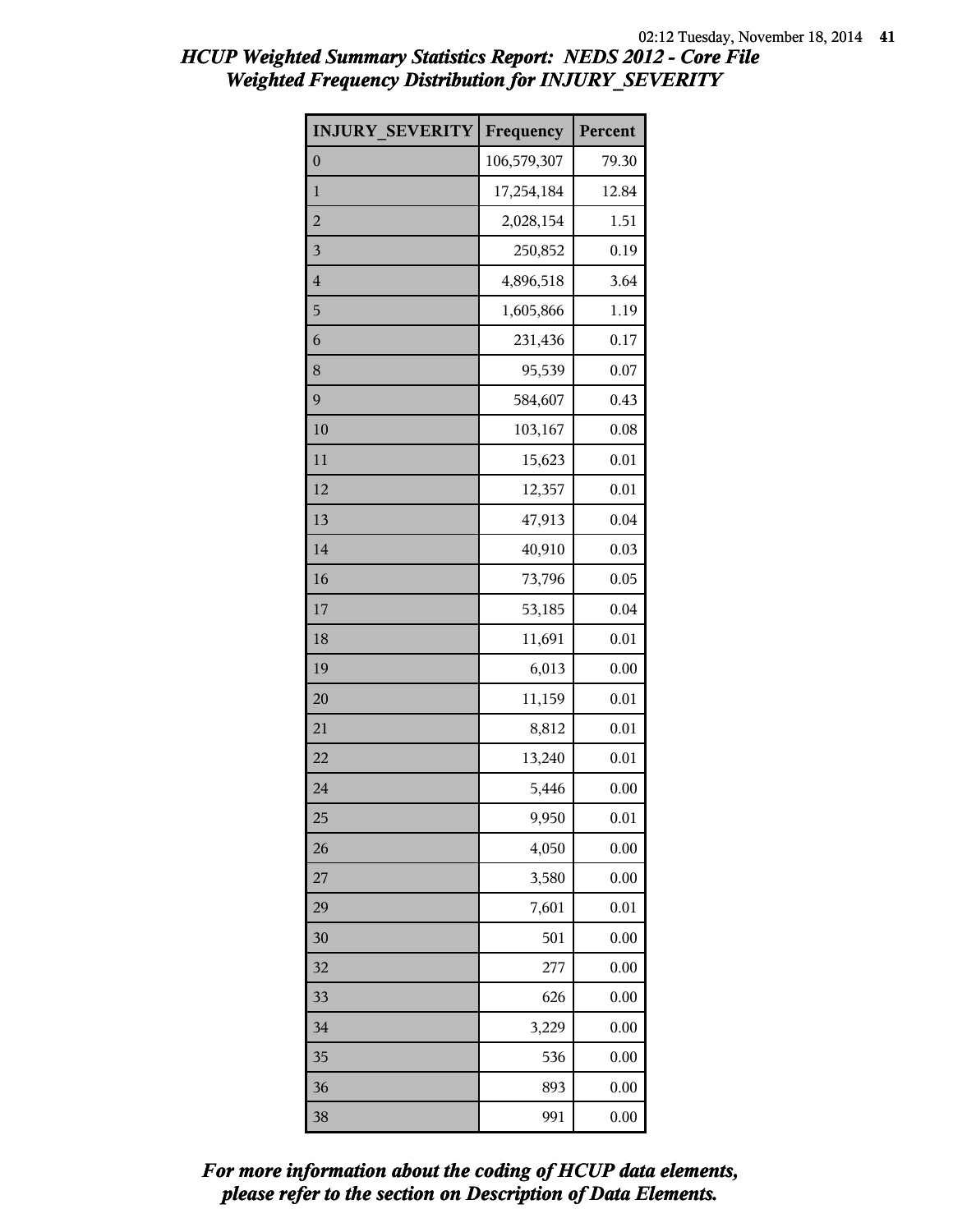## *HCUP Weighted Summary Statistics Report: NEDS 2012 - Core File*
## *Weighted Frequency Distribution for INJURY_SEVERITY*

| INJURY_SEVERITY | Frequency | Percent |
|---|---|---|
| 0 | 106,579,307 | 79.30 |
| 1 | 17,254,184 | 12.84 |
| 2 | 2,028,154 | 1.51 |
| 3 | 250,852 | 0.19 |
| 4 | 4,896,518 | 3.64 |
| 5 | 1,605,866 | 1.19 |
| 6 | 231,436 | 0.17 |
| 8 | 95,539 | 0.07 |
| 9 | 584,607 | 0.43 |
| 10 | 103,167 | 0.08 |
| 11 | 15,623 | 0.01 |
| 12 | 12,357 | 0.01 |
| 13 | 47,913 | 0.04 |
| 14 | 40,910 | 0.03 |
| 16 | 73,796 | 0.05 |
| 17 | 53,185 | 0.04 |
| 18 | 11,691 | 0.01 |
| 19 | 6,013 | 0.00 |
| 20 | 11,159 | 0.01 |
| 21 | 8,812 | 0.01 |
| 22 | 13,240 | 0.01 |
| 24 | 5,446 | 0.00 |
| 25 | 9,950 | 0.01 |
| 26 | 4,050 | 0.00 |
| 27 | 3,580 | 0.00 |
| 29 | 7,601 | 0.01 |
| 30 | 501 | 0.00 |
| 32 | 277 | 0.00 |
| 33 | 626 | 0.00 |
| 34 | 3,229 | 0.00 |
| 35 | 536 | 0.00 |
| 36 | 893 | 0.00 |
| 38 | 991 | 0.00 |

***For more information about the coding of HCUP data elements, please refer to the section on Description of Data Elements.***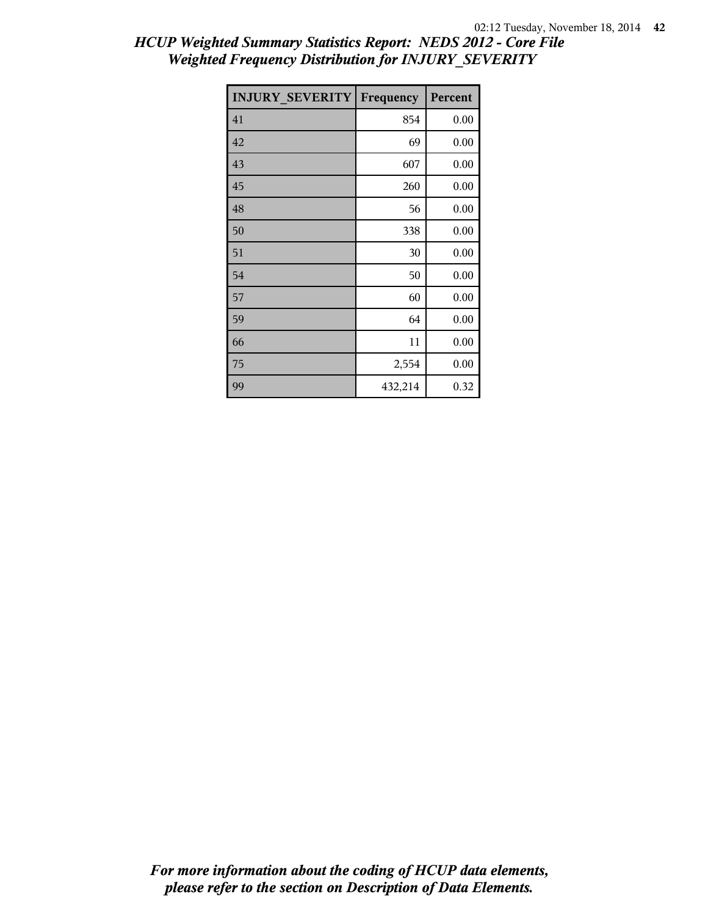# HCUP Weighted Summary Statistics Report: NEDS 2012 - Core File
## Weighted Frequency Distribution for INJURY_SEVERITY

| INJURY_SEVERITY | Frequency | Percent |
|---|---|---|
| 41 | 854 | 0.00 |
| 42 | 69 | 0.00 |
| 43 | 607 | 0.00 |
| 45 | 260 | 0.00 |
| 48 | 56 | 0.00 |
| 50 | 338 | 0.00 |
| 51 | 30 | 0.00 |
| 54 | 50 | 0.00 |
| 57 | 60 | 0.00 |
| 59 | 64 | 0.00 |
| 66 | 11 | 0.00 |
| 75 | 2,554 | 0.00 |
| 99 | 432,214 | 0.32 |

*For more information about the coding of HCUP data elements, please refer to the section on Description of Data Elements.*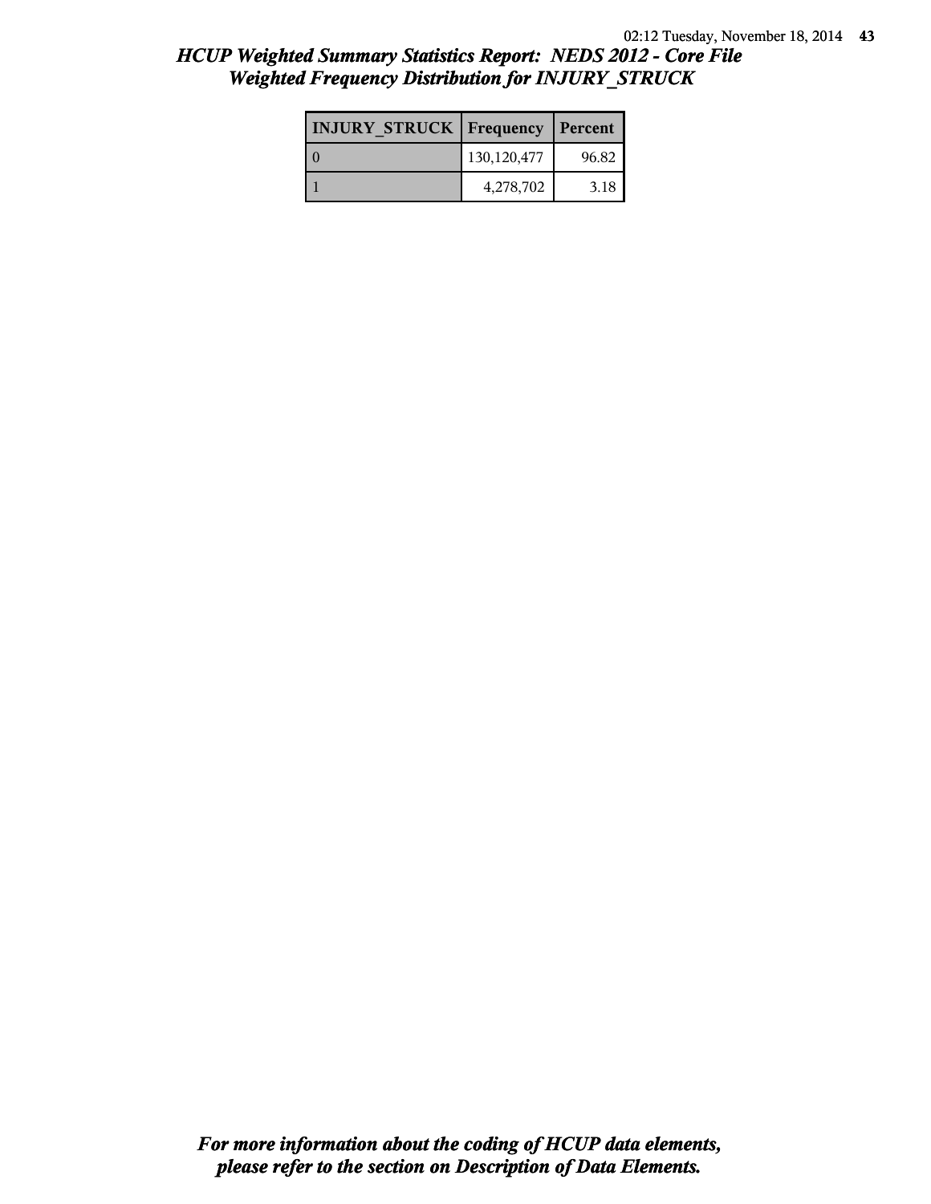## HCUP Weighted Summary Statistics Report: NEDS 2012 - Core File
## Weighted Frequency Distribution for INJURY_STRUCK

| INJURY_STRUCK | Frequency | Percent |
|---|---|---|
| 0 | 130,120,477 | 96.82 |
| 1 | 4,278,702 | 3.18 |

***For more information about the coding of HCUP data elements, please refer to the section on Description of Data Elements.***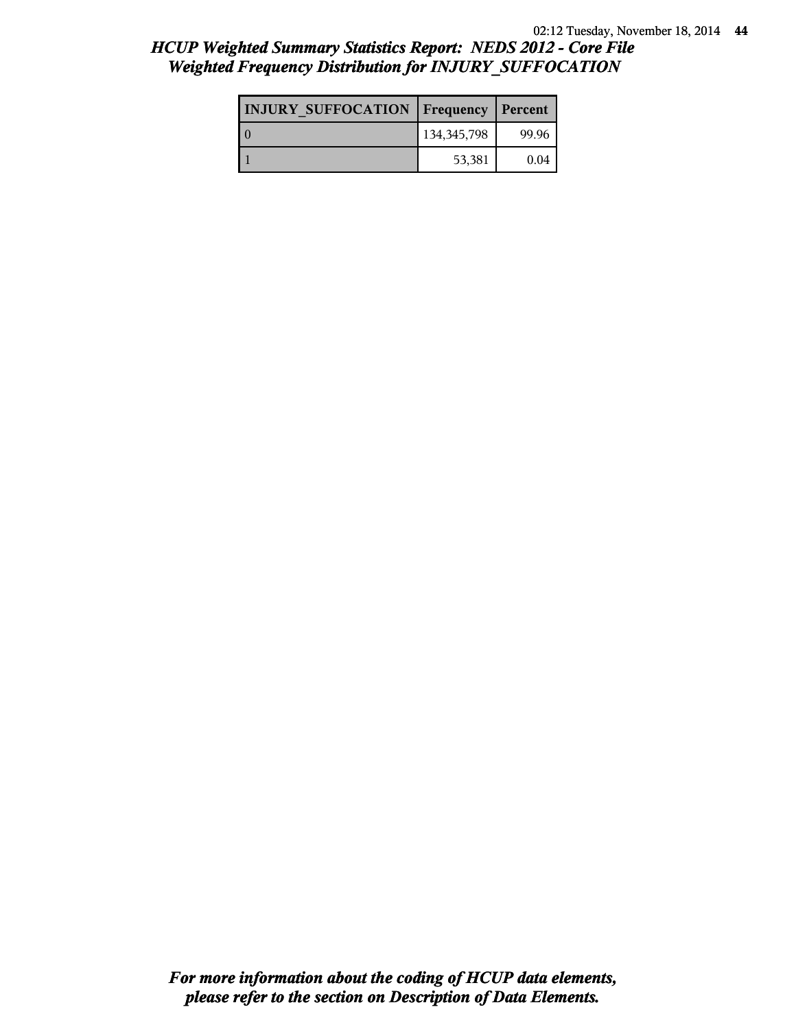# HCUP Weighted Summary Statistics Report: NEDS 2012 - Core File
## Weighted Frequency Distribution for INJURY_SUFFOCATION

| INJURY_SUFFOCATION | Frequency | Percent |
|---|---|---|
| 0 | 134,345,798 | 99.96 |
| 1 | 53,381 | 0.04 |

***For more information about the coding of HCUP data elements, please refer to the section on Description of Data Elements.***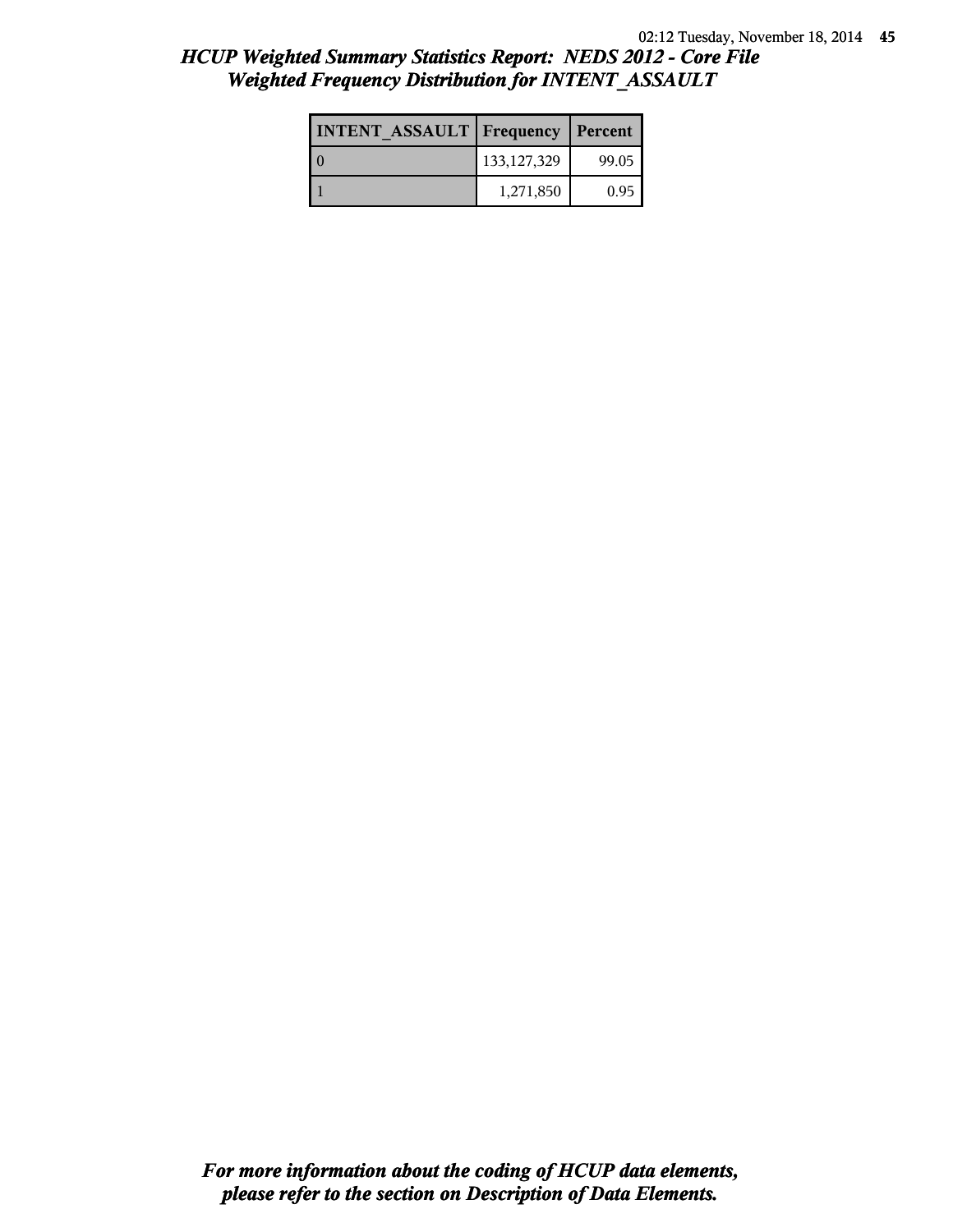## HCUP Weighted Summary Statistics Report: NEDS 2012 - Core File
## Weighted Frequency Distribution for INTENT_ASSAULT

| INTENT_ASSAULT | Frequency | Percent |
|---|---|---|
| 0 | 133,127,329 | 99.05 |
| 1 | 1,271,850 | 0.95 |

***For more information about the coding of HCUP data elements, please refer to the section on Description of Data Elements.***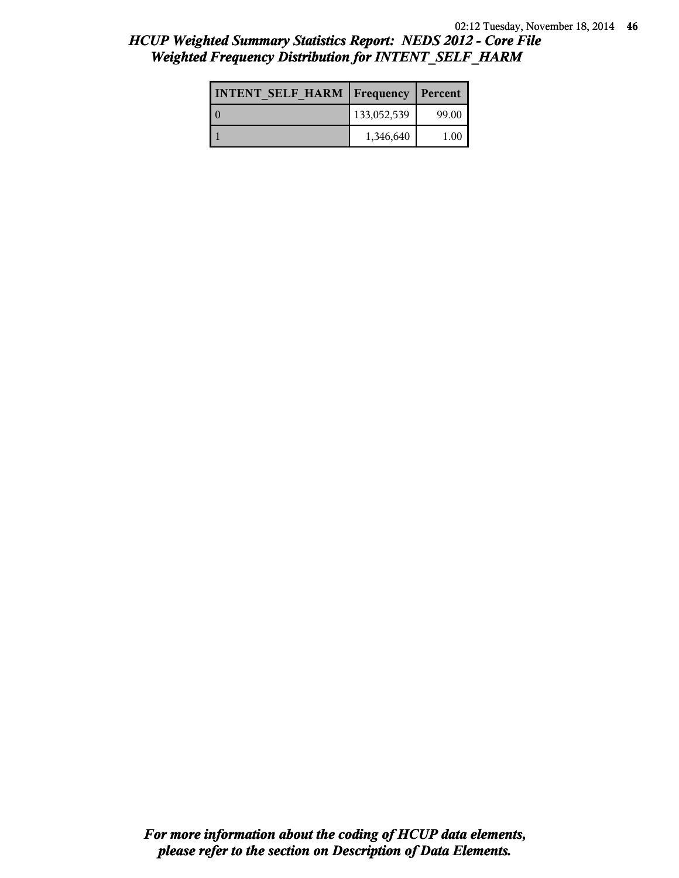# *HCUP Weighted Summary Statistics Report: NEDS 2012 - Core File*
## *Weighted Frequency Distribution for INTENT_SELF_HARM*

| INTENT_SELF_HARM | Frequency | Percent |
|---|---|---|
| 0 | 133,052,539 | 99.00 |
| 1 | 1,346,640 | 1.00 |

***For more information about the coding of HCUP data elements, please refer to the section on Description of Data Elements.***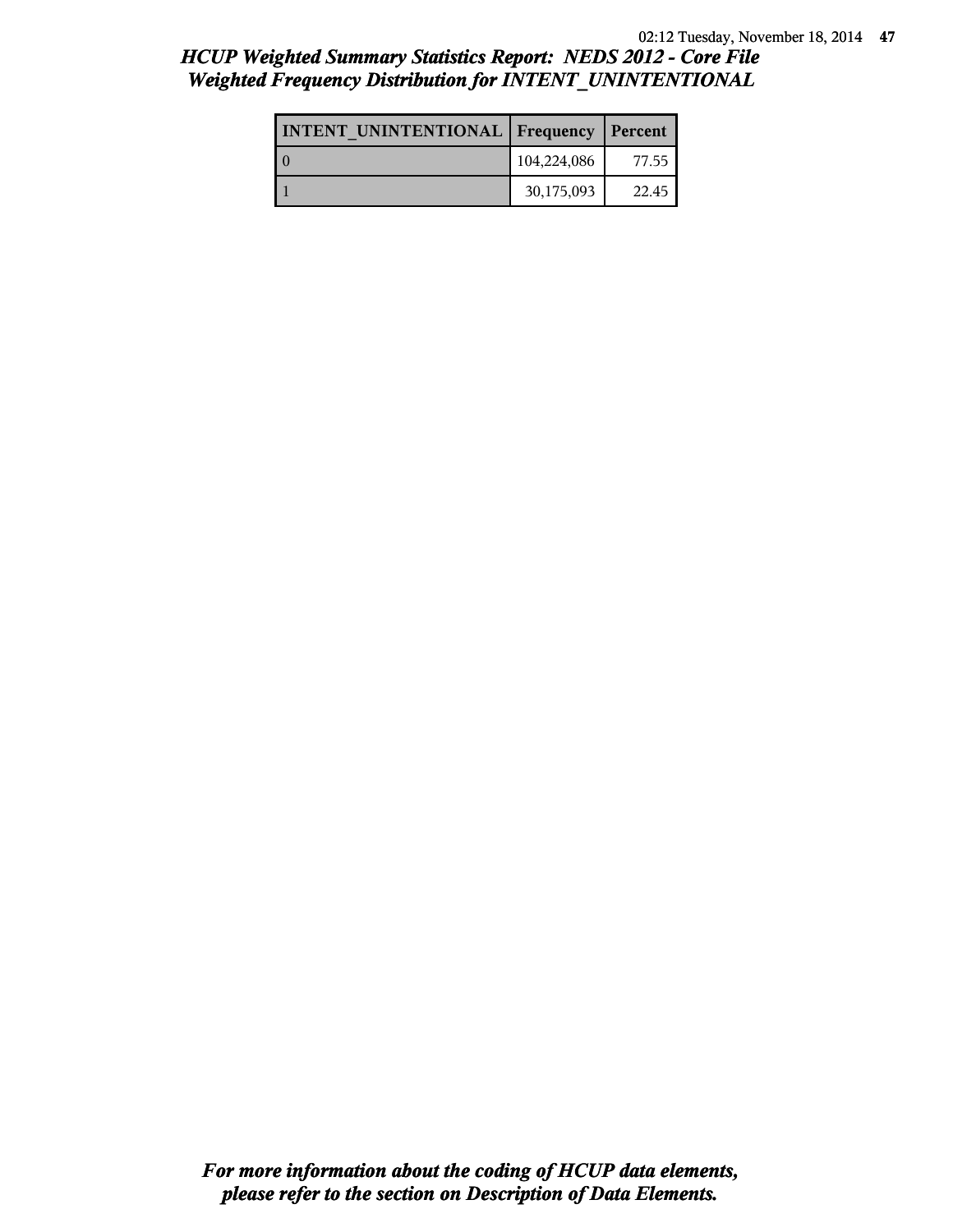## *HCUP Weighted Summary Statistics Report: NEDS 2012 - Core File*
## *Weighted Frequency Distribution for INTENT_UNINTENTIONAL*

| INTENT_UNINTENTIONAL | Frequency | Percent |
|---|---|---|
| 0 | 104,224,086 | 77.55 |
| 1 | 30,175,093 | 22.45 |

***For more information about the coding of HCUP data elements, please refer to the section on Description of Data Elements.***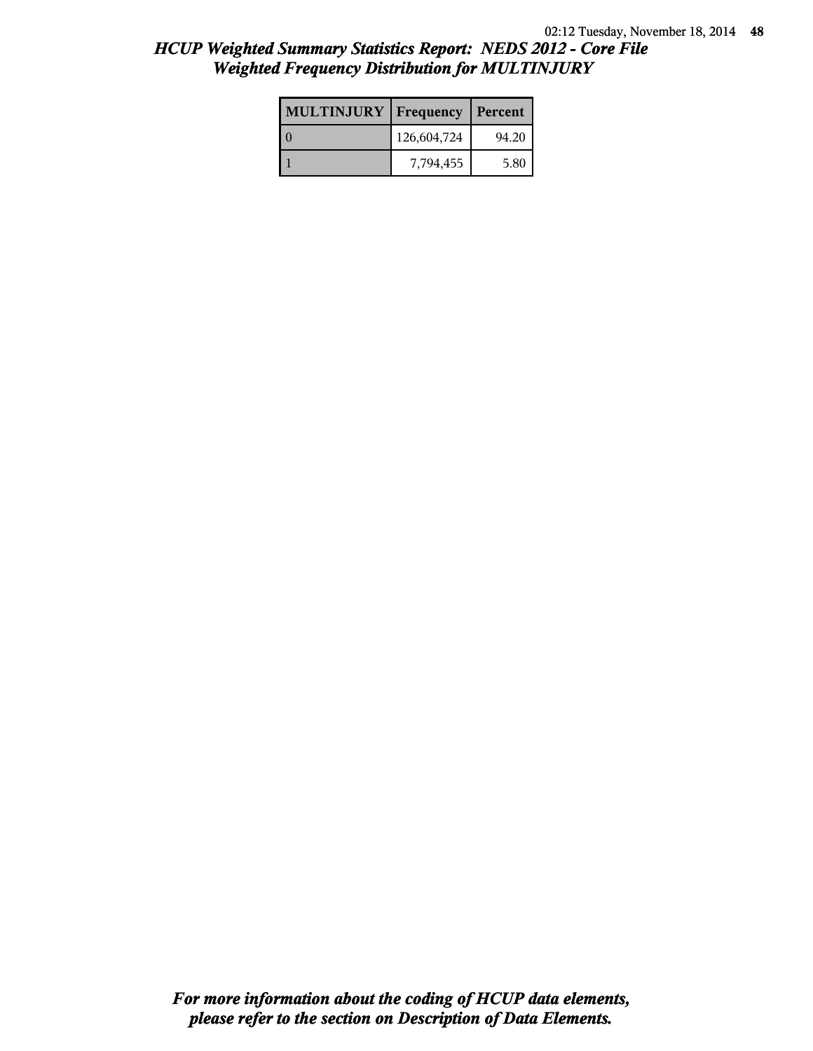# HCUP Weighted Summary Statistics Report: NEDS 2012 - Core File
## Weighted Frequency Distribution for MULTINJURY

| MULTINJURY | Frequency | Percent |
|---|---|---|
| 0 | 126,604,724 | 94.20 |
| 1 | 7,794,455 | 5.80 |

***For more information about the coding of HCUP data elements, please refer to the section on Description of Data Elements.***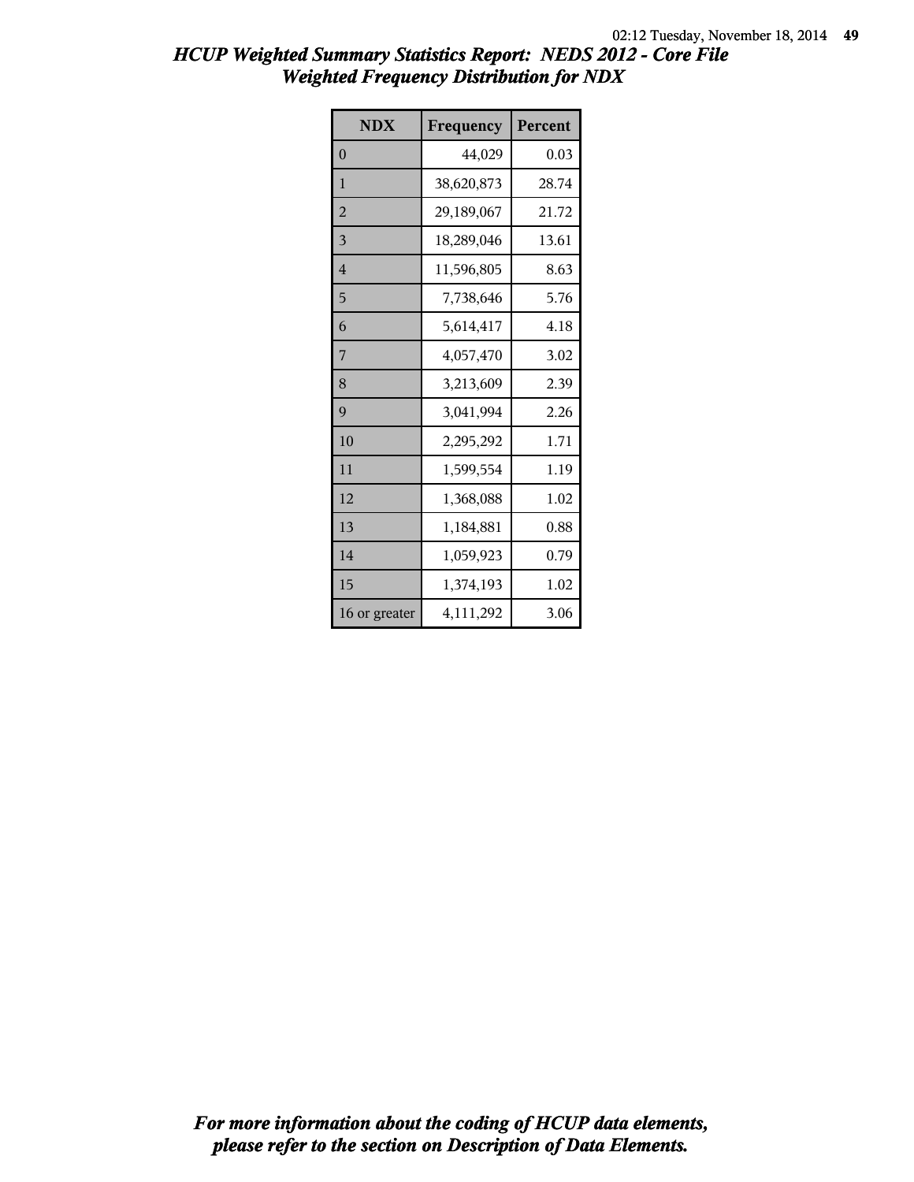## *HCUP Weighted Summary Statistics Report: NEDS 2012 - Core File*
## *Weighted Frequency Distribution for NDX*

| NDX | Frequency | Percent |
|---|---|---|
| 0 | 44,029 | 0.03 |
| 1 | 38,620,873 | 28.74 |
| 2 | 29,189,067 | 21.72 |
| 3 | 18,289,046 | 13.61 |
| 4 | 11,596,805 | 8.63 |
| 5 | 7,738,646 | 5.76 |
| 6 | 5,614,417 | 4.18 |
| 7 | 4,057,470 | 3.02 |
| 8 | 3,213,609 | 2.39 |
| 9 | 3,041,994 | 2.26 |
| 10 | 2,295,292 | 1.71 |
| 11 | 1,599,554 | 1.19 |
| 12 | 1,368,088 | 1.02 |
| 13 | 1,184,881 | 0.88 |
| 14 | 1,059,923 | 0.79 |
| 15 | 1,374,193 | 1.02 |
| 16 or greater | 4,111,292 | 3.06 |

***For more information about the coding of HCUP data elements, please refer to the section on Description of Data Elements.***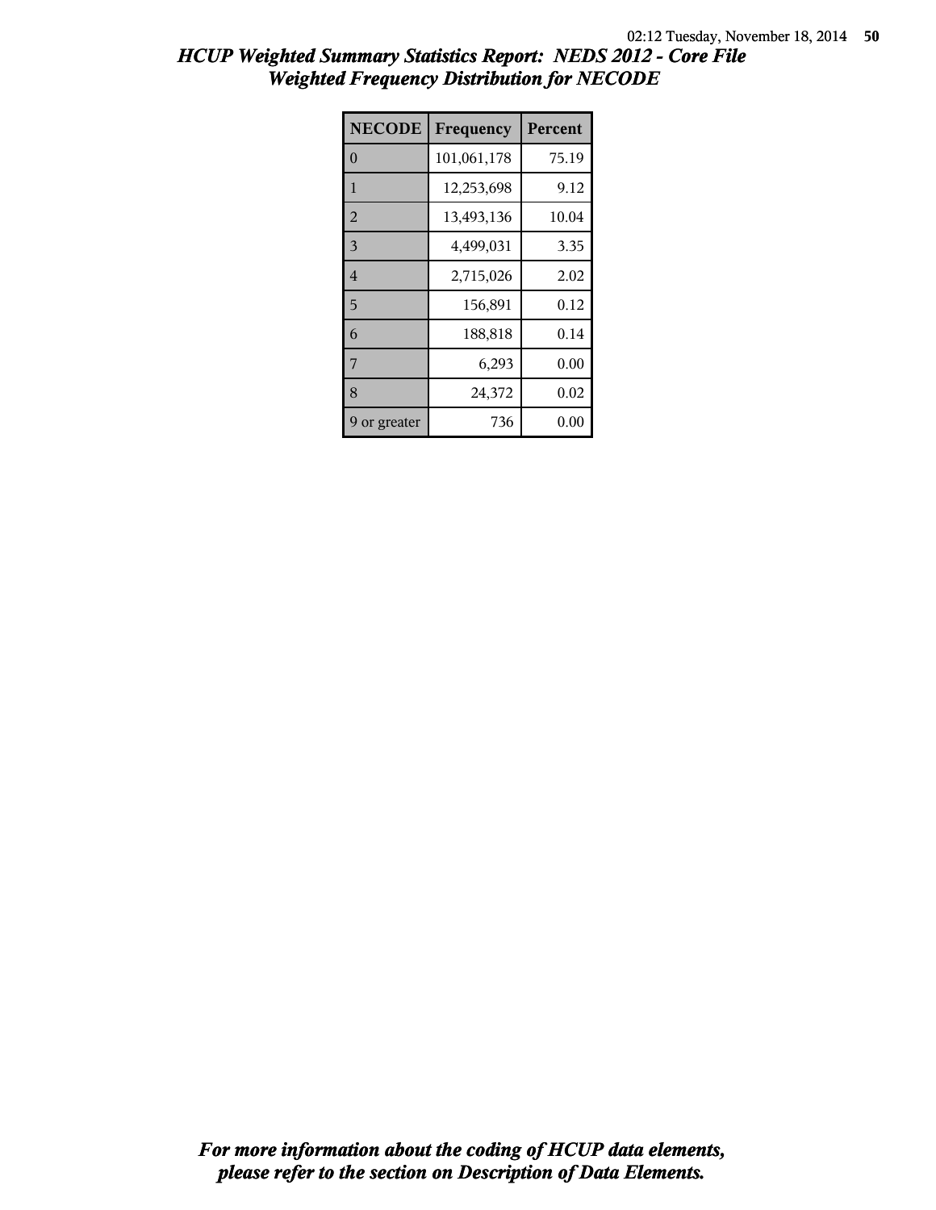# HCUP Weighted Summary Statistics Report: NEDS 2012 - Core File
## Weighted Frequency Distribution for NECODE

| NECODE | Frequency | Percent |
|---|---|---|
| 0 | 101,061,178 | 75.19 |
| 1 | 12,253,698 | 9.12 |
| 2 | 13,493,136 | 10.04 |
| 3 | 4,499,031 | 3.35 |
| 4 | 2,715,026 | 2.02 |
| 5 | 156,891 | 0.12 |
| 6 | 188,818 | 0.14 |
| 7 | 6,293 | 0.00 |
| 8 | 24,372 | 0.02 |
| 9 or greater | 736 | 0.00 |

***For more information about the coding of HCUP data elements, please refer to the section on Description of Data Elements.***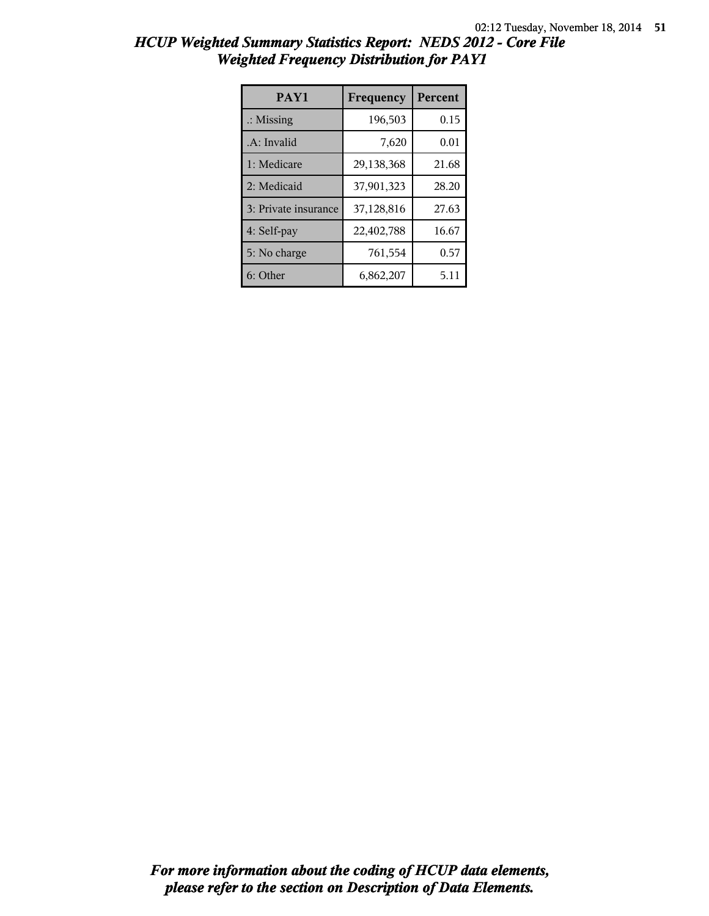## *HCUP Weighted Summary Statistics Report: NEDS 2012 - Core File*
## *Weighted Frequency Distribution for PAY1*

| PAY1 | Frequency | Percent |
|---|---|---|
| .: Missing | 196,503 | 0.15 |
| .A: Invalid | 7,620 | 0.01 |
| 1: Medicare | 29,138,368 | 21.68 |
| 2: Medicaid | 37,901,323 | 28.20 |
| 3: Private insurance | 37,128,816 | 27.63 |
| 4: Self-pay | 22,402,788 | 16.67 |
| 5: No charge | 761,554 | 0.57 |
| 6: Other | 6,862,207 | 5.11 |

***For more information about the coding of HCUP data elements, please refer to the section on Description of Data Elements.***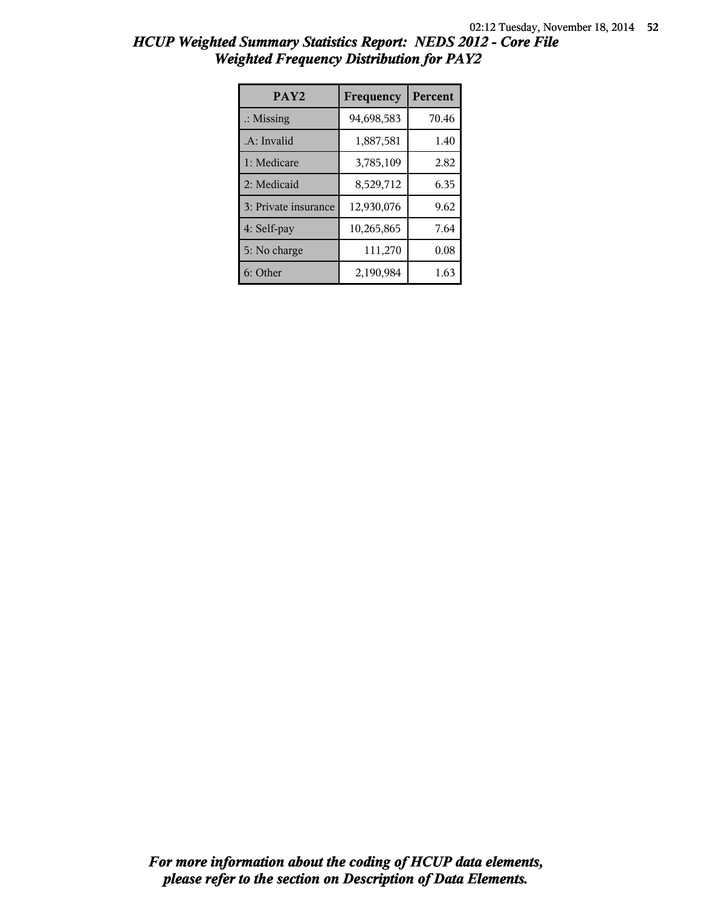## *HCUP Weighted Summary Statistics Report: NEDS 2012 - Core File*
## *Weighted Frequency Distribution for PAY2*

| PAY2 | Frequency | Percent |
|---|---|---|
| .: Missing | 94,698,583 | 70.46 |
| .A: Invalid | 1,887,581 | 1.40 |
| 1: Medicare | 3,785,109 | 2.82 |
| 2: Medicaid | 8,529,712 | 6.35 |
| 3: Private insurance | 12,930,076 | 9.62 |
| 4: Self-pay | 10,265,865 | 7.64 |
| 5: No charge | 111,270 | 0.08 |
| 6: Other | 2,190,984 | 1.63 |

***For more information about the coding of HCUP data elements, please refer to the section on Description of Data Elements.***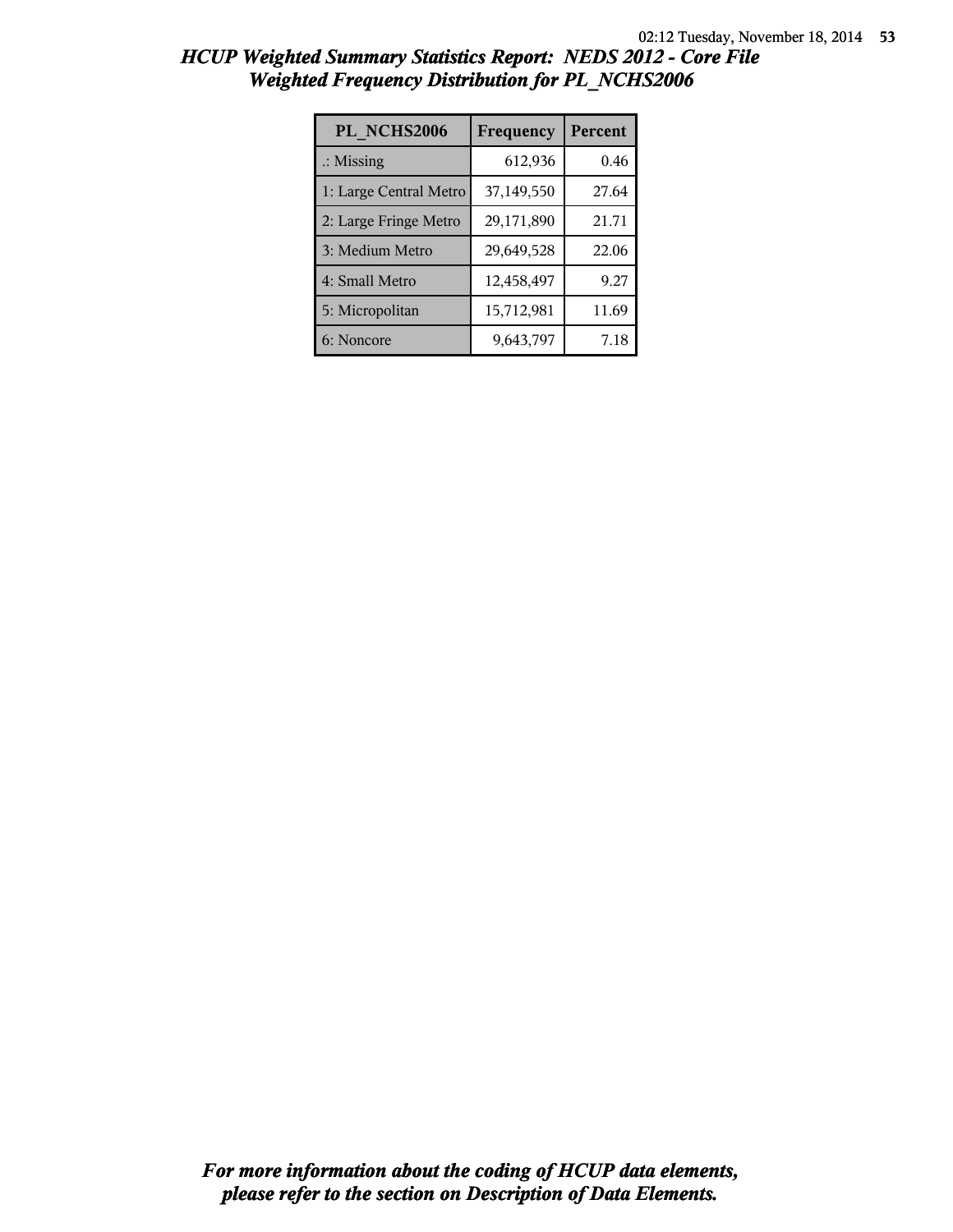# *HCUP Weighted Summary Statistics Report: NEDS 2012 - Core File*
## *Weighted Frequency Distribution for PL_NCHS2006*

| PL_NCHS2006 | Frequency | Percent |
|---|---|---|
| .: Missing | 612,936 | 0.46 |
| 1: Large Central Metro | 37,149,550 | 27.64 |
| 2: Large Fringe Metro | 29,171,890 | 21.71 |
| 3: Medium Metro | 29,649,528 | 22.06 |
| 4: Small Metro | 12,458,497 | 9.27 |
| 5: Micropolitan | 15,712,981 | 11.69 |
| 6: Noncore | 9,643,797 | 7.18 |

***For more information about the coding of HCUP data elements, please refer to the section on Description of Data Elements.***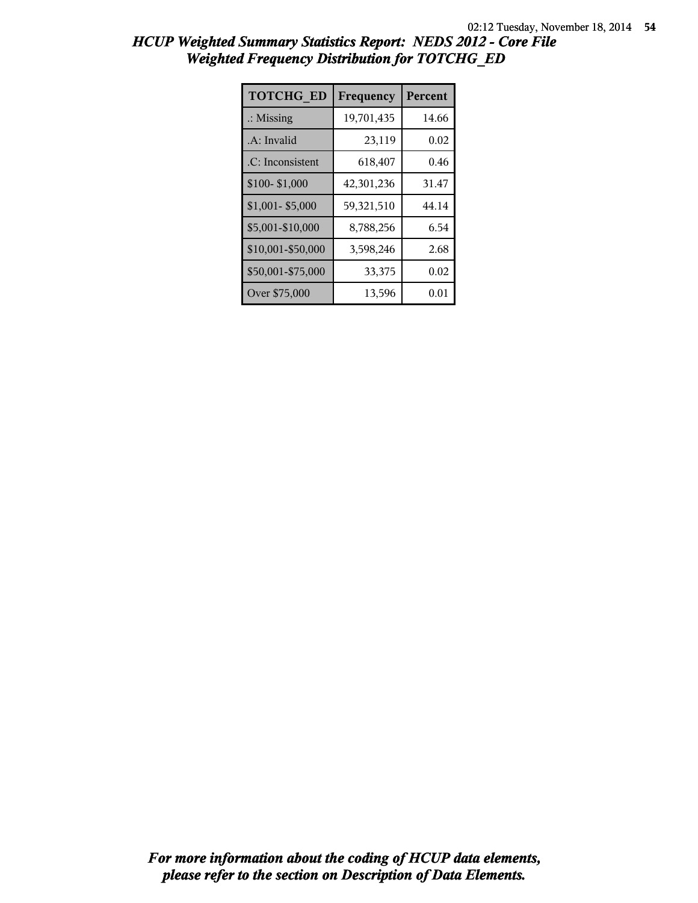## *HCUP Weighted Summary Statistics Report: NEDS 2012 - Core File*
## *Weighted Frequency Distribution for TOTCHG_ED*

| TOTCHG_ED | Frequency | Percent |
|---|---|---|
| .: Missing | 19,701,435 | 14.66 |
| .A: Invalid | 23,119 | 0.02 |
| .C: Inconsistent | 618,407 | 0.46 |
| $100- $1,000 | 42,301,236 | 31.47 |
| $1,001- $5,000 | 59,321,510 | 44.14 |
| $5,001-$10,000 | 8,788,256 | 6.54 |
| $10,001-$50,000 | 3,598,246 | 2.68 |
| $50,001-$75,000 | 33,375 | 0.02 |
| Over $75,000 | 13,596 | 0.01 |

***For more information about the coding of HCUP data elements, please refer to the section on Description of Data Elements.***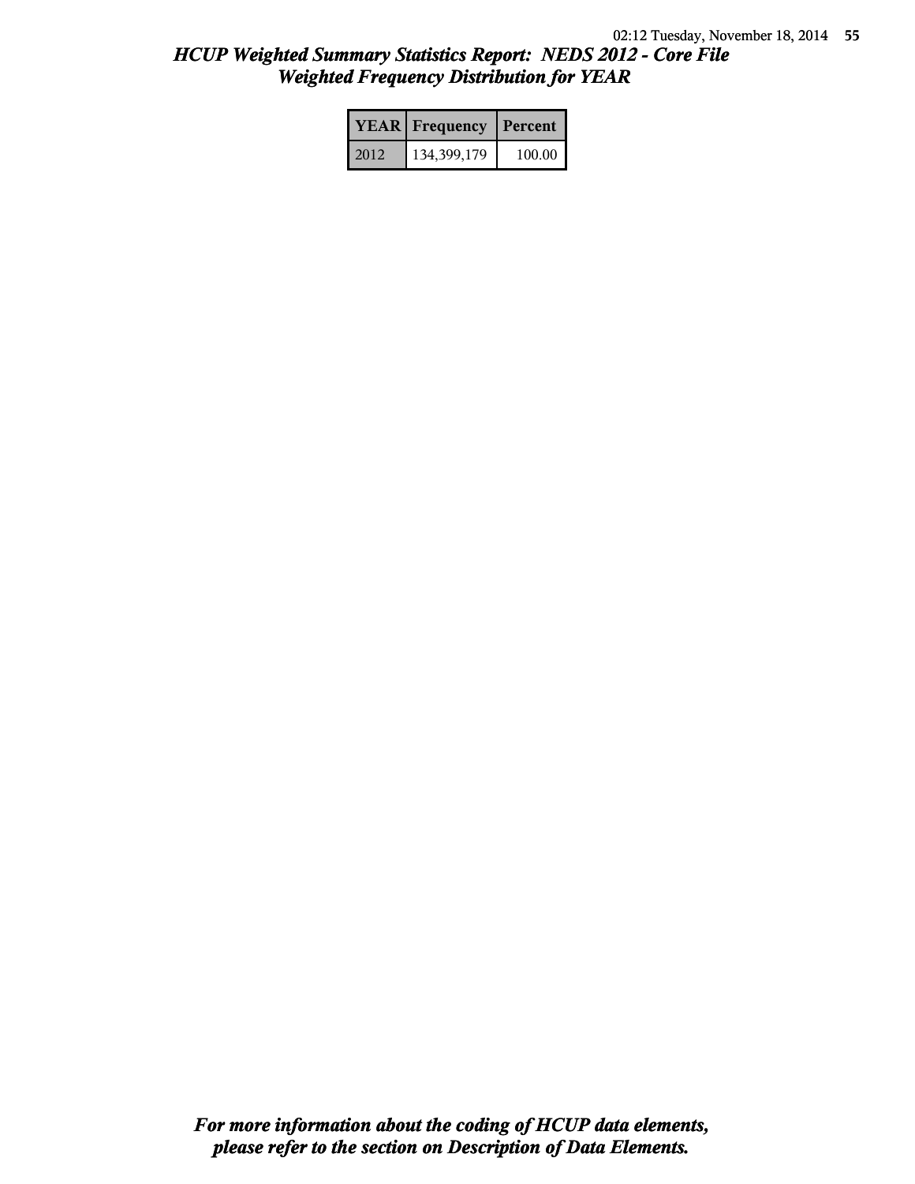# *HCUP Weighted Summary Statistics Report: NEDS 2012 - Core File*
## *Weighted Frequency Distribution for YEAR*

| YEAR | Frequency | Percent |
|---|---|---|
| 2012 | 134,399,179 | 100.00 |

***For more information about the coding of HCUP data elements, please refer to the section on Description of Data Elements.***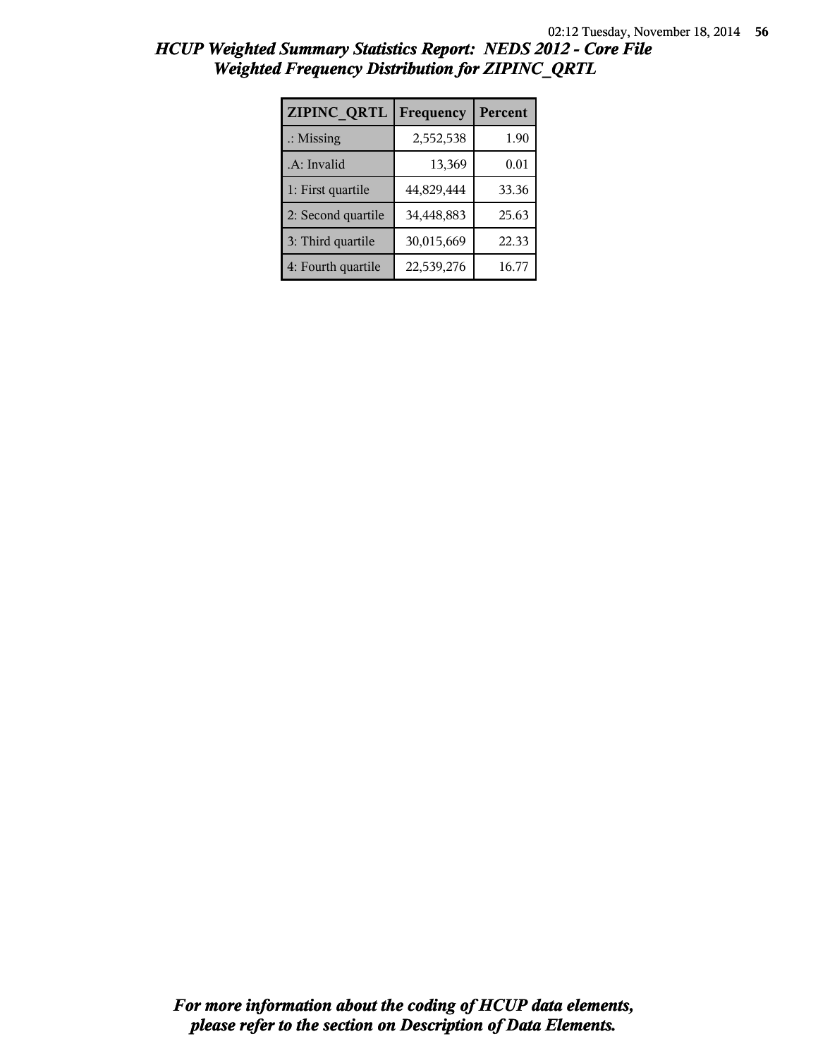## HCUP Weighted Summary Statistics Report: NEDS 2012 - Core File
## Weighted Frequency Distribution for ZIPINC_QRTL

| ZIPINC_QRTL | Frequency | Percent |
|---|---|---|
| .: Missing | 2,552,538 | 1.90 |
| .A: Invalid | 13,369 | 0.01 |
| 1: First quartile | 44,829,444 | 33.36 |
| 2: Second quartile | 34,448,883 | 25.63 |
| 3: Third quartile | 30,015,669 | 22.33 |
| 4: Fourth quartile | 22,539,276 | 16.77 |

***For more information about the coding of HCUP data elements, please refer to the section on Description of Data Elements.***